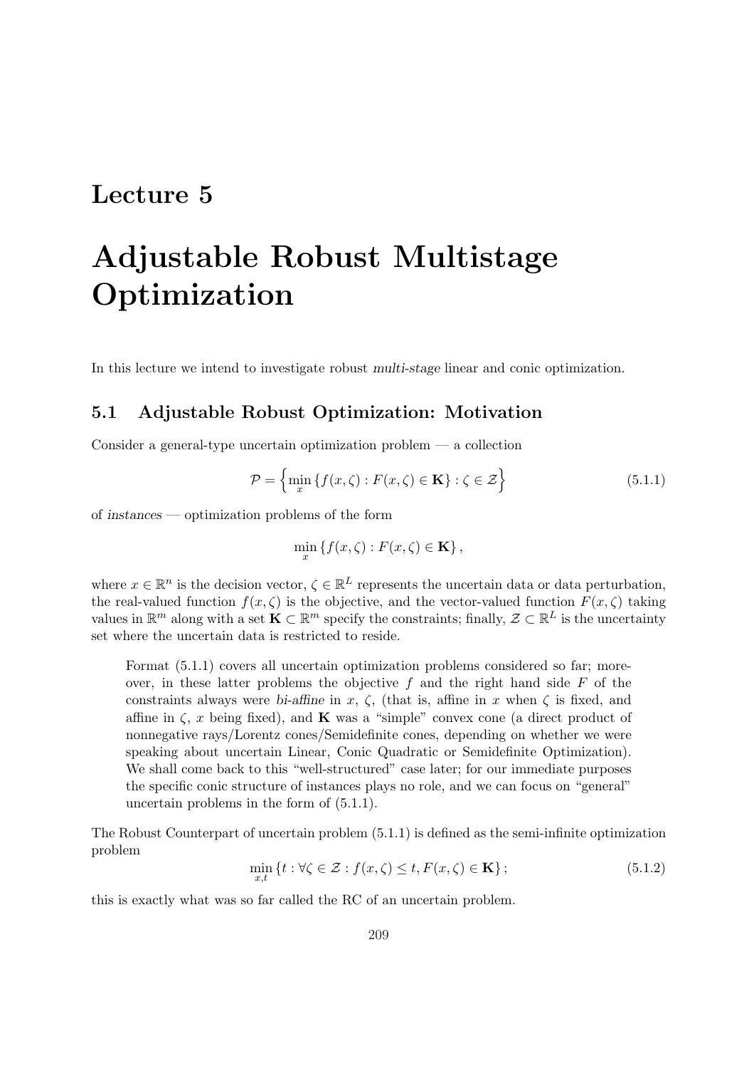# Lecture 5

# Adjustable Robust Multistage Optimization

In this lecture we intend to investigate robust *multi-stage* linear and conic optimization.

## 5.1 Adjustable Robust Optimization: Motivation

Consider a general-type uncertain optimization problem — a collection

$$\mathcal{P} = \left\{ \min_x \{ f(x,\zeta) : F(x,\zeta) \in \mathbf{K} \} : \zeta \in \mathcal{Z} \right\} \tag{5.1.1}$$

of *instances* — optimization problems of the form

$$\min_x \{ f(x,\zeta) : F(x,\zeta) \in \mathbf{K} \},$$

where $x \in \mathbb{R}^n$ is the decision vector, $\zeta \in \mathbb{R}^L$ represents the uncertain data or data perturbation, the real-valued function $f(x,\zeta)$ is the objective, and the vector-valued function $F(x,\zeta)$ taking values in $\mathbb{R}^m$ along with a set $\mathbf{K} \subset \mathbb{R}^m$ specify the constraints; finally, $\mathcal{Z} \subset \mathbb{R}^L$ is the uncertainty set where the uncertain data is restricted to reside.

> Format (5.1.1) covers all uncertain optimization problems considered so far; moreover, in these latter problems the objective $f$ and the right hand side $F$ of the constraints always were *bi-affine* in $x$, $\zeta$, (that is, affine in $x$ when $\zeta$ is fixed, and affine in $\zeta$, $x$ being fixed), and $\mathbf{K}$ was a "simple" convex cone (a direct product of nonnegative rays/Lorentz cones/Semidefinite cones, depending on whether we were speaking about uncertain Linear, Conic Quadratic or Semidefinite Optimization). We shall come back to this "well-structured" case later; for our immediate purposes the specific conic structure of instances plays no role, and we can focus on "general" uncertain problems in the form of (5.1.1).

The Robust Counterpart of uncertain problem (5.1.1) is defined as the semi-infinite optimization problem

$$\min_{x,t} \{ t : \forall \zeta \in \mathcal{Z} : f(x,\zeta) \le t, F(x,\zeta) \in \mathbf{K} \}; \tag{5.1.2}$$

this is exactly what was so far called the RC of an uncertain problem.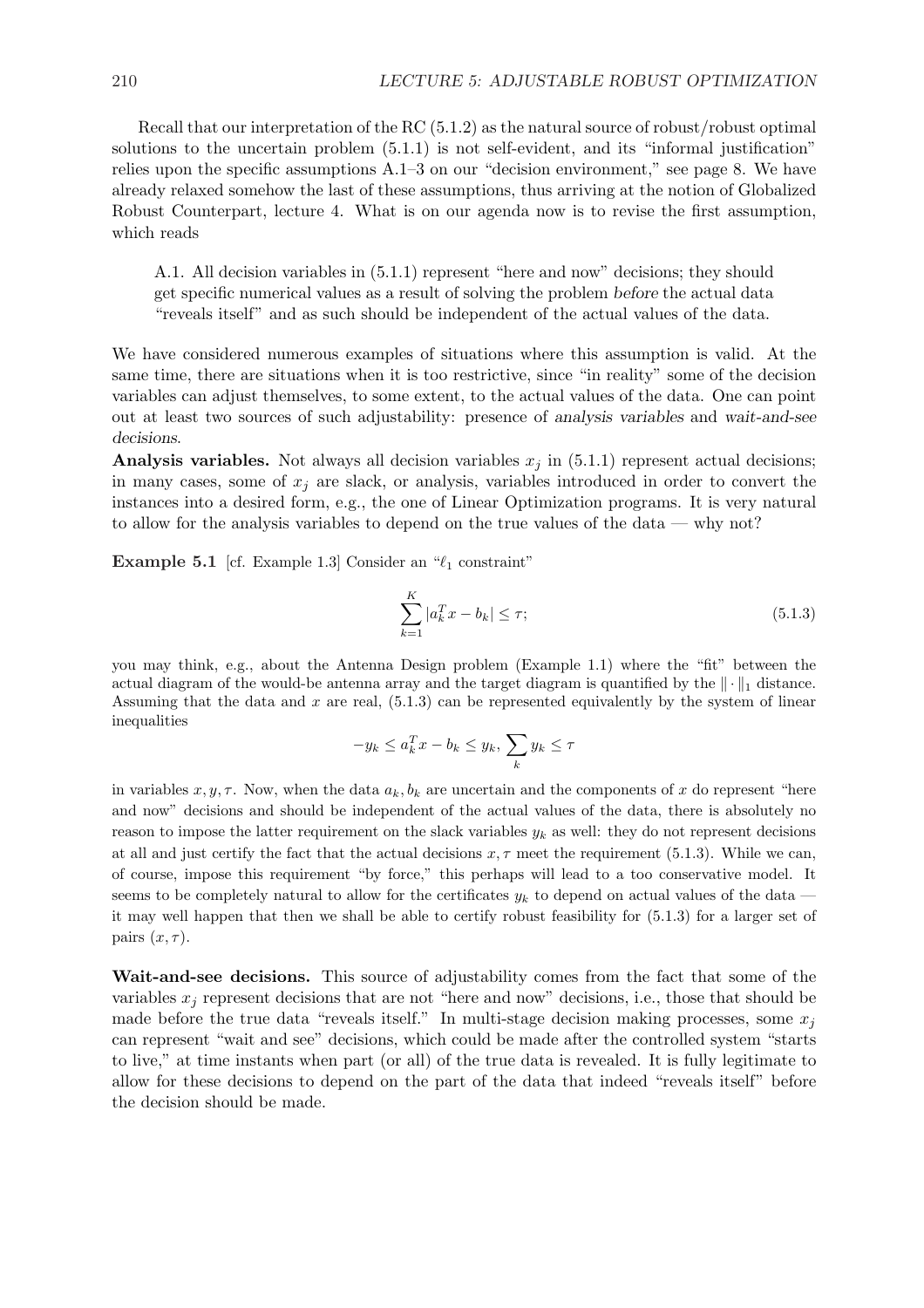Recall that our interpretation of the RC (5.1.2) as the natural source of robust/robust optimal solutions to the uncertain problem (5.1.1) is not self-evident, and its "informal justification" relies upon the specific assumptions A.1–3 on our "decision environment," see page 8. We have already relaxed somehow the last of these assumptions, thus arriving at the notion of Globalized Robust Counterpart, lecture 4. What is on our agenda now is to revise the first assumption, which reads

> A.1. All decision variables in (5.1.1) represent "here and now" decisions; they should get specific numerical values as a result of solving the problem *before* the actual data "reveals itself" and as such should be independent of the actual values of the data.

We have considered numerous examples of situations where this assumption is valid. At the same time, there are situations when it is too restrictive, since "in reality" some of the decision variables can adjust themselves, to some extent, to the actual values of the data. One can point out at least two sources of such adjustability: presence of *analysis variables* and *wait-and-see decisions*.

**Analysis variables.** Not always all decision variables $x_j$ in (5.1.1) represent actual decisions; in many cases, some of $x_j$ are slack, or analysis, variables introduced in order to convert the instances into a desired form, e.g., the one of Linear Optimization programs. It is very natural to allow for the analysis variables to depend on the true values of the data — why not?

**Example 5.1** [cf. Example 1.3] Consider an "$\ell_1$ constraint"

$$\sum_{k=1}^{K} |a_k^T x - b_k| \leq \tau; \tag{5.1.3}$$

you may think, e.g., about the Antenna Design problem (Example 1.1) where the "fit" between the actual diagram of the would-be antenna array and the target diagram is quantified by the $\|\cdot\|_1$ distance. Assuming that the data and $x$ are real, (5.1.3) can be represented equivalently by the system of linear inequalities

$$-y_k \leq a_k^T x - b_k \leq y_k, \; \sum_k y_k \leq \tau$$

in variables $x, y, \tau$. Now, when the data $a_k, b_k$ are uncertain and the components of $x$ do represent "here and now" decisions and should be independent of the actual values of the data, there is absolutely no reason to impose the latter requirement on the slack variables $y_k$ as well: they do not represent decisions at all and just certify the fact that the actual decisions $x, \tau$ meet the requirement (5.1.3). While we can, of course, impose this requirement "by force," this perhaps will lead to a too conservative model. It seems to be completely natural to allow for the certificates $y_k$ to depend on actual values of the data — it may well happen that then we shall be able to certify robust feasibility for (5.1.3) for a larger set of pairs $(x, \tau)$.

**Wait-and-see decisions.** This source of adjustability comes from the fact that some of the variables $x_j$ represent decisions that are not "here and now" decisions, i.e., those that should be made before the true data "reveals itself." In multi-stage decision making processes, some $x_j$ can represent "wait and see" decisions, which could be made after the controlled system "starts to live," at time instants when part (or all) of the true data is revealed. It is fully legitimate to allow for these decisions to depend on the part of the data that indeed "reveals itself" before the decision should be made.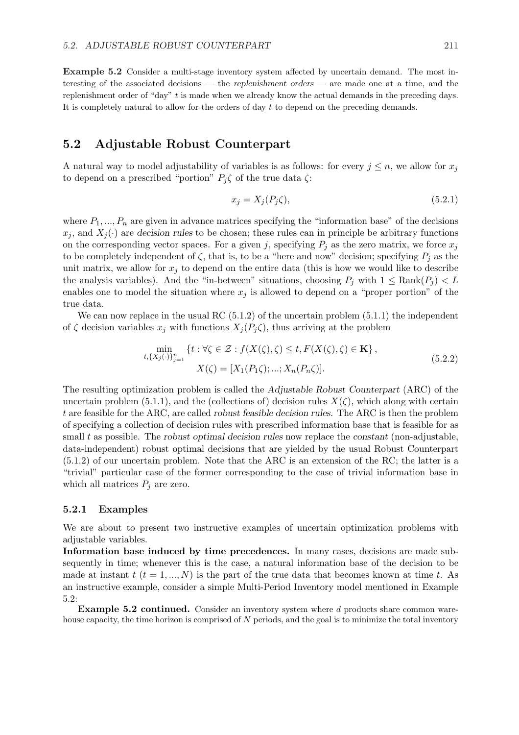**Example 5.2** Consider a multi-stage inventory system affected by uncertain demand. The most interesting of the associated decisions — the *replenishment orders* — are made one at a time, and the replenishment order of "day" $t$ is made when we already know the actual demands in the preceding days. It is completely natural to allow for the orders of day $t$ to depend on the preceding demands.

## 5.2 Adjustable Robust Counterpart

A natural way to model adjustability of variables is as follows: for every $j \leq n$, we allow for $x_j$ to depend on a prescribed "portion" $P_j\zeta$ of the true data $\zeta$:

$$x_j = X_j(P_j\zeta), \tag{5.2.1}$$

where $P_1, ..., P_n$ are given in advance matrices specifying the "information base" of the decisions $x_j$, and $X_j(\cdot)$ are *decision rules* to be chosen; these rules can in principle be arbitrary functions on the corresponding vector spaces. For a given $j$, specifying $P_j$ as the zero matrix, we force $x_j$ to be completely independent of $\zeta$, that is, to be a "here and now" decision; specifying $P_j$ as the unit matrix, we allow for $x_j$ to depend on the entire data (this is how we would like to describe the analysis variables). And the "in-between" situations, choosing $P_j$ with $1 \leq \text{Rank}(P_j) < L$ enables one to model the situation where $x_j$ is allowed to depend on a "proper portion" of the true data.

We can now replace in the usual RC (5.1.2) of the uncertain problem (5.1.1) the independent of $\zeta$ decision variables $x_j$ with functions $X_j(P_j\zeta)$, thus arriving at the problem

$$\begin{array}{c}\min\limits_{t,\{X_j(\cdot)\}_{j=1}^n} \left\{t : \forall \zeta \in \mathcal{Z} : f(X(\zeta), \zeta) \leq t, F(X(\zeta), \zeta) \in \mathbf{K}\right\}, \\ X(\zeta) = [X_1(P_1\zeta); ...; X_n(P_n\zeta)].\end{array} \tag{5.2.2}$$

The resulting optimization problem is called the *Adjustable Robust Counterpart* (ARC) of the uncertain problem (5.1.1), and the (collections of) decision rules $X(\zeta)$, which along with certain $t$ are feasible for the ARC, are called *robust feasible decision rules*. The ARC is then the problem of specifying a collection of decision rules with prescribed information base that is feasible for as small $t$ as possible. The *robust optimal decision rules* now replace the *constant* (non-adjustable, data-independent) robust optimal decisions that are yielded by the usual Robust Counterpart (5.1.2) of our uncertain problem. Note that the ARC is an extension of the RC; the latter is a "trivial" particular case of the former corresponding to the case of trivial information base in which all matrices $P_j$ are zero.

### 5.2.1 Examples

We are about to present two instructive examples of uncertain optimization problems with adjustable variables.

**Information base induced by time precedences.** In many cases, decisions are made subsequently in time; whenever this is the case, a natural information base of the decision to be made at instant $t$ ($t = 1, ..., N$) is the part of the true data that becomes known at time $t$. As an instructive example, consider a simple Multi-Period Inventory model mentioned in Example 5.2:

**Example 5.2 continued.** Consider an inventory system where $d$ products share common warehouse capacity, the time horizon is comprised of $N$ periods, and the goal is to minimize the total inventory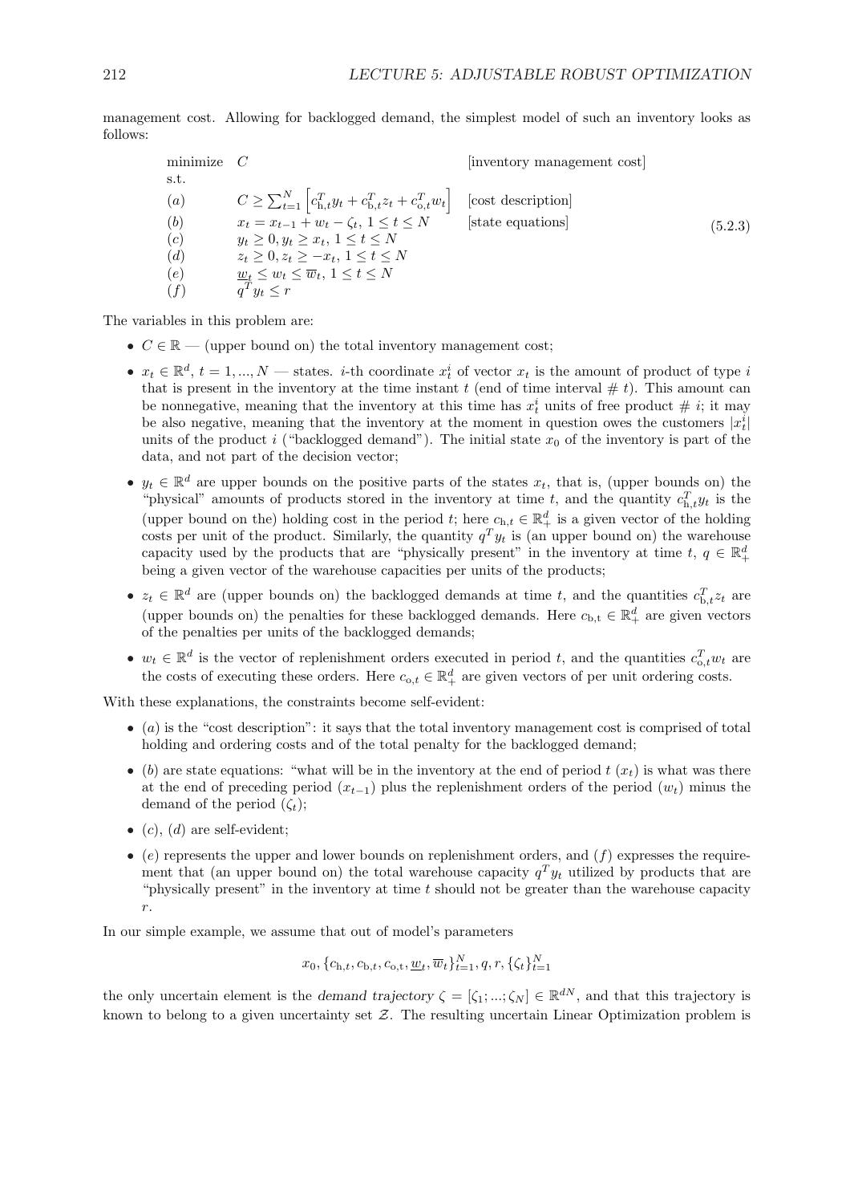management cost. Allowing for backlogged demand, the simplest model of such an inventory looks as follows:

$$
\begin{array}{lll}
\text{minimize} & C & \text{[inventory management cost]} \\
\text{s.t.} & & \\
(a) & C \geq \sum_{t=1}^{N} \left[ c_{\mathrm{h},t}^T y_t + c_{\mathrm{b},t}^T z_t + c_{\mathrm{o},t}^T w_t \right] & \text{[cost description]} \\
(b) & x_t = x_{t-1} + w_t - \zeta_t,\ 1 \leq t \leq N & \text{[state equations]} \\
(c) & y_t \geq 0, y_t \geq x_t,\ 1 \leq t \leq N & \\
(d) & z_t \geq 0, z_t \geq -x_t,\ 1 \leq t \leq N & \\
(e) & \underline{w}_t \leq w_t \leq \overline{w}_t,\ 1 \leq t \leq N & \\
(f) & q^T y_t \leq r &
\end{array}
\tag{5.2.3}
$$

The variables in this problem are:

- $C \in \mathbb{R}$ — (upper bound on) the total inventory management cost;
- $x_t \in \mathbb{R}^d$, $t = 1, ..., N$ — states. $i$-th coordinate $x_t^i$ of vector $x_t$ is the amount of product of type $i$ that is present in the inventory at the time instant $t$ (end of time interval # $t$). This amount can be nonnegative, meaning that the inventory at this time has $x_t^i$ units of free product # $i$; it may be also negative, meaning that the inventory at the moment in question owes the customers $|x_t^i|$ units of the product $i$ ("backlogged demand"). The initial state $x_0$ of the inventory is part of the data, and not part of the decision vector;
- $y_t \in \mathbb{R}^d$ are upper bounds on the positive parts of the states $x_t$, that is, (upper bounds on) the "physical" amounts of products stored in the inventory at time $t$, and the quantity $c_{\mathrm{h},t}^T y_t$ is the (upper bound on the) holding cost in the period $t$; here $c_{\mathrm{h},t} \in \mathbb{R}_+^d$ is a given vector of the holding costs per unit of the product. Similarly, the quantity $q^T y_t$ is (an upper bound on) the warehouse capacity used by the products that are "physically present" in the inventory at time $t$, $q \in \mathbb{R}_+^d$ being a given vector of the warehouse capacities per units of the products;
- $z_t \in \mathbb{R}^d$ are (upper bounds on) the backlogged demands at time $t$, and the quantities $c_{\mathrm{b},t}^T z_t$ are (upper bounds on) the penalties for these backlogged demands. Here $c_{\mathrm{b},t} \in \mathbb{R}_+^d$ are given vectors of the penalties per units of the backlogged demands;
- $w_t \in \mathbb{R}^d$ is the vector of replenishment orders executed in period $t$, and the quantities $c_{\mathrm{o},t}^T w_t$ are the costs of executing these orders. Here $c_{\mathrm{o},t} \in \mathbb{R}_+^d$ are given vectors of per unit ordering costs.

With these explanations, the constraints become self-evident:

- $(a)$ is the "cost description": it says that the total inventory management cost is comprised of total holding and ordering costs and of the total penalty for the backlogged demand;
- $(b)$ are state equations: "what will be in the inventory at the end of period $t$ ($x_t$) is what was there at the end of preceding period ($x_{t-1}$) plus the replenishment orders of the period ($w_t$) minus the demand of the period ($\zeta_t$);
- $(c)$, $(d)$ are self-evident;
- $(e)$ represents the upper and lower bounds on replenishment orders, and $(f)$ expresses the requirement that (an upper bound on) the total warehouse capacity $q^T y_t$ utilized by products that are "physically present" in the inventory at time $t$ should not be greater than the warehouse capacity $r$.

In our simple example, we assume that out of model's parameters

$$x_0, \{c_{\mathrm{h},t}, c_{\mathrm{b},t}, c_{\mathrm{o},t}, \underline{w}_t, \overline{w}_t\}_{t=1}^N, q, r, \{\zeta_t\}_{t=1}^N$$

the only uncertain element is the *demand trajectory* $\zeta = [\zeta_1; ...; \zeta_N] \in \mathbb{R}^{dN}$, and that this trajectory is known to belong to a given uncertainty set $\mathcal{Z}$. The resulting uncertain Linear Optimization problem is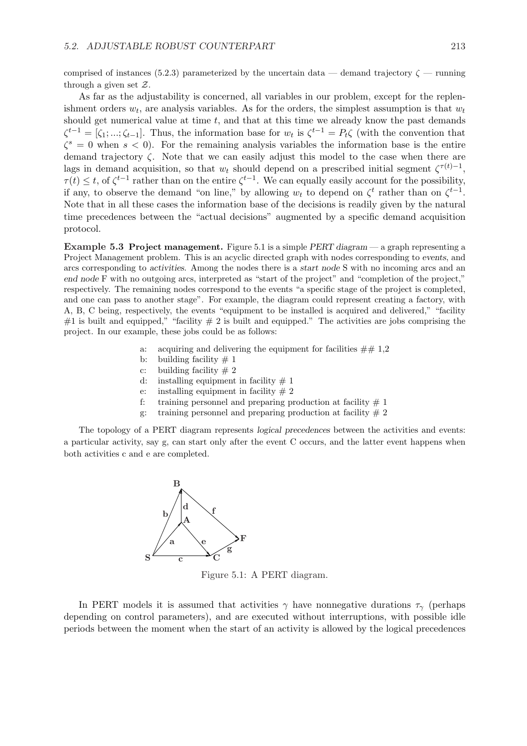comprised of instances (5.2.3) parameterized by the uncertain data — demand trajectory $\zeta$ — running through a given set $\mathcal{Z}$.

As far as the adjustability is concerned, all variables in our problem, except for the replenishment orders $w_t$, are analysis variables. As for the orders, the simplest assumption is that $w_t$ should get numerical value at time $t$, and that at this time we already know the past demands $\zeta^{t-1} = [\zeta_1; ...; \zeta_{t-1}]$. Thus, the information base for $w_t$ is $\zeta^{t-1} = P_t\zeta$ (with the convention that $\zeta^s = 0$ when $s < 0$). For the remaining analysis variables the information base is the entire demand trajectory $\zeta$. Note that we can easily adjust this model to the case when there are lags in demand acquisition, so that $w_t$ should depend on a prescribed initial segment $\zeta^{\tau(t)-1}$, $\tau(t) \leq t$, of $\zeta^{t-1}$ rather than on the entire $\zeta^{t-1}$. We can equally easily account for the possibility, if any, to observe the demand "on line," by allowing $w_t$ to depend on $\zeta^t$ rather than on $\zeta^{t-1}$. Note that in all these cases the information base of the decisions is readily given by the natural time precedences between the "actual decisions" augmented by a specific demand acquisition protocol.

**Example 5.3 Project management.** Figure 5.1 is a simple *PERT diagram* — a graph representing a Project Management problem. This is an acyclic directed graph with nodes corresponding to *events*, and arcs corresponding to *activities*. Among the nodes there is a *start node* S with no incoming arcs and an *end node* F with no outgoing arcs, interpreted as "start of the project" and "completion of the project," respectively. The remaining nodes correspond to the events "a specific stage of the project is completed, and one can pass to another stage". For example, the diagram could represent creating a factory, with A, B, C being, respectively, the events "equipment to be installed is acquired and delivered," "facility #1 is built and equipped," "facility # 2 is built and equipped." The activities are jobs comprising the project. In our example, these jobs could be as follows:

- a: acquiring and delivering the equipment for facilities ## 1,2
- b: building facility # 1
- c: building facility # 2
- d: installing equipment in facility # 1
- e: installing equipment in facility # 2
- f: training personnel and preparing production at facility # 1
- g: training personnel and preparing production at facility # 2

The topology of a PERT diagram represents *logical precedences* between the activities and events: a particular activity, say g, can start only after the event C occurs, and the latter event happens when both activities c and e are completed.

Figure 5.1: A PERT diagram.

In PERT models it is assumed that activities $\gamma$ have nonnegative durations $\tau_\gamma$ (perhaps depending on control parameters), and are executed without interruptions, with possible idle periods between the moment when the start of an activity is allowed by the logical precedences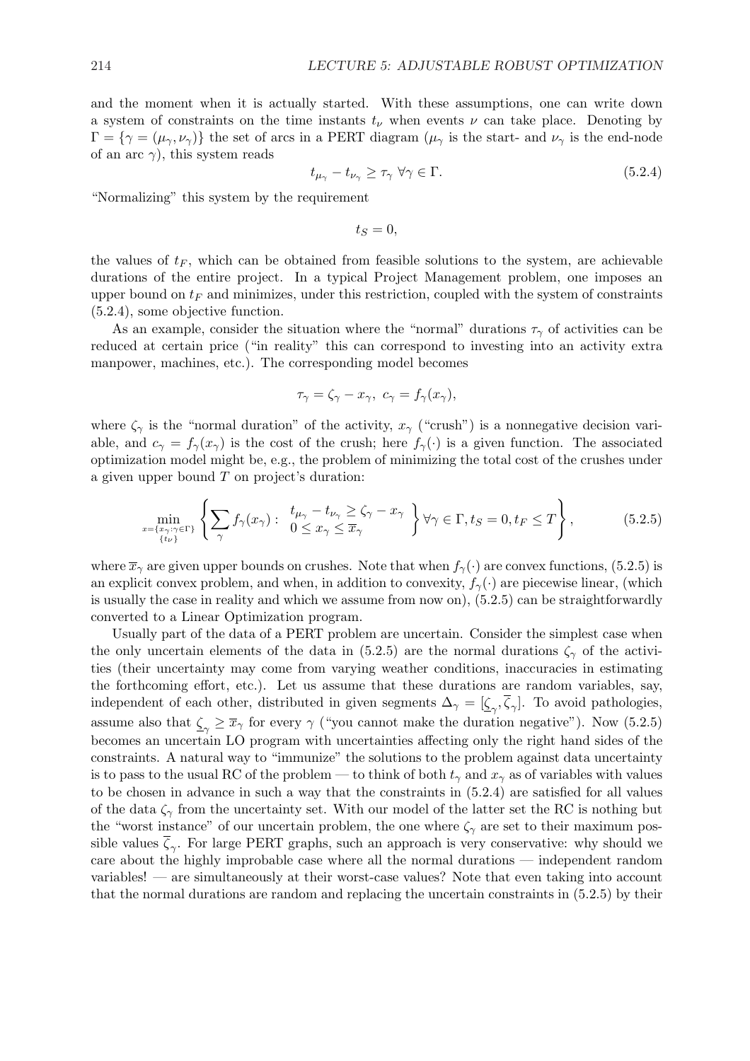and the moment when it is actually started. With these assumptions, one can write down a system of constraints on the time instants $t_\nu$ when events $\nu$ can take place. Denoting by $\Gamma = \{\gamma = (\mu_\gamma, \nu_\gamma)\}$ the set of arcs in a PERT diagram ($\mu_\gamma$ is the start- and $\nu_\gamma$ is the end-node of an arc $\gamma$), this system reads

$$t_{\mu_\gamma} - t_{\nu_\gamma} \geq \tau_\gamma \ \forall \gamma \in \Gamma. \tag{5.2.4}$$

"Normalizing" this system by the requirement

$$t_S = 0,$$

the values of $t_F$, which can be obtained from feasible solutions to the system, are achievable durations of the entire project. In a typical Project Management problem, one imposes an upper bound on $t_F$ and minimizes, under this restriction, coupled with the system of constraints (5.2.4), some objective function.

As an example, consider the situation where the "normal" durations $\tau_\gamma$ of activities can be reduced at certain price ("in reality" this can correspond to investing into an activity extra manpower, machines, etc.). The corresponding model becomes

$$\tau_\gamma = \zeta_\gamma - x_\gamma, \ c_\gamma = f_\gamma(x_\gamma),$$

where $\zeta_\gamma$ is the "normal duration" of the activity, $x_\gamma$ ("crush") is a nonnegative decision variable, and $c_\gamma = f_\gamma(x_\gamma)$ is the cost of the crush; here $f_\gamma(\cdot)$ is a given function. The associated optimization model might be, e.g., the problem of minimizing the total cost of the crushes under a given upper bound $T$ on project's duration:

$$\min_{\substack{x=\{x_\gamma:\gamma\in\Gamma\}\\ \{t_\nu\}}} \left\{ \sum_\gamma f_\gamma(x_\gamma) : \begin{array}{l} t_{\mu_\gamma} - t_{\nu_\gamma} \geq \zeta_\gamma - x_\gamma \\ 0 \leq x_\gamma \leq \overline{x}_\gamma \end{array} \right\} \forall \gamma \in \Gamma, t_S = 0, t_F \leq T \right\}, \tag{5.2.5}$$

where $\overline{x}_\gamma$ are given upper bounds on crushes. Note that when $f_\gamma(\cdot)$ are convex functions, (5.2.5) is an explicit convex problem, and when, in addition to convexity, $f_\gamma(\cdot)$ are piecewise linear, (which is usually the case in reality and which we assume from now on), (5.2.5) can be straightforwardly converted to a Linear Optimization program.

Usually part of the data of a PERT problem are uncertain. Consider the simplest case when the only uncertain elements of the data in (5.2.5) are the normal durations $\zeta_\gamma$ of the activities (their uncertainty may come from varying weather conditions, inaccuracies in estimating the forthcoming effort, etc.). Let us assume that these durations are random variables, say, independent of each other, distributed in given segments $\Delta_\gamma = [\underline{\zeta}_\gamma, \overline{\zeta}_\gamma]$. To avoid pathologies, assume also that $\underline{\zeta}_\gamma \geq \overline{x}_\gamma$ for every $\gamma$ ("you cannot make the duration negative"). Now (5.2.5) becomes an uncertain LO program with uncertainties affecting only the right hand sides of the constraints. A natural way to "immunize" the solutions to the problem against data uncertainty is to pass to the usual RC of the problem — to think of both $t_\gamma$ and $x_\gamma$ as of variables with values to be chosen in advance in such a way that the constraints in (5.2.4) are satisfied for all values of the data $\zeta_\gamma$ from the uncertainty set. With our model of the latter set the RC is nothing but the "worst instance" of our uncertain problem, the one where $\zeta_\gamma$ are set to their maximum possible values $\overline{\zeta}_\gamma$. For large PERT graphs, such an approach is very conservative: why should we care about the highly improbable case where all the normal durations — independent random variables! — are simultaneously at their worst-case values? Note that even taking into account that the normal durations are random and replacing the uncertain constraints in (5.2.5) by their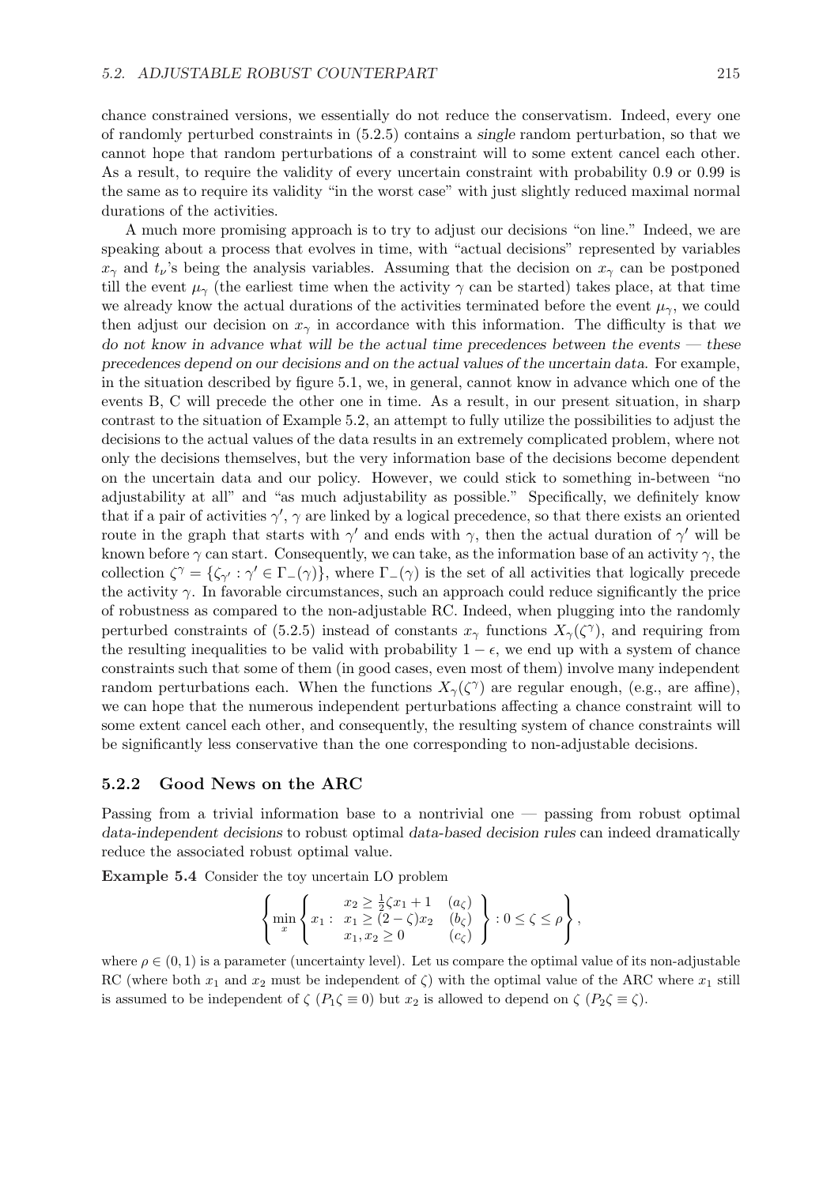chance constrained versions, we essentially do not reduce the conservatism. Indeed, every one of randomly perturbed constraints in (5.2.5) contains a *single* random perturbation, so that we cannot hope that random perturbations of a constraint will to some extent cancel each other. As a result, to require the validity of every uncertain constraint with probability 0.9 or 0.99 is the same as to require its validity "in the worst case" with just slightly reduced maximal normal durations of the activities.

A much more promising approach is to try to adjust our decisions "on line." Indeed, we are speaking about a process that evolves in time, with "actual decisions" represented by variables $x_\gamma$ and $t_\nu$'s being the analysis variables. Assuming that the decision on $x_\gamma$ can be postponed till the event $\mu_\gamma$ (the earliest time when the activity $\gamma$ can be started) takes place, at that time we already know the actual durations of the activities terminated before the event $\mu_\gamma$, we could then adjust our decision on $x_\gamma$ in accordance with this information. The difficulty is that *we do not know in advance what will be the actual time precedences between the events — these precedences depend on our decisions and on the actual values of the uncertain data*. For example, in the situation described by figure 5.1, we, in general, cannot know in advance which one of the events B, C will precede the other one in time. As a result, in our present situation, in sharp contrast to the situation of Example 5.2, an attempt to fully utilize the possibilities to adjust the decisions to the actual values of the data results in an extremely complicated problem, where not only the decisions themselves, but the very information base of the decisions become dependent on the uncertain data and our policy. However, we could stick to something in-between "no adjustability at all" and "as much adjustability as possible." Specifically, we definitely know that if a pair of activities $\gamma'$, $\gamma$ are linked by a logical precedence, so that there exists an oriented route in the graph that starts with $\gamma'$ and ends with $\gamma$, then the actual duration of $\gamma'$ will be known before $\gamma$ can start. Consequently, we can take, as the information base of an activity $\gamma$, the collection $\zeta^\gamma = \{\zeta_{\gamma'} : \gamma' \in \Gamma_-(\gamma)\}$, where $\Gamma_-(\gamma)$ is the set of all activities that logically precede the activity $\gamma$. In favorable circumstances, such an approach could reduce significantly the price of robustness as compared to the non-adjustable RC. Indeed, when plugging into the randomly perturbed constraints of (5.2.5) instead of constants $x_\gamma$ functions $X_\gamma(\zeta^\gamma)$, and requiring from the resulting inequalities to be valid with probability $1-\epsilon$, we end up with a system of chance constraints such that some of them (in good cases, even most of them) involve many independent random perturbations each. When the functions $X_\gamma(\zeta^\gamma)$ are regular enough, (e.g., are affine), we can hope that the numerous independent perturbations affecting a chance constraint will to some extent cancel each other, and consequently, the resulting system of chance constraints will be significantly less conservative than the one corresponding to non-adjustable decisions.

### 5.2.2 Good News on the ARC

Passing from a trivial information base to a nontrivial one — passing from robust optimal *data-independent decisions* to robust optimal *data-based decision rules* can indeed dramatically reduce the associated robust optimal value.

**Example 5.4** Consider the toy uncertain LO problem

$$\left\{ \min_x \left\{ x_1 : \begin{array}{ll} x_2 \geq \frac{1}{2}\zeta x_1 + 1 & (a_\zeta) \\ x_1 \geq (2-\zeta)x_2 & (b_\zeta) \\ x_1, x_2 \geq 0 & (c_\zeta) \end{array} \right\} : 0 \leq \zeta \leq \rho \right\},$$

where $\rho \in (0,1)$ is a parameter (uncertainty level). Let us compare the optimal value of its non-adjustable RC (where both $x_1$ and $x_2$ must be independent of $\zeta$) with the optimal value of the ARC where $x_1$ still is assumed to be independent of $\zeta$ ($P_1\zeta \equiv 0$) but $x_2$ is allowed to depend on $\zeta$ ($P_2\zeta \equiv \zeta$).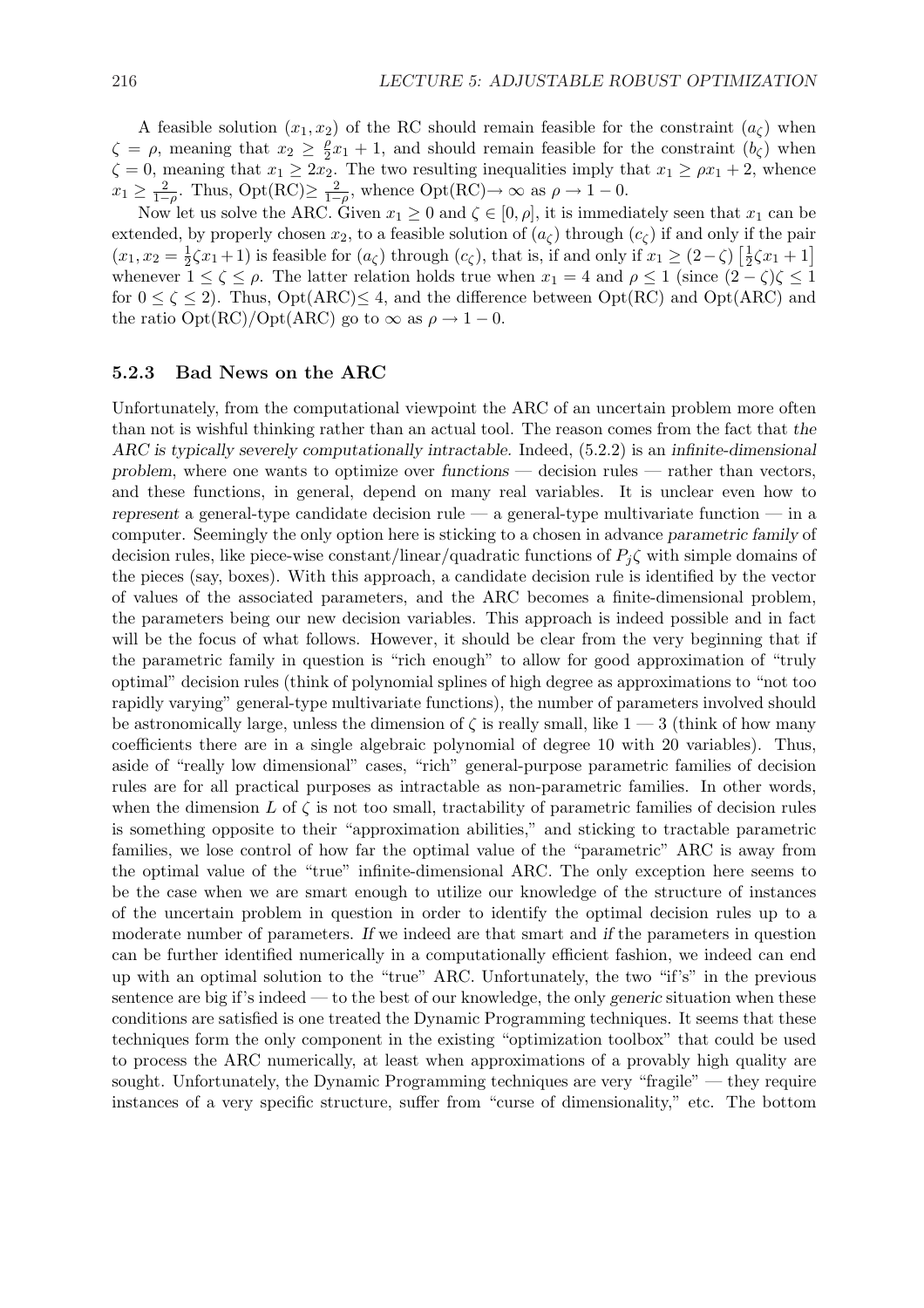A feasible solution $(x_1, x_2)$ of the RC should remain feasible for the constraint $(a_\zeta)$ when $\zeta = \rho$, meaning that $x_2 \geq \frac{\rho}{2}x_1 + 1$, and should remain feasible for the constraint $(b_\zeta)$ when $\zeta = 0$, meaning that $x_1 \geq 2x_2$. The two resulting inequalities imply that $x_1 \geq \rho x_1 + 2$, whence $x_1 \geq \frac{2}{1-\rho}$. Thus, Opt(RC)$\geq \frac{2}{1-\rho}$, whence Opt(RC)$\to \infty$ as $\rho \to 1 - 0$.

Now let us solve the ARC. Given $x_1 \geq 0$ and $\zeta \in [0, \rho]$, it is immediately seen that $x_1$ can be extended, by properly chosen $x_2$, to a feasible solution of $(a_\zeta)$ through $(c_\zeta)$ if and only if the pair $(x_1, x_2 = \frac{1}{2}\zeta x_1 + 1)$ is feasible for $(a_\zeta)$ through $(c_\zeta)$, that is, if and only if $x_1 \geq (2-\zeta)\left[\frac{1}{2}\zeta x_1 + 1\right]$ whenever $1 \leq \zeta \leq \rho$. The latter relation holds true when $x_1 = 4$ and $\rho \leq 1$ (since $(2-\zeta)\zeta \leq 1$ for $0 \leq \zeta \leq 2$). Thus, Opt(ARC)$\leq 4$, and the difference between Opt(RC) and Opt(ARC) and the ratio Opt(RC)/Opt(ARC) go to $\infty$ as $\rho \to 1 - 0$.

### 5.2.3 Bad News on the ARC

Unfortunately, from the computational viewpoint the ARC of an uncertain problem more often than not is wishful thinking rather than an actual tool. The reason comes from the fact that *the ARC is typically severely computationally intractable*. Indeed, (5.2.2) is an *infinite-dimensional problem*, where one wants to optimize over *functions* — decision rules — rather than vectors, and these functions, in general, depend on many real variables. It is unclear even how to *represent* a general-type candidate decision rule — a general-type multivariate function — in a computer. Seemingly the only option here is sticking to a chosen in advance *parametric family* of decision rules, like piece-wise constant/linear/quadratic functions of $P_j\zeta$ with simple domains of the pieces (say, boxes). With this approach, a candidate decision rule is identified by the vector of values of the associated parameters, and the ARC becomes a finite-dimensional problem, the parameters being our new decision variables. This approach is indeed possible and in fact will be the focus of what follows. However, it should be clear from the very beginning that if the parametric family in question is "rich enough" to allow for good approximation of "truly optimal" decision rules (think of polynomial splines of high degree as approximations to "not too rapidly varying" general-type multivariate functions), the number of parameters involved should be astronomically large, unless the dimension of $\zeta$ is really small, like 1 — 3 (think of how many coefficients there are in a single algebraic polynomial of degree 10 with 20 variables). Thus, aside of "really low dimensional" cases, "rich" general-purpose parametric families of decision rules are for all practical purposes as intractable as non-parametric families. In other words, when the dimension $L$ of $\zeta$ is not too small, tractability of parametric families of decision rules is something opposite to their "approximation abilities," and sticking to tractable parametric families, we lose control of how far the optimal value of the "parametric" ARC is away from the optimal value of the "true" infinite-dimensional ARC. The only exception here seems to be the case when we are smart enough to utilize our knowledge of the structure of instances of the uncertain problem in question in order to identify the optimal decision rules up to a moderate number of parameters. *If* we indeed are that smart and *if* the parameters in question can be further identified numerically in a computationally efficient fashion, we indeed can end up with an optimal solution to the "true" ARC. Unfortunately, the two "if's" in the previous sentence are big if's indeed — to the best of our knowledge, the only *generic* situation when these conditions are satisfied is one treated the Dynamic Programming techniques. It seems that these techniques form the only component in the existing "optimization toolbox" that could be used to process the ARC numerically, at least when approximations of a provably high quality are sought. Unfortunately, the Dynamic Programming techniques are very "fragile" — they require instances of a very specific structure, suffer from "curse of dimensionality," etc. The bottom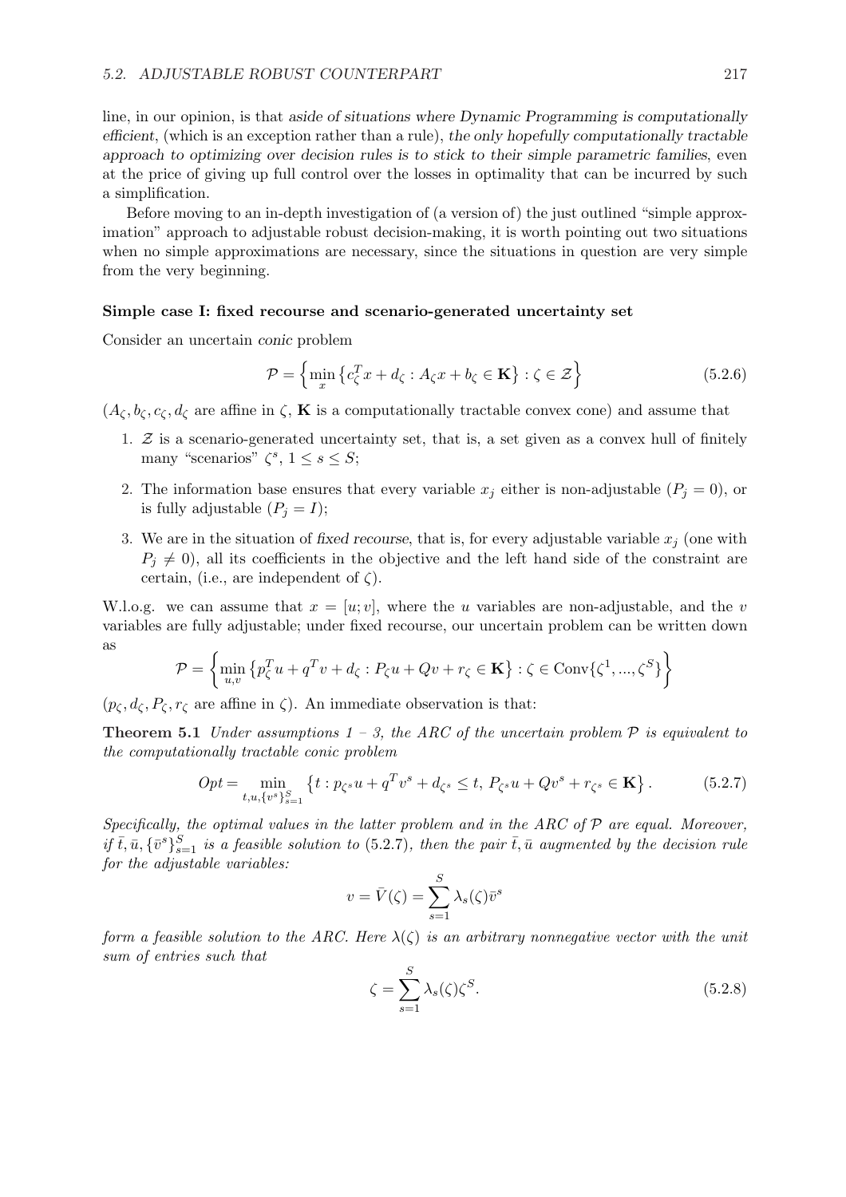line, in our opinion, is that *aside of situations where Dynamic Programming is computationally efficient*, (which is an exception rather than a rule), *the only hopefully computationally tractable approach to optimizing over decision rules is to stick to their simple parametric families*, even at the price of giving up full control over the losses in optimality that can be incurred by such a simplification.

Before moving to an in-depth investigation of (a version of) the just outlined "simple approximation" approach to adjustable robust decision-making, it is worth pointing out two situations when no simple approximations are necessary, since the situations in question are very simple from the very beginning.

**Simple case I: fixed recourse and scenario-generated uncertainty set**

Consider an uncertain *conic* problem

$$\mathcal{P} = \left\{ \min_x \left\{ c_\zeta^T x + d_\zeta : A_\zeta x + b_\zeta \in \mathbf{K} \right\} : \zeta \in \mathcal{Z} \right\} \tag{5.2.6}$$

($A_\zeta, b_\zeta, c_\zeta, d_\zeta$ are affine in $\zeta$, $\mathbf{K}$ is a computationally tractable convex cone) and assume that

1. $\mathcal{Z}$ is a scenario-generated uncertainty set, that is, a set given as a convex hull of finitely many "scenarios" $\zeta^s$, $1 \leq s \leq S$;
2. The information base ensures that every variable $x_j$ either is non-adjustable ($P_j = 0$), or is fully adjustable ($P_j = I$);
3. We are in the situation of *fixed recourse*, that is, for every adjustable variable $x_j$ (one with $P_j \neq 0$), all its coefficients in the objective and the left hand side of the constraint are certain, (i.e., are independent of $\zeta$).

W.l.o.g. we can assume that $x = [u; v]$, where the $u$ variables are non-adjustable, and the $v$ variables are fully adjustable; under fixed recourse, our uncertain problem can be written down as

$$\mathcal{P} = \left\{ \min_{u,v} \left\{ p_\zeta^T u + q^T v + d_\zeta : P_\zeta u + Qv + r_\zeta \in \mathbf{K} \right\} : \zeta \in \mathrm{Conv}\{\zeta^1, ..., \zeta^S\} \right\}$$

($p_\zeta, d_\zeta, P_\zeta, r_\zeta$ are affine in $\zeta$). An immediate observation is that:

**Theorem 5.1** *Under assumptions 1 – 3, the ARC of the uncertain problem $\mathcal{P}$ is equivalent to the computationally tractable conic problem*

$$Opt = \min_{t,u,\{v^s\}_{s=1}^S} \left\{ t : p_{\zeta^s} u + q^T v^s + d_{\zeta^s} \leq t,\ P_{\zeta^s} u + Qv^s + r_{\zeta^s} \in \mathbf{K} \right\}. \tag{5.2.7}$$

*Specifically, the optimal values in the latter problem and in the ARC of $\mathcal{P}$ are equal. Moreover, if $\bar{t}, \bar{u}, \{\bar{v}^s\}_{s=1}^S$ is a feasible solution to* (5.2.7)*, then the pair $\bar{t}, \bar{u}$ augmented by the decision rule for the adjustable variables:*

$$v = \bar{V}(\zeta) = \sum_{s=1}^S \lambda_s(\zeta) \bar{v}^s$$

*form a feasible solution to the ARC. Here $\lambda(\zeta)$ is an arbitrary nonnegative vector with the unit sum of entries such that*

$$\zeta = \sum_{s=1}^S \lambda_s(\zeta) \zeta^S. \tag{5.2.8}$$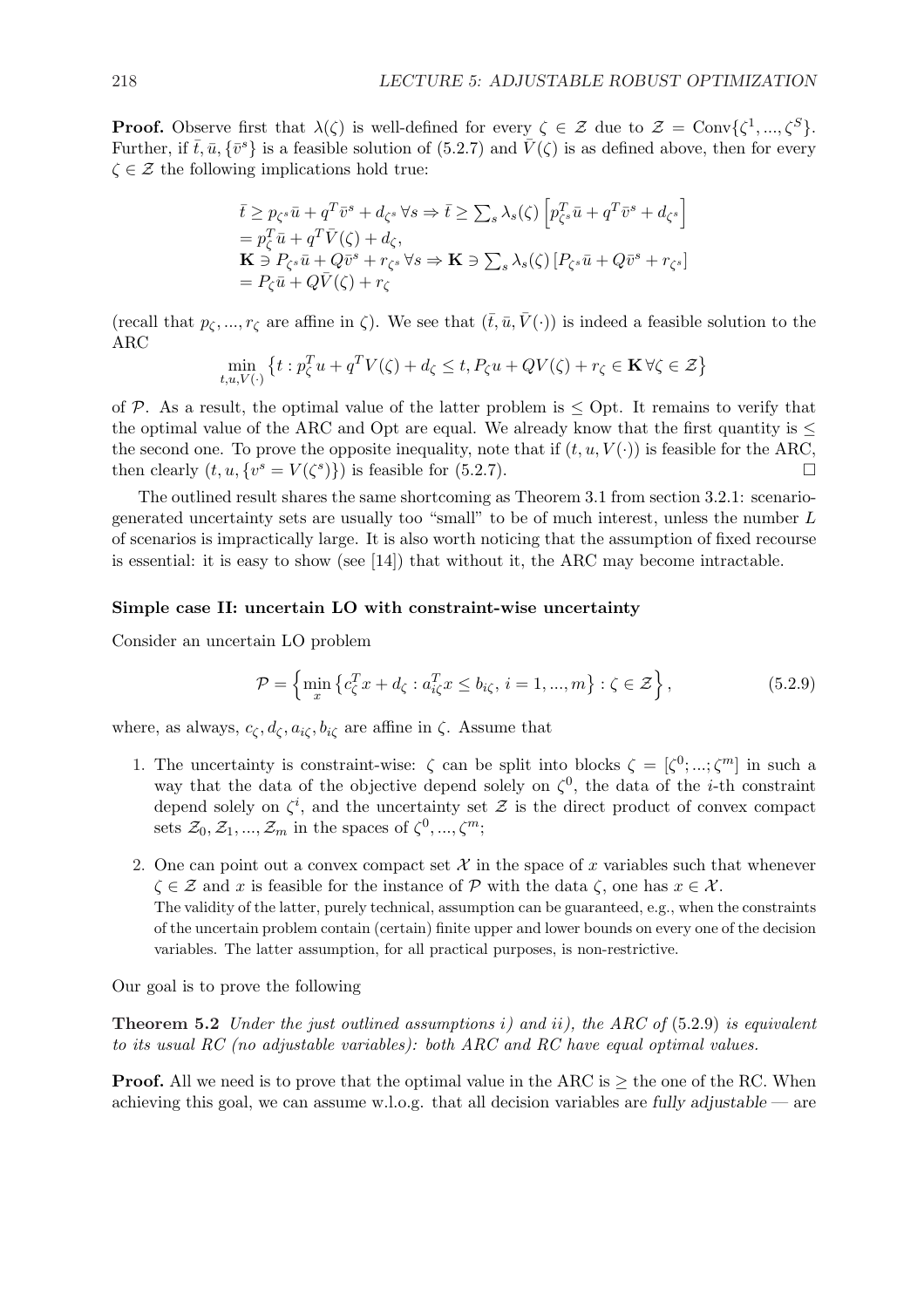**Proof.** Observe first that $\lambda(\zeta)$ is well-defined for every $\zeta \in \mathcal{Z}$ due to $\mathcal{Z} = \text{Conv}\{\zeta^1, ..., \zeta^S\}$. Further, if $\bar{t}, \bar{u}, \{\bar{v}^s\}$ is a feasible solution of (5.2.7) and $\bar{V}(\zeta)$ is as defined above, then for every $\zeta \in \mathcal{Z}$ the following implications hold true:

$$
\begin{array}{l}
\bar{t} \geq p_{\zeta^s}\bar{u} + q^T\bar{v}^s + d_{\zeta^s}\;\forall s \Rightarrow \bar{t} \geq \sum_s \lambda_s(\zeta)\left[p_{\zeta^s}^T\bar{u} + q^T\bar{v}^s + d_{\zeta^s}\right] \\
= p_\zeta^T\bar{u} + q^T\bar{V}(\zeta) + d_\zeta, \\
\mathbf{K} \ni P_{\zeta^s}\bar{u} + Q\bar{v}^s + r_{\zeta^s}\;\forall s \Rightarrow \mathbf{K} \ni \sum_s \lambda_s(\zeta)\left[P_{\zeta^s}\bar{u} + Q\bar{v}^s + r_{\zeta^s}\right] \\
= P_\zeta\bar{u} + Q\bar{V}(\zeta) + r_\zeta
\end{array}
$$

(recall that $p_\zeta, ..., r_\zeta$ are affine in $\zeta$). We see that $(\bar{t}, \bar{u}, \bar{V}(\cdot))$ is indeed a feasible solution to the ARC

$$
\min_{t,u,V(\cdot)} \left\{t : p_\zeta^T u + q^T V(\zeta) + d_\zeta \leq t, P_\zeta u + QV(\zeta) + r_\zeta \in \mathbf{K}\,\forall \zeta \in \mathcal{Z}\right\}
$$

of $\mathcal{P}$. As a result, the optimal value of the latter problem is $\leq$ Opt. It remains to verify that the optimal value of the ARC and Opt are equal. We already know that the first quantity is $\leq$ the second one. To prove the opposite inequality, note that if $(t, u, V(\cdot))$ is feasible for the ARC, then clearly $(t, u, \{v^s = V(\zeta^s)\})$ is feasible for (5.2.7). $\square$

The outlined result shares the same shortcoming as Theorem 3.1 from section 3.2.1: scenario-generated uncertainty sets are usually too "small" to be of much interest, unless the number $L$ of scenarios is impractically large. It is also worth noticing that the assumption of fixed recourse is essential: it is easy to show (see [14]) that without it, the ARC may become intractable.

**Simple case II: uncertain LO with constraint-wise uncertainty**

Consider an uncertain LO problem

$$
\mathcal{P} = \left\{\min_x \left\{c_\zeta^T x + d_\zeta : a_{i\zeta}^T x \leq b_{i\zeta},\, i = 1, ..., m\right\} : \zeta \in \mathcal{Z}\right\}, \tag{5.2.9}
$$

where, as always, $c_\zeta, d_\zeta, a_{i\zeta}, b_{i\zeta}$ are affine in $\zeta$. Assume that

1. The uncertainty is constraint-wise: $\zeta$ can be split into blocks $\zeta = [\zeta^0; ...; \zeta^m]$ in such a way that the data of the objective depend solely on $\zeta^0$, the data of the $i$-th constraint depend solely on $\zeta^i$, and the uncertainty set $\mathcal{Z}$ is the direct product of convex compact sets $\mathcal{Z}_0, \mathcal{Z}_1, ..., \mathcal{Z}_m$ in the spaces of $\zeta^0, ..., \zeta^m$;

2. One can point out a convex compact set $\mathcal{X}$ in the space of $x$ variables such that whenever $\zeta \in \mathcal{Z}$ and $x$ is feasible for the instance of $\mathcal{P}$ with the data $\zeta$, one has $x \in \mathcal{X}$.
The validity of the latter, purely technical, assumption can be guaranteed, e.g., when the constraints of the uncertain problem contain (certain) finite upper and lower bounds on every one of the decision variables. The latter assumption, for all practical purposes, is non-restrictive.

Our goal is to prove the following

**Theorem 5.2** *Under the just outlined assumptions i) and ii), the ARC of* (5.2.9) *is equivalent to its usual RC (no adjustable variables): both ARC and RC have equal optimal values.*

**Proof.** All we need is to prove that the optimal value in the ARC is $\geq$ the one of the RC. When achieving this goal, we can assume w.l.o.g. that all decision variables are *fully adjustable* — are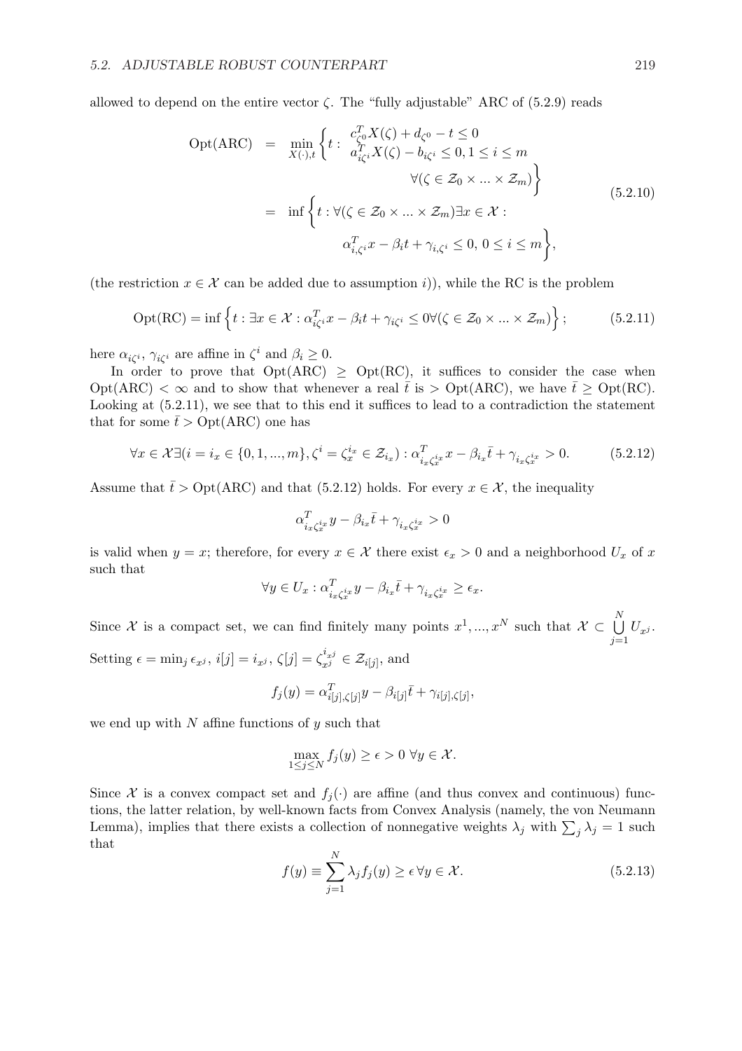allowed to depend on the entire vector $\zeta$. The "fully adjustable" ARC of (5.2.9) reads

$$
\begin{aligned}
\text{Opt(ARC)} &= \min_{X(\cdot),t} \left\{ t : \begin{array}{l} c_{\zeta^0}^T X(\zeta) + d_{\zeta^0} - t \leq 0 \\ a_{i\zeta^i}^T X(\zeta) - b_{i\zeta^i} \leq 0, 1 \leq i \leq m \\ \qquad\qquad \forall (\zeta \in \mathcal{Z}_0 \times ... \times \mathcal{Z}_m) \end{array} \right\} \\
&= \inf \Big\{ t : \forall (\zeta \in \mathcal{Z}_0 \times ... \times \mathcal{Z}_m) \exists x \in \mathcal{X} : \\
&\qquad\qquad \alpha_{i,\zeta^i}^T x - \beta_i t + \gamma_{i,\zeta^i} \leq 0,\ 0 \leq i \leq m \Big\},
\end{aligned}
\tag{5.2.10}
$$

(the restriction $x \in \mathcal{X}$ can be added due to assumption $i$)), while the RC is the problem

$$
\text{Opt(RC)} = \inf \left\{ t : \exists x \in \mathcal{X} : \alpha_{i\zeta^i}^T x - \beta_i t + \gamma_{i\zeta^i} \leq 0 \forall (\zeta \in \mathcal{Z}_0 \times ... \times \mathcal{Z}_m) \right\}; \tag{5.2.11}
$$

here $\alpha_{i\zeta^i}$, $\gamma_{i\zeta^i}$ are affine in $\zeta^i$ and $\beta_i \geq 0$.

In order to prove that $\text{Opt(ARC)} \geq \text{Opt(RC)}$, it suffices to consider the case when $\text{Opt(ARC)} < \infty$ and to show that whenever a real $\bar{t}$ is $> \text{Opt(ARC)}$, we have $\bar{t} \geq \text{Opt(RC)}$. Looking at (5.2.11), we see that to this end it suffices to lead to a contradiction the statement that for some $\bar{t} > \text{Opt(ARC)}$ one has

$$
\forall x \in \mathcal{X} \exists (i = i_x \in \{0, 1, ..., m\}, \zeta^i = \zeta_x^{i_x} \in \mathcal{Z}_{i_x}) : \alpha_{i_x \zeta_x^{i_x}}^T x - \beta_{i_x} \bar{t} + \gamma_{i_x \zeta_x^{i_x}} > 0. \tag{5.2.12}
$$

Assume that $\bar{t} > \text{Opt(ARC)}$ and that (5.2.12) holds. For every $x \in \mathcal{X}$, the inequality

$$
\alpha_{i_x \zeta_x^{i_x}}^T y - \beta_{i_x} \bar{t} + \gamma_{i_x \zeta_x^{i_x}} > 0
$$

is valid when $y = x$; therefore, for every $x \in \mathcal{X}$ there exist $\epsilon_x > 0$ and a neighborhood $U_x$ of $x$ such that

$$
\forall y \in U_x : \alpha_{i_x \zeta_x^{i_x}}^T y - \beta_{i_x} \bar{t} + \gamma_{i_x \zeta_x^{i_x}} \geq \epsilon_x.
$$

Since $\mathcal{X}$ is a compact set, we can find finitely many points $x^1, ..., x^N$ such that $\mathcal{X} \subset \bigcup_{j=1}^{N} U_{x^j}$. Setting $\epsilon = \min_j \epsilon_{x^j}$, $i[j] = i_{x^j}$, $\zeta[j] = \zeta_{x^j}^{i_{x^j}} \in \mathcal{Z}_{i[j]}$, and

$$
f_j(y) = \alpha_{i[j],\zeta[j]}^T y - \beta_{i[j]} \bar{t} + \gamma_{i[j],\zeta[j]},
$$

we end up with $N$ affine functions of $y$ such that

$$
\max_{1 \leq j \leq N} f_j(y) \geq \epsilon > 0 \ \forall y \in \mathcal{X}.
$$

Since $\mathcal{X}$ is a convex compact set and $f_j(\cdot)$ are affine (and thus convex and continuous) functions, the latter relation, by well-known facts from Convex Analysis (namely, the von Neumann Lemma), implies that there exists a collection of nonnegative weights $\lambda_j$ with $\sum_j \lambda_j = 1$ such that

$$
f(y) \equiv \sum_{j=1}^{N} \lambda_j f_j(y) \geq \epsilon \ \forall y \in \mathcal{X}. \tag{5.2.13}
$$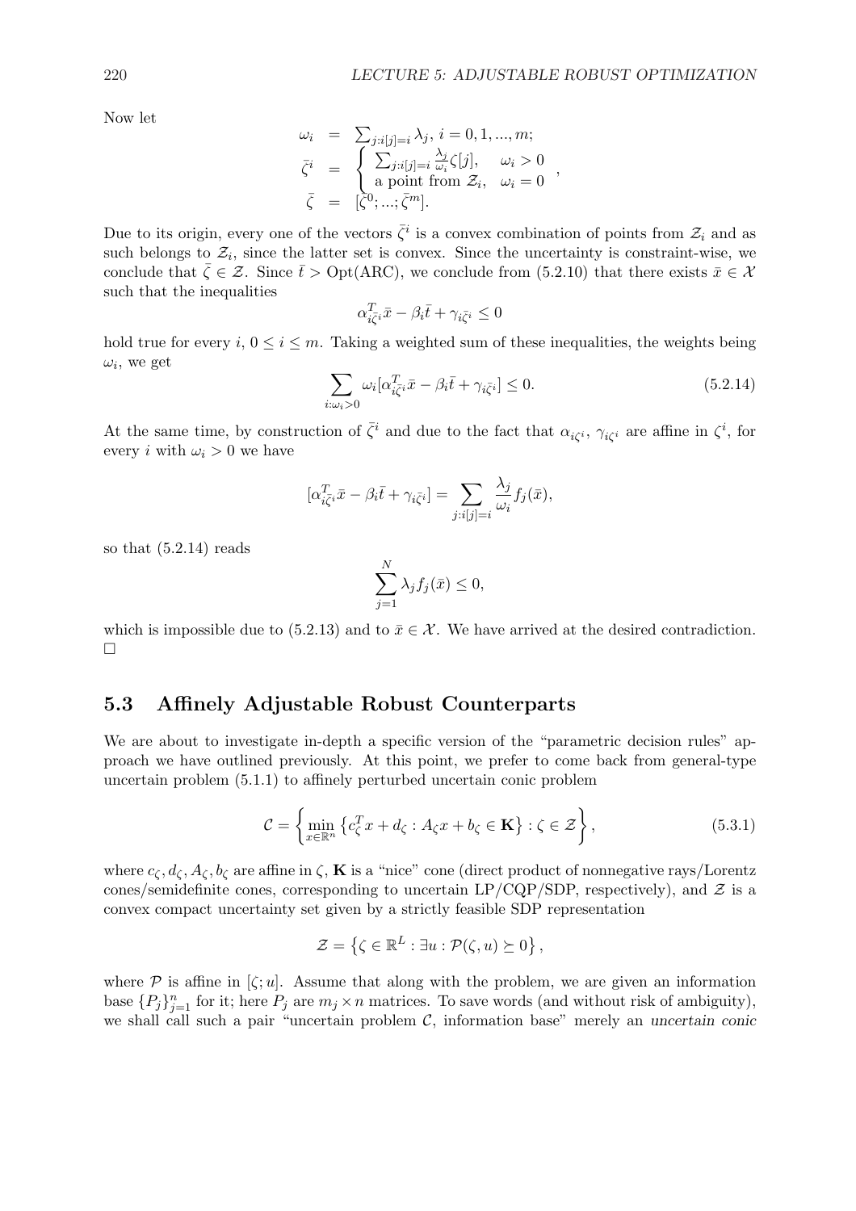Now let

$$
\begin{array}{rcl}
\omega_i & = & \sum_{j:i[j]=i} \lambda_j,\ i = 0, 1, ..., m; \\
\bar{\zeta}^i & = & \left\{ \begin{array}{ll} \sum_{j:i[j]=i} \frac{\lambda_j}{\omega_i} \zeta[j], & \omega_i > 0 \\ \text{a point from } \mathcal{Z}_i, & \omega_i = 0 \end{array} \right., \\
\bar{\zeta} & = & [\bar{\zeta}^0; ...; \bar{\zeta}^m].
\end{array}
$$

Due to its origin, every one of the vectors $\bar{\zeta}^i$ is a convex combination of points from $\mathcal{Z}_i$ and as such belongs to $\mathcal{Z}_i$, since the latter set is convex. Since the uncertainty is constraint-wise, we conclude that $\bar{\zeta} \in \mathcal{Z}$. Since $\bar{t} > \mathrm{Opt(ARC)}$, we conclude from (5.2.10) that there exists $\bar{x} \in \mathcal{X}$ such that the inequalities

$$
\alpha_{i\bar{\zeta}^i}^T \bar{x} - \beta_i \bar{t} + \gamma_{i\bar{\zeta}^i} \leq 0
$$

hold true for every $i$, $0 \leq i \leq m$. Taking a weighted sum of these inequalities, the weights being $\omega_i$, we get

$$
\sum_{i:\omega_i > 0} \omega_i [\alpha_{i\bar{\zeta}^i}^T \bar{x} - \beta_i \bar{t} + \gamma_{i\bar{\zeta}^i}] \leq 0. \tag{5.2.14}
$$

At the same time, by construction of $\bar{\zeta}^i$ and due to the fact that $\alpha_{i\zeta^i}$, $\gamma_{i\zeta^i}$ are affine in $\zeta^i$, for every $i$ with $\omega_i > 0$ we have

$$
[\alpha_{i\bar{\zeta}^i}^T \bar{x} - \beta_i \bar{t} + \gamma_{i\bar{\zeta}^i}] = \sum_{j:i[j]=i} \frac{\lambda_j}{\omega_i} f_j(\bar{x}),
$$

so that (5.2.14) reads

$$
\sum_{j=1}^N \lambda_j f_j(\bar{x}) \leq 0,
$$

which is impossible due to (5.2.13) and to $\bar{x} \in \mathcal{X}$. We have arrived at the desired contradiction. □

## 5.3 Affinely Adjustable Robust Counterparts

We are about to investigate in-depth a specific version of the "parametric decision rules" approach we have outlined previously. At this point, we prefer to come back from general-type uncertain problem (5.1.1) to affinely perturbed uncertain conic problem

$$
\mathcal{C} = \left\{ \min_{x \in \mathbb{R}^n} \left\{ c_\zeta^T x + d_\zeta : A_\zeta x + b_\zeta \in \mathbf{K} \right\} : \zeta \in \mathcal{Z} \right\}, \tag{5.3.1}
$$

where $c_\zeta, d_\zeta, A_\zeta, b_\zeta$ are affine in $\zeta$, $\mathbf{K}$ is a "nice" cone (direct product of nonnegative rays/Lorentz cones/semidefinite cones, corresponding to uncertain LP/CQP/SDP, respectively), and $\mathcal{Z}$ is a convex compact uncertainty set given by a strictly feasible SDP representation

$$
\mathcal{Z} = \left\{ \zeta \in \mathbb{R}^L : \exists u : \mathcal{P}(\zeta, u) \succeq 0 \right\},
$$

where $\mathcal{P}$ is affine in $[\zeta; u]$. Assume that along with the problem, we are given an information base $\{P_j\}_{j=1}^n$ for it; here $P_j$ are $m_j \times n$ matrices. To save words (and without risk of ambiguity), we shall call such a pair "uncertain problem $\mathcal{C}$, information base" merely an *uncertain conic*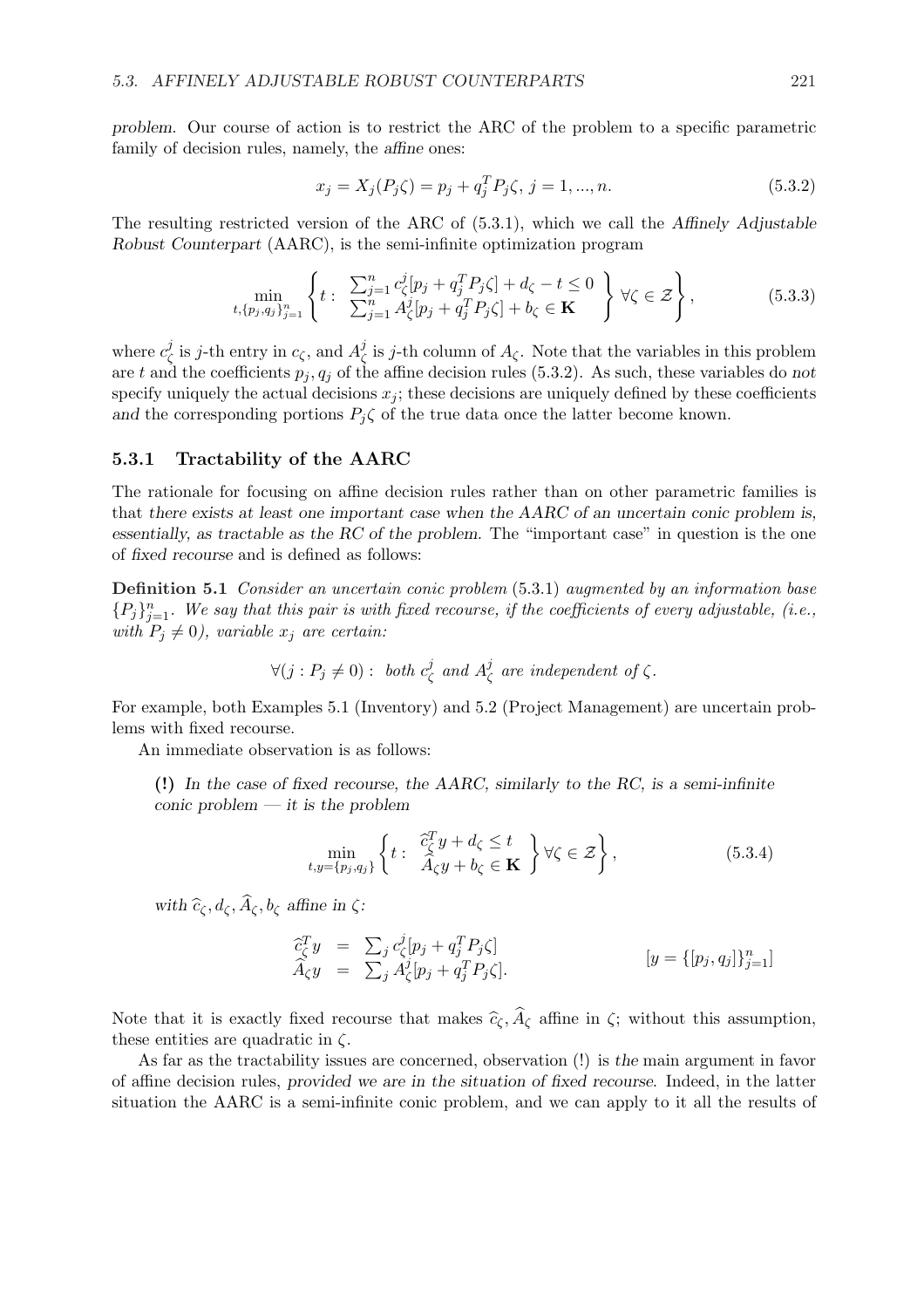*problem.* Our course of action is to restrict the ARC of the problem to a specific parametric family of decision rules, namely, the *affine* ones:

$$x_j = X_j(P_j\zeta) = p_j + q_j^T P_j\zeta,\ j = 1, ..., n. \tag{5.3.2}$$

The resulting restricted version of the ARC of (5.3.1), which we call the *Affinely Adjustable Robust Counterpart* (AARC), is the semi-infinite optimization program

$$\min_{t,\{p_j,q_j\}_{j=1}^n} \left\{ t : \begin{array}{l} \sum_{j=1}^n c_\zeta^j [p_j + q_j^T P_j\zeta] + d_\zeta - t \leq 0 \\ \sum_{j=1}^n A_\zeta^j [p_j + q_j^T P_j\zeta] + b_\zeta \in \mathbf{K} \end{array} \right\} \forall \zeta \in \mathcal{Z} \right\}, \tag{5.3.3}$$

where $c_\zeta^j$ is $j$-th entry in $c_\zeta$, and $A_\zeta^j$ is $j$-th column of $A_\zeta$. Note that the variables in this problem are $t$ and the coefficients $p_j, q_j$ of the affine decision rules (5.3.2). As such, these variables do *not* specify uniquely the actual decisions $x_j$; these decisions are uniquely defined by these coefficients *and* the corresponding portions $P_j\zeta$ of the true data once the latter become known.

### 5.3.1 Tractability of the AARC

The rationale for focusing on affine decision rules rather than on other parametric families is that *there exists at least one important case when the AARC of an uncertain conic problem is, essentially, as tractable as the RC of the problem.* The "important case" in question is the one of *fixed recourse* and is defined as follows:

**Definition 5.1** *Consider an uncertain conic problem* (5.3.1) *augmented by an information base* $\{P_j\}_{j=1}^n$. *We say that this pair is with fixed recourse, if the coefficients of every adjustable, (i.e., with* $P_j \neq 0$*), variable* $x_j$ *are certain:*

$$\forall (j : P_j \neq 0) : \text{ both } c_\zeta^j \text{ and } A_\zeta^j \text{ are independent of } \zeta.$$

For example, both Examples 5.1 (Inventory) and 5.2 (Project Management) are uncertain problems with fixed recourse.

An immediate observation is as follows:

> **(!)** *In the case of fixed recourse, the AARC, similarly to the RC, is a semi-infinite conic problem — it is the problem*
>
> $$\min_{t,y=\{p_j,q_j\}} \left\{ t : \begin{array}{l} \widehat{c}_\zeta^T y + d_\zeta \leq t \\ \widehat{A}_\zeta y + b_\zeta \in \mathbf{K} \end{array} \right\} \forall \zeta \in \mathcal{Z} \right\}, \tag{5.3.4}$$
>
> *with* $\widehat{c}_\zeta, d_\zeta, \widehat{A}_\zeta, b_\zeta$ *affine in* $\zeta$*:*
>
> $$\begin{array}{rcl} \widehat{c}_\zeta^T y & = & \sum_j c_\zeta^j [p_j + q_j^T P_j\zeta] \\ \widehat{A}_\zeta y & = & \sum_j A_\zeta^j [p_j + q_j^T P_j\zeta]. \end{array} \qquad [y = \{[p_j, q_j]\}_{j=1}^n]$$

Note that it is exactly fixed recourse that makes $\widehat{c}_\zeta, \widehat{A}_\zeta$ affine in $\zeta$; without this assumption, these entities are quadratic in $\zeta$.

As far as the tractability issues are concerned, observation (!) is *the* main argument in favor of affine decision rules, *provided we are in the situation of fixed recourse*. Indeed, in the latter situation the AARC is a semi-infinite conic problem, and we can apply to it all the results of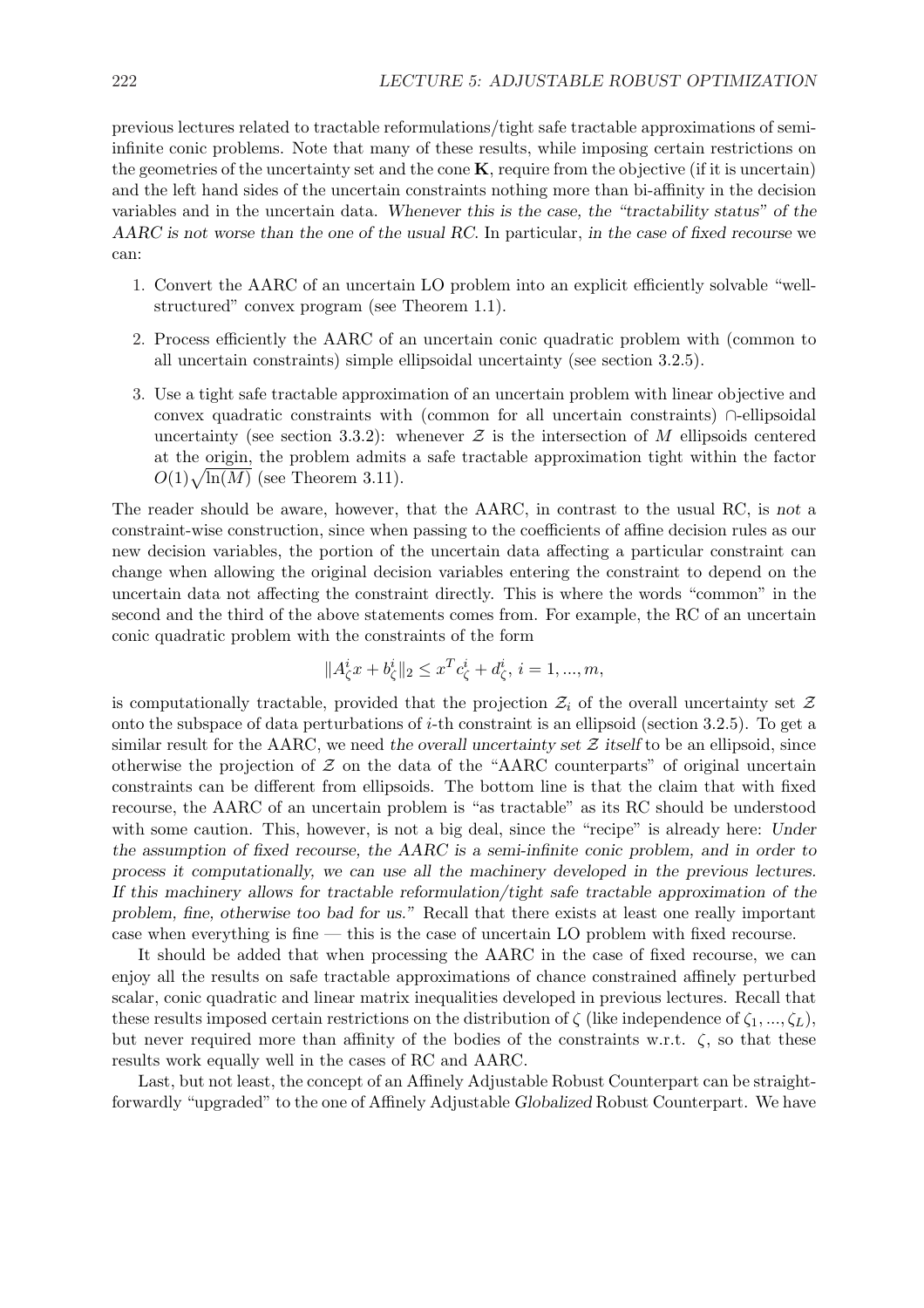previous lectures related to tractable reformulations/tight safe tractable approximations of semi-infinite conic problems. Note that many of these results, while imposing certain restrictions on the geometries of the uncertainty set and the cone $\mathbf{K}$, require from the objective (if it is uncertain) and the left hand sides of the uncertain constraints nothing more than bi-affinity in the decision variables and in the uncertain data. *Whenever this is the case, the "tractability status" of the AARC is not worse than the one of the usual RC.* In particular, *in the case of fixed recourse* we can:

1. Convert the AARC of an uncertain LO problem into an explicit efficiently solvable "well-structured" convex program (see Theorem 1.1).
2. Process efficiently the AARC of an uncertain conic quadratic problem with (common to all uncertain constraints) simple ellipsoidal uncertainty (see section 3.2.5).
3. Use a tight safe tractable approximation of an uncertain problem with linear objective and convex quadratic constraints with (common for all uncertain constraints) $\cap$-ellipsoidal uncertainty (see section 3.3.2): whenever $\mathcal{Z}$ is the intersection of $M$ ellipsoids centered at the origin, the problem admits a safe tractable approximation tight within the factor $O(1)\sqrt{\ln(M)}$ (see Theorem 3.11).

The reader should be aware, however, that the AARC, in contrast to the usual RC, is *not* a constraint-wise construction, since when passing to the coefficients of affine decision rules as our new decision variables, the portion of the uncertain data affecting a particular constraint can change when allowing the original decision variables entering the constraint to depend on the uncertain data not affecting the constraint directly. This is where the words "common" in the second and the third of the above statements comes from. For example, the RC of an uncertain conic quadratic problem with the constraints of the form

$$\|A^i_\zeta x + b^i_\zeta\|_2 \le x^T c^i_\zeta + d^i_\zeta,\ i = 1, ..., m,$$

is computationally tractable, provided that the projection $\mathcal{Z}_i$ of the overall uncertainty set $\mathcal{Z}$ onto the subspace of data perturbations of $i$-th constraint is an ellipsoid (section 3.2.5). To get a similar result for the AARC, we need *the overall uncertainty set $\mathcal{Z}$ itself* to be an ellipsoid, since otherwise the projection of $\mathcal{Z}$ on the data of the "AARC counterparts" of original uncertain constraints can be different from ellipsoids. The bottom line is that the claim that with fixed recourse, the AARC of an uncertain problem is "as tractable" as its RC should be understood with some caution. This, however, is not a big deal, since the "recipe" is already here: *Under the assumption of fixed recourse, the AARC is a semi-infinite conic problem, and in order to process it computationally, we can use all the machinery developed in the previous lectures. If this machinery allows for tractable reformulation/tight safe tractable approximation of the problem, fine, otherwise too bad for us."* Recall that there exists at least one really important case when everything is fine — this is the case of uncertain LO problem with fixed recourse.

It should be added that when processing the AARC in the case of fixed recourse, we can enjoy all the results on safe tractable approximations of chance constrained affinely perturbed scalar, conic quadratic and linear matrix inequalities developed in previous lectures. Recall that these results imposed certain restrictions on the distribution of $\zeta$ (like independence of $\zeta_1, ..., \zeta_L$), but never required more than affinity of the bodies of the constraints w.r.t. $\zeta$, so that these results work equally well in the cases of RC and AARC.

Last, but not least, the concept of an Affinely Adjustable Robust Counterpart can be straightforwardly "upgraded" to the one of Affinely Adjustable *Globalized* Robust Counterpart. We have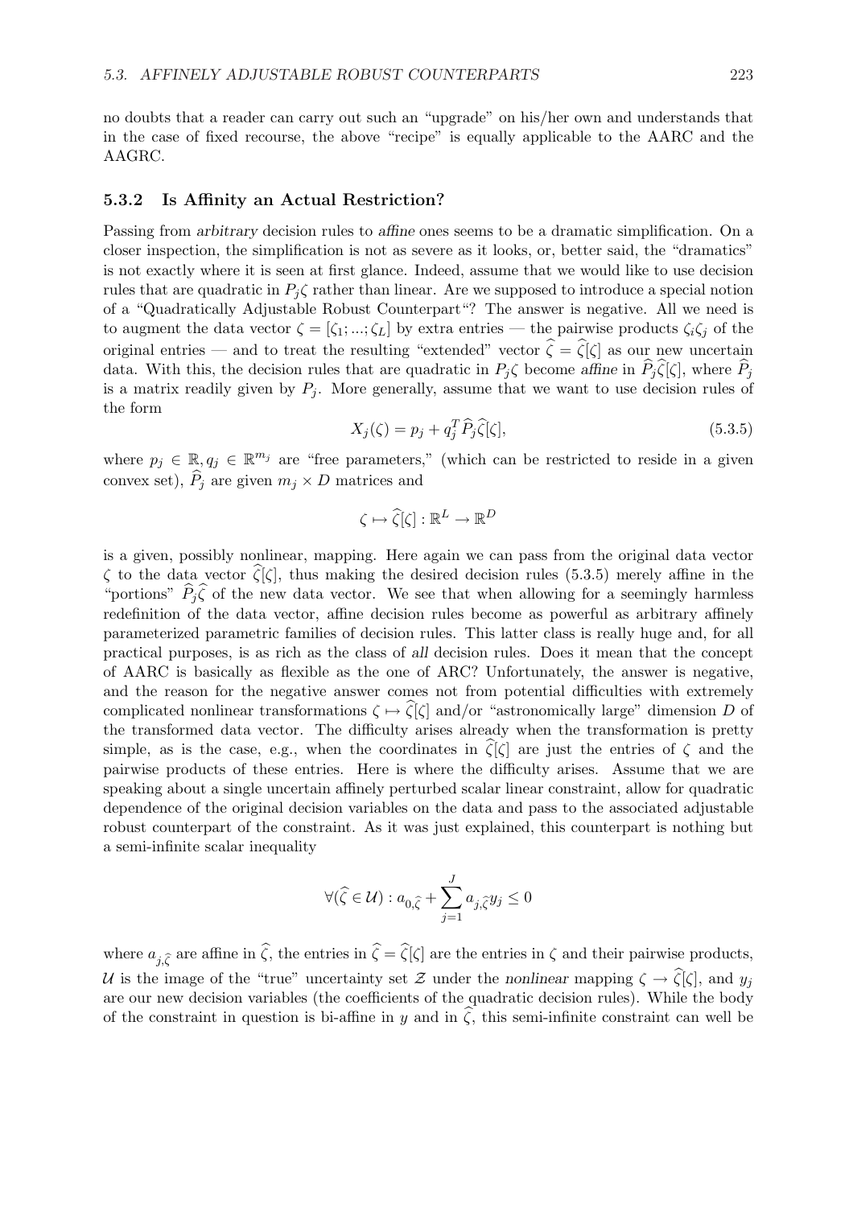no doubts that a reader can carry out such an "upgrade" on his/her own and understands that in the case of fixed recourse, the above "recipe" is equally applicable to the AARC and the AAGRC.

### 5.3.2 Is Affinity an Actual Restriction?

Passing from *arbitrary* decision rules to *affine* ones seems to be a dramatic simplification. On a closer inspection, the simplification is not as severe as it looks, or, better said, the "dramatics" is not exactly where it is seen at first glance. Indeed, assume that we would like to use decision rules that are quadratic in $P_j\zeta$ rather than linear. Are we supposed to introduce a special notion of a "Quadratically Adjustable Robust Counterpart"? The answer is negative. All we need is to augment the data vector $\zeta = [\zeta_1; ...; \zeta_L]$ by extra entries — the pairwise products $\zeta_i\zeta_j$ of the original entries — and to treat the resulting "extended" vector $\widehat{\zeta} = \widehat{\zeta}[\zeta]$ as our new uncertain data. With this, the decision rules that are quadratic in $P_j\zeta$ become *affine* in $\widehat{P}_j\widehat{\zeta}[\zeta]$, where $\widehat{P}_j$ is a matrix readily given by $P_j$. More generally, assume that we want to use decision rules of the form

$$X_j(\zeta) = p_j + q_j^T \widehat{P}_j \widehat{\zeta}[\zeta], \tag{5.3.5}$$

where $p_j \in \mathbb{R}, q_j \in \mathbb{R}^{m_j}$ are "free parameters," (which can be restricted to reside in a given convex set), $\widehat{P}_j$ are given $m_j \times D$ matrices and

$$\zeta \mapsto \widehat{\zeta}[\zeta] : \mathbb{R}^L \to \mathbb{R}^D$$

is a given, possibly nonlinear, mapping. Here again we can pass from the original data vector $\zeta$ to the data vector $\widehat{\zeta}[\zeta]$, thus making the desired decision rules (5.3.5) merely affine in the "portions" $\widehat{P}_j\widehat{\zeta}$ of the new data vector. We see that when allowing for a seemingly harmless redefinition of the data vector, affine decision rules become as powerful as arbitrary affinely parameterized parametric families of decision rules. This latter class is really huge and, for all practical purposes, is as rich as the class of *all* decision rules. Does it mean that the concept of AARC is basically as flexible as the one of ARC? Unfortunately, the answer is negative, and the reason for the negative answer comes not from potential difficulties with extremely complicated nonlinear transformations $\zeta \mapsto \widehat{\zeta}[\zeta]$ and/or "astronomically large" dimension $D$ of the transformed data vector. The difficulty arises already when the transformation is pretty simple, as is the case, e.g., when the coordinates in $\widehat{\zeta}[\zeta]$ are just the entries of $\zeta$ and the pairwise products of these entries. Here is where the difficulty arises. Assume that we are speaking about a single uncertain affinely perturbed scalar linear constraint, allow for quadratic dependence of the original decision variables on the data and pass to the associated adjustable robust counterpart of the constraint. As it was just explained, this counterpart is nothing but a semi-infinite scalar inequality

$$\forall (\widehat{\zeta} \in \mathcal{U}) : a_{0,\widehat{\zeta}} + \sum_{j=1}^{J} a_{j,\widehat{\zeta}} y_j \leq 0$$

where $a_{j,\widehat{\zeta}}$ are affine in $\widehat{\zeta}$, the entries in $\widehat{\zeta} = \widehat{\zeta}[\zeta]$ are the entries in $\zeta$ and their pairwise products, $\mathcal{U}$ is the image of the "true" uncertainty set $\mathcal{Z}$ under the *nonlinear* mapping $\zeta \to \widehat{\zeta}[\zeta]$, and $y_j$ are our new decision variables (the coefficients of the quadratic decision rules). While the body of the constraint in question is bi-affine in $y$ and in $\widehat{\zeta}$, this semi-infinite constraint can well be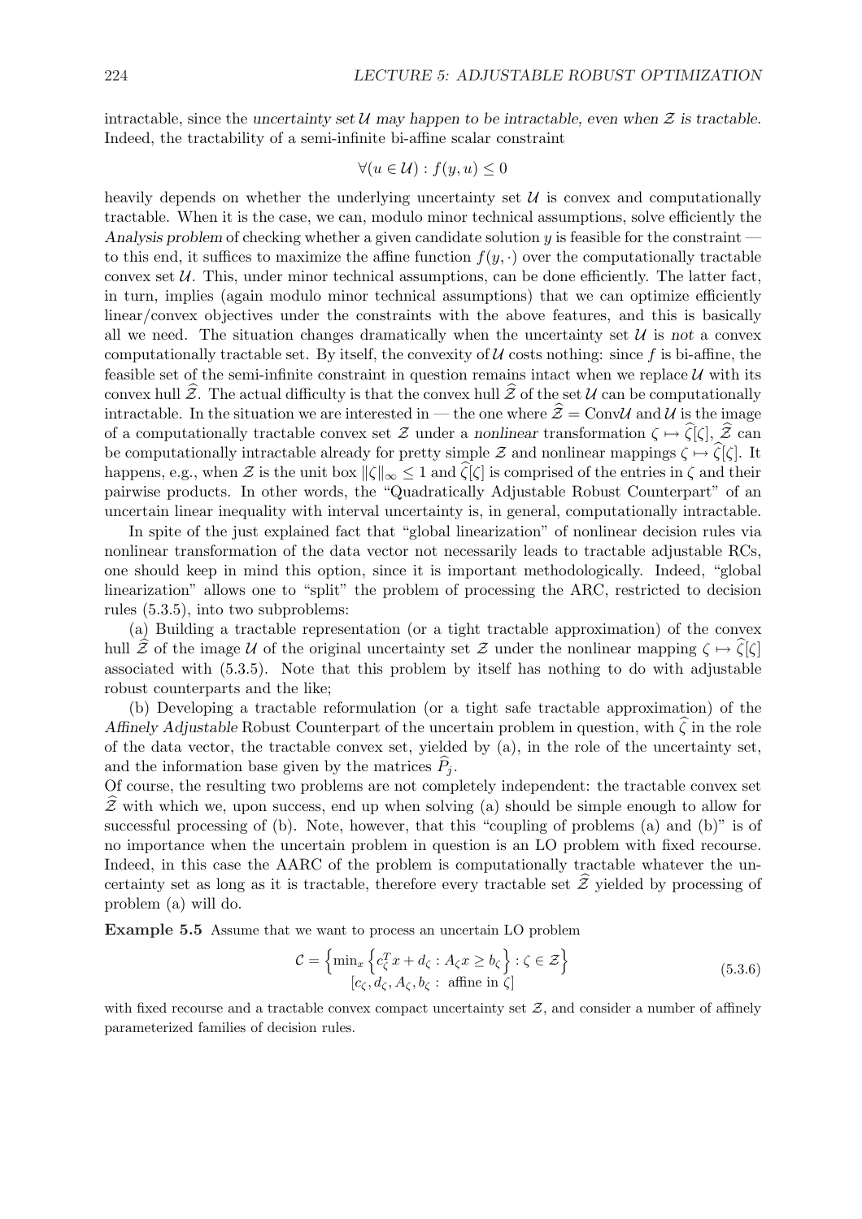intractable, since the *uncertainty set* $\mathcal{U}$ *may happen to be intractable, even when* $\mathcal{Z}$ *is tractable.* Indeed, the tractability of a semi-infinite bi-affine scalar constraint

$$\forall (u \in \mathcal{U}) : f(y, u) \leq 0$$

heavily depends on whether the underlying uncertainty set $\mathcal{U}$ is convex and computationally tractable. When it is the case, we can, modulo minor technical assumptions, solve efficiently the *Analysis problem* of checking whether a given candidate solution $y$ is feasible for the constraint — to this end, it suffices to maximize the affine function $f(y, \cdot)$ over the computationally tractable convex set $\mathcal{U}$. This, under minor technical assumptions, can be done efficiently. The latter fact, in turn, implies (again modulo minor technical assumptions) that we can optimize efficiently linear/convex objectives under the constraints with the above features, and this is basically all we need. The situation changes dramatically when the uncertainty set $\mathcal{U}$ is *not* a convex computationally tractable set. By itself, the convexity of $\mathcal{U}$ costs nothing: since $f$ is bi-affine, the feasible set of the semi-infinite constraint in question remains intact when we replace $\mathcal{U}$ with its convex hull $\widehat{\mathcal{Z}}$. The actual difficulty is that the convex hull $\widehat{\mathcal{Z}}$ of the set $\mathcal{U}$ can be computationally intractable. In the situation we are interested in — the one where $\widehat{\mathcal{Z}} = \mathrm{Conv}\mathcal{U}$ and $\mathcal{U}$ is the image of a computationally tractable convex set $\mathcal{Z}$ under a *nonlinear* transformation $\zeta \mapsto \widehat{\zeta}[\zeta]$, $\widehat{\mathcal{Z}}$ can be computationally intractable already for pretty simple $\mathcal{Z}$ and nonlinear mappings $\zeta \mapsto \widehat{\zeta}[\zeta]$. It happens, e.g., when $\mathcal{Z}$ is the unit box $\|\zeta\|_\infty \leq 1$ and $\widehat{\zeta}[\zeta]$ is comprised of the entries in $\zeta$ and their pairwise products. In other words, the "Quadratically Adjustable Robust Counterpart" of an uncertain linear inequality with interval uncertainty is, in general, computationally intractable.

In spite of the just explained fact that "global linearization" of nonlinear decision rules via nonlinear transformation of the data vector not necessarily leads to tractable adjustable RCs, one should keep in mind this option, since it is important methodologically. Indeed, "global linearization" allows one to "split" the problem of processing the ARC, restricted to decision rules (5.3.5), into two subproblems:

(a) Building a tractable representation (or a tight tractable approximation) of the convex hull $\widehat{\mathcal{Z}}$ of the image $\mathcal{U}$ of the original uncertainty set $\mathcal{Z}$ under the nonlinear mapping $\zeta \mapsto \widehat{\zeta}[\zeta]$ associated with (5.3.5). Note that this problem by itself has nothing to do with adjustable robust counterparts and the like;

(b) Developing a tractable reformulation (or a tight safe tractable approximation) of the *Affinely Adjustable* Robust Counterpart of the uncertain problem in question, with $\widehat{\zeta}$ in the role of the data vector, the tractable convex set, yielded by (a), in the role of the uncertainty set, and the information base given by the matrices $\widehat{P}_j$.

Of course, the resulting two problems are not completely independent: the tractable convex set $\widehat{\mathcal{Z}}$ with which we, upon success, end up when solving (a) should be simple enough to allow for successful processing of (b). Note, however, that this "coupling of problems (a) and (b)" is of no importance when the uncertain problem in question is an LO problem with fixed recourse. Indeed, in this case the AARC of the problem is computationally tractable whatever the uncertainty set as long as it is tractable, therefore every tractable set $\widehat{\mathcal{Z}}$ yielded by processing of problem (a) will do.

**Example 5.5** Assume that we want to process an uncertain LO problem

$$\mathcal{C} = \left\{ \underset{[c_\zeta, d_\zeta, A_\zeta, b_\zeta : \text{ affine in } \zeta]}{\min_x \left\{ c_\zeta^T x + d_\zeta : A_\zeta x \geq b_\zeta \right\}} : \zeta \in \mathcal{Z} \right\} \tag{5.3.6}$$

with fixed recourse and a tractable convex compact uncertainty set $\mathcal{Z}$, and consider a number of affinely parameterized families of decision rules.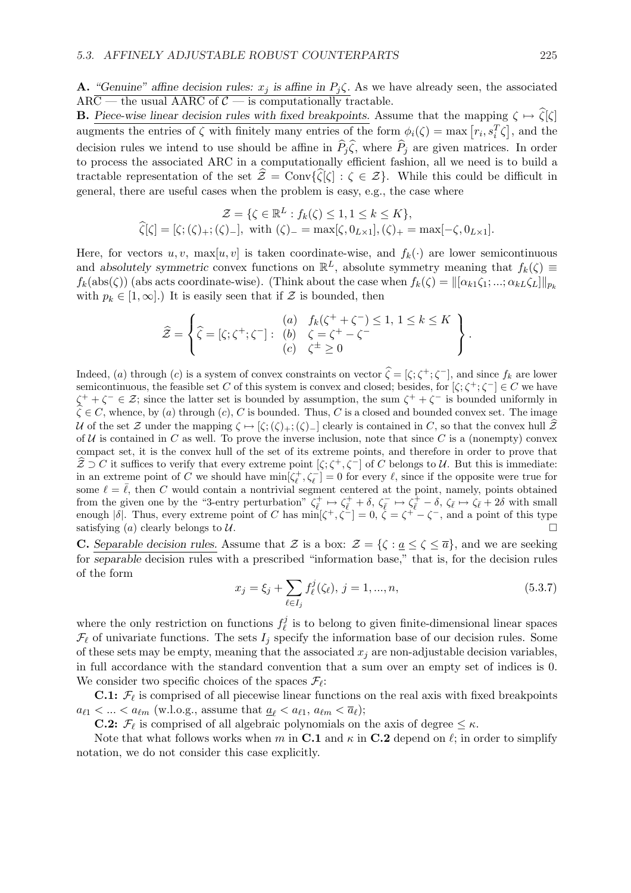**A.** *"Genuine" affine decision rules: $x_j$ is affine in $P_j\zeta$.* As we have already seen, the associated ARC — the usual AARC of $\mathcal{C}$ — is computationally tractable.

**B.** *Piece-wise linear decision rules with fixed breakpoints.* Assume that the mapping $\zeta \mapsto \widehat{\zeta}[\zeta]$ augments the entries of $\zeta$ with finitely many entries of the form $\phi_i(\zeta) = \max\left[r_i, s_i^T\zeta\right]$, and the decision rules we intend to use should be affine in $\widehat{P}_j\widehat{\zeta}$, where $\widehat{P}_j$ are given matrices. In order to process the associated ARC in a computationally efficient fashion, all we need is to build a tractable representation of the set $\widehat{\mathcal{Z}} = \mathrm{Conv}\{\widehat{\zeta}[\zeta] : \zeta \in \mathcal{Z}\}$. While this could be difficult in general, there are useful cases when the problem is easy, e.g., the case where

$$
\begin{array}{c}
\mathcal{Z} = \{\zeta \in \mathbb{R}^L : f_k(\zeta) \le 1, 1 \le k \le K\},\\
\widehat{\zeta}[\zeta] = [\zeta; (\zeta)_+; (\zeta)_-], \text{ with } (\zeta)_- = \max[\zeta, 0_{L\times 1}], (\zeta)_+ = \max[-\zeta, 0_{L\times 1}].
\end{array}
$$

Here, for vectors $u, v$, $\max[u, v]$ is taken coordinate-wise, and $f_k(\cdot)$ are lower semicontinuous and *absolutely symmetric* convex functions on $\mathbb{R}^L$, absolute symmetry meaning that $f_k(\zeta) \equiv f_k(\mathrm{abs}(\zeta))$ (abs acts coordinate-wise). (Think about the case when $f_k(\zeta) = \|[\alpha_{k1}\zeta_1; ...; \alpha_{kL}\zeta_L]\|_{p_k}$ with $p_k \in [1, \infty]$.) It is easily seen that if $\mathcal{Z}$ is bounded, then

$$
\widehat{\mathcal{Z}} = \left\{ \widehat{\zeta} = [\zeta; \zeta^+; \zeta^-] : \begin{array}{ll} (a) & f_k(\zeta^+ + \zeta^-) \le 1,\ 1 \le k \le K \\ (b) & \zeta = \zeta^+ - \zeta^- \\ (c) & \zeta^\pm \ge 0 \end{array} \right\}.
$$

Indeed, $(a)$ through $(c)$ is a system of convex constraints on vector $\widehat{\zeta} = [\zeta; \zeta^+; \zeta^-]$, and since $f_k$ are lower semicontinuous, the feasible set $C$ of this system is convex and closed; besides, for $[\zeta; \zeta^+; \zeta^-] \in C$ we have $\zeta^+ + \zeta^- \in \mathcal{Z}$; since the latter set is bounded by assumption, the sum $\zeta^+ + \zeta^-$ is bounded uniformly in $\widehat{\zeta} \in C$, whence, by $(a)$ through $(c)$, $C$ is bounded. Thus, $C$ is a closed and bounded convex set. The image $\mathcal{U}$ of the set $\mathcal{Z}$ under the mapping $\zeta \mapsto [\zeta; (\zeta)_+; (\zeta)_-]$ clearly is contained in $C$, so that the convex hull $\widehat{\mathcal{Z}}$ of $\mathcal{U}$ is contained in $C$ as well. To prove the inverse inclusion, note that since $C$ is a (nonempty) convex compact set, it is the convex hull of the set of its extreme points, and therefore in order to prove that $\widehat{\mathcal{Z}} \supset C$ it suffices to verify that every extreme point $[\zeta; \zeta^+; \zeta^-]$ of $C$ belongs to $\mathcal{U}$. But this is immediate: in an extreme point of $C$ we should have $\min[\zeta_\ell^+, \zeta_\ell^-] = 0$ for every $\ell$, since if the opposite were true for some $\ell = \bar{\ell}$, then $C$ would contain a nontrivial segment centered at the point, namely, points obtained from the given one by the "3-entry perturbation" $\zeta_{\bar{\ell}}^+ \mapsto \zeta_{\bar{\ell}}^+ + \delta$, $\zeta_{\bar{\ell}}^- \mapsto \zeta_{\bar{\ell}}^+ - \delta$, $\zeta_{\bar{\ell}} \mapsto \zeta_{\bar{\ell}} + 2\delta$ with small enough $|\delta|$. Thus, every extreme point of $C$ has $\min[\zeta^+, \zeta^-] = 0$, $\zeta = \zeta^+ - \zeta^-$, and a point of this type satisfying $(a)$ clearly belongs to $\mathcal{U}$. $\square$

**C.** *Separable decision rules.* Assume that $\mathcal{Z}$ is a box: $\mathcal{Z} = \{\zeta : \underline{a} \le \zeta \le \overline{a}\}$, and we are seeking for *separable* decision rules with a prescribed "information base," that is, for the decision rules of the form

$$
x_j = \xi_j + \sum_{\ell \in I_j} f_\ell^j(\zeta_\ell),\ j = 1, ..., n, \tag{5.3.7}
$$

where the only restriction on functions $f_\ell^j$ is to belong to given finite-dimensional linear spaces $\mathcal{F}_\ell$ of univariate functions. The sets $I_j$ specify the information base of our decision rules. Some of these sets may be empty, meaning that the associated $x_j$ are non-adjustable decision variables, in full accordance with the standard convention that a sum over an empty set of indices is 0. We consider two specific choices of the spaces $\mathcal{F}_\ell$:

**C.1:** $\mathcal{F}_\ell$ is comprised of all piecewise linear functions on the real axis with fixed breakpoints $a_{\ell 1} < ... < a_{\ell m}$ (w.l.o.g., assume that $\underline{a}_\ell < a_{\ell 1}$, $a_{\ell m} < \overline{a}_\ell$);

**C.2:** $\mathcal{F}_\ell$ is comprised of all algebraic polynomials on the axis of degree $\le \kappa$.

Note that what follows works when $m$ in **C.1** and $\kappa$ in **C.2** depend on $\ell$; in order to simplify notation, we do not consider this case explicitly.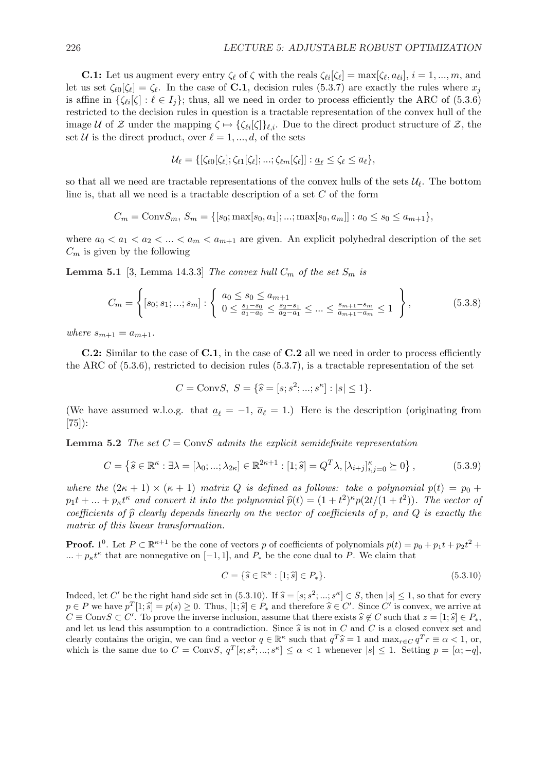**C.1:** Let us augment every entry $\zeta_\ell$ of $\zeta$ with the reals $\zeta_{\ell i}[\zeta_\ell] = \max[\zeta_\ell, a_{\ell i}]$, $i = 1, ..., m$, and let us set $\zeta_{\ell 0}[\zeta_\ell] = \zeta_\ell$. In the case of **C.1**, decision rules (5.3.7) are exactly the rules where $x_j$ is affine in $\{\zeta_{\ell i}[\zeta] : \ell \in I_j\}$; thus, all we need in order to process efficiently the ARC of (5.3.6) restricted to the decision rules in question is a tractable representation of the convex hull of the image $\mathcal{U}$ of $\mathcal{Z}$ under the mapping $\zeta \mapsto \{\zeta_{\ell i}[\zeta]\}_{\ell,i}$. Due to the direct product structure of $\mathcal{Z}$, the set $\mathcal{U}$ is the direct product, over $\ell = 1, ..., d$, of the sets

$$\mathcal{U}_\ell = \{[\zeta_{\ell 0}[\zeta_\ell]; \zeta_{\ell 1}[\zeta_\ell]; ...; \zeta_{\ell m}[\zeta_\ell]] : \underline{a}_\ell \leq \zeta_\ell \leq \overline{a}_\ell\},$$

so that all we need are tractable representations of the convex hulls of the sets $\mathcal{U}_\ell$. The bottom line is, that all we need is a tractable description of a set $C$ of the form

$$C_m = \text{Conv}S_m,\ S_m = \{[s_0; \max[s_0, a_1]; ...; \max[s_0, a_m]] : a_0 \leq s_0 \leq a_{m+1}\},$$

where $a_0 < a_1 < a_2 < ... < a_m < a_{m+1}$ are given. An explicit polyhedral description of the set $C_m$ is given by the following

**Lemma 5.1** [3, Lemma 14.3.3] *The convex hull $C_m$ of the set $S_m$ is*

$$C_m = \left\{ [s_0; s_1; ...; s_m] : \left\{ \begin{array}{l} a_0 \leq s_0 \leq a_{m+1} \\ 0 \leq \frac{s_1 - s_0}{a_1 - a_0} \leq \frac{s_2 - s_1}{a_2 - a_1} \leq ... \leq \frac{s_{m+1} - s_m}{a_{m+1} - a_m} \leq 1 \end{array} \right. \right\}, \tag{5.3.8}$$

*where $s_{m+1} = a_{m+1}$.*

**C.2:** Similar to the case of **C.1**, in the case of **C.2** all we need in order to process efficiently the ARC of (5.3.6), restricted to decision rules (5.3.7), is a tractable representation of the set

$$C = \text{Conv}S,\ S = \{\widehat{s} = [s; s^2; ...; s^\kappa] : |s| \leq 1\}.$$

(We have assumed w.l.o.g. that $\underline{a}_\ell = -1$, $\overline{a}_\ell = 1$.) Here is the description (originating from [75]):

**Lemma 5.2** *The set $C = \text{Conv}S$ admits the explicit semidefinite representation*

$$C = \left\{ \widehat{s} \in \mathbb{R}^\kappa : \exists \lambda = [\lambda_0; ...; \lambda_{2\kappa}] \in \mathbb{R}^{2\kappa+1} : [1; \widehat{s}] = Q^T \lambda, [\lambda_{i+j}]_{i,j=0}^\kappa \succeq 0 \right\}, \tag{5.3.9}$$

*where the $(2\kappa + 1) \times (\kappa + 1)$ matrix $Q$ is defined as follows: take a polynomial $p(t) = p_0 + p_1 t + ... + p_\kappa t^\kappa$ and convert it into the polynomial $\widehat{p}(t) = (1 + t^2)^\kappa p(2t/(1 + t^2))$. The vector of coefficients of $\widehat{p}$ clearly depends linearly on the vector of coefficients of $p$, and $Q$ is exactly the matrix of this linear transformation.*

**Proof.** $1^0$. Let $P \subset \mathbb{R}^{\kappa+1}$ be the cone of vectors $p$ of coefficients of polynomials $p(t) = p_0 + p_1 t + p_2 t^2 + ... + p_\kappa t^\kappa$ that are nonnegative on $[-1, 1]$, and $P_*$ be the cone dual to $P$. We claim that

$$C = \{\widehat{s} \in \mathbb{R}^\kappa : [1; \widehat{s}] \in P_*\}. \tag{5.3.10}$$

Indeed, let $C'$ be the right hand side set in (5.3.10). If $\widehat{s} = [s; s^2; ...; s^\kappa] \in S$, then $|s| \leq 1$, so that for every $p \in P$ we have $p^T[1; \widehat{s}] = p(s) \geq 0$. Thus, $[1; \widehat{s}] \in P_*$ and therefore $\widehat{s} \in C'$. Since $C'$ is convex, we arrive at $C \equiv \text{Conv}S \subset C'$. To prove the inverse inclusion, assume that there exists $\widehat{s} \notin C$ such that $z = [1; \widehat{s}] \in P_*$, and let us lead this assumption to a contradiction. Since $\widehat{s}$ is not in $C$ and $C$ is a closed convex set and clearly contains the origin, we can find a vector $q \in \mathbb{R}^\kappa$ such that $q^T \widehat{s} = 1$ and $\max_{r \in C} q^T r \equiv \alpha < 1$, or, which is the same due to $C = \text{Conv}S$, $q^T[s; s^2; ...; s^\kappa] \leq \alpha < 1$ whenever $|s| \leq 1$. Setting $p = [\alpha; -q]$,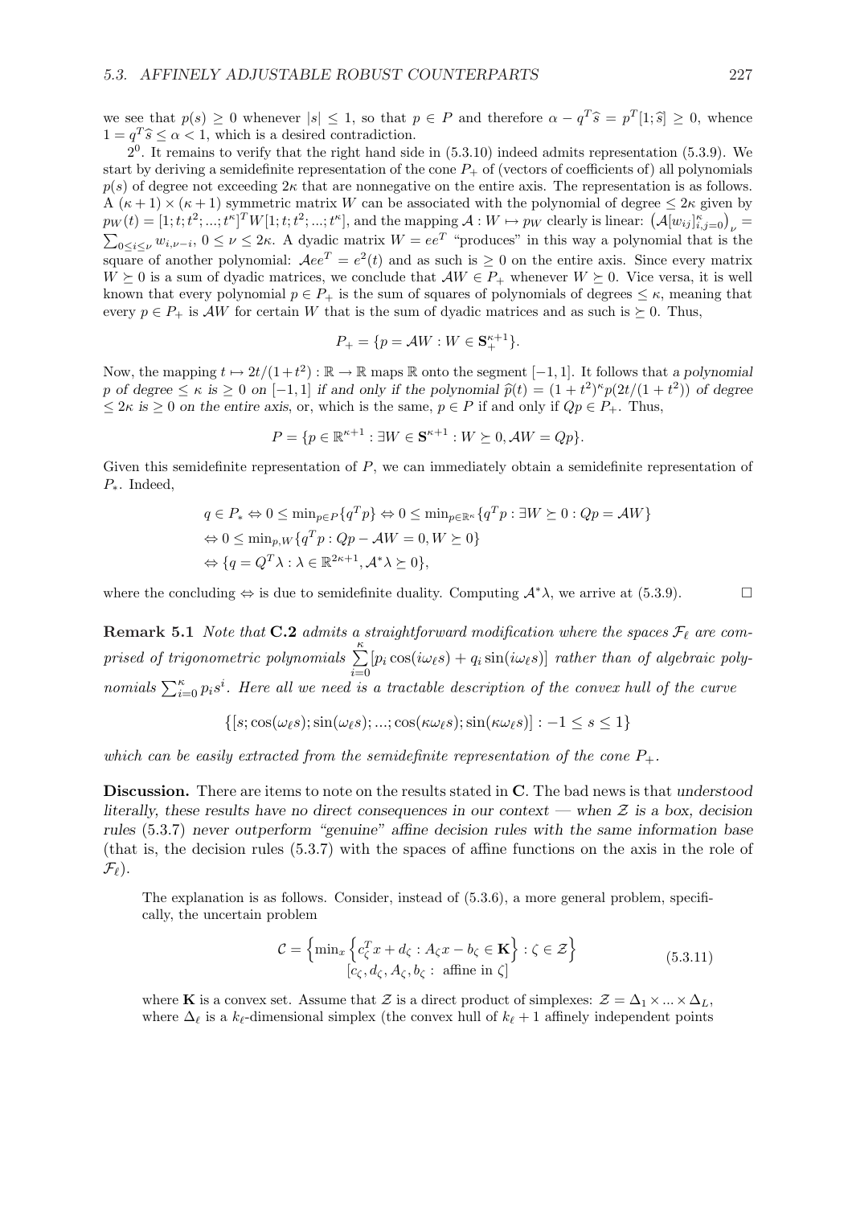we see that $p(s) \geq 0$ whenever $|s| \leq 1$, so that $p \in P$ and therefore $\alpha - q^T\widehat{s} = p^T[1;\widehat{s}] \geq 0$, whence $1 = q^T\widehat{s} \leq \alpha < 1$, which is a desired contradiction.

$2^0$. It remains to verify that the right hand side in (5.3.10) indeed admits representation (5.3.9). We start by deriving a semidefinite representation of the cone $P_+$ of (vectors of coefficients of) all polynomials $p(s)$ of degree not exceeding $2\kappa$ that are nonnegative on the entire axis. The representation is as follows. A $(\kappa+1)\times(\kappa+1)$ symmetric matrix $W$ can be associated with the polynomial of degree $\leq 2\kappa$ given by $p_W(t) = [1;t;t^2;...;t^\kappa]^T W[1;t;t^2;...;t^\kappa]$, and the mapping $\mathcal{A} : W \mapsto p_W$ clearly is linear: $\left(\mathcal{A}[w_{ij}]_{i,j=0}^\kappa\right)_\nu = \sum_{0\leq i\leq\nu} w_{i,\nu-i}$, $0 \leq \nu \leq 2\kappa$. A dyadic matrix $W = ee^T$ "produces" in this way a polynomial that is the square of another polynomial: $\mathcal{A}ee^T = e^2(t)$ and as such is $\geq 0$ on the entire axis. Since every matrix $W \succeq 0$ is a sum of dyadic matrices, we conclude that $\mathcal{A}W \in P_+$ whenever $W \succeq 0$. Vice versa, it is well known that every polynomial $p \in P_+$ is the sum of squares of polynomials of degrees $\leq \kappa$, meaning that every $p \in P_+$ is $\mathcal{A}W$ for certain $W$ that is the sum of dyadic matrices and as such is $\succeq 0$. Thus,

$$P_+ = \{p = \mathcal{A}W : W \in \mathbf{S}_+^{\kappa+1}\}.$$

Now, the mapping $t \mapsto 2t/(1+t^2) : \mathbb{R} \to \mathbb{R}$ maps $\mathbb{R}$ onto the segment $[-1,1]$. It follows that *a polynomial $p$ of degree $\leq \kappa$ is $\geq 0$ on $[-1,1]$ if and only if the polynomial $\widehat{p}(t) = (1+t^2)^\kappa p(2t/(1+t^2))$ of degree $\leq 2\kappa$ is $\geq 0$ on the entire axis*, or, which is the same, $p \in P$ if and only if $Qp \in P_+$. Thus,

$$P = \{p \in \mathbb{R}^{\kappa+1} : \exists W \in \mathbf{S}^{\kappa+1} : W \succeq 0, \mathcal{A}W = Qp\}.$$

Given this semidefinite representation of $P$, we can immediately obtain a semidefinite representation of $P_*$. Indeed,

$$\begin{aligned}
&q \in P_* \Leftrightarrow 0 \leq \min_{p\in P}\{q^T p\} \Leftrightarrow 0 \leq \min_{p\in\mathbb{R}^\kappa}\{q^T p : \exists W \succeq 0 : Qp = \mathcal{A}W\} \\
&\Leftrightarrow 0 \leq \min_{p,W}\{q^T p : Qp - \mathcal{A}W = 0, W \succeq 0\} \\
&\Leftrightarrow \{q = Q^T\lambda : \lambda \in \mathbb{R}^{2\kappa+1}, \mathcal{A}^*\lambda \succeq 0\},
\end{aligned}$$

where the concluding $\Leftrightarrow$ is due to semidefinite duality. Computing $\mathcal{A}^*\lambda$, we arrive at (5.3.9). $\square$

**Remark 5.1** *Note that* **C.2** *admits a straightforward modification where the spaces $\mathcal{F}_\ell$ are comprised of trigonometric polynomials $\sum\limits_{i=0}^{\kappa}[p_i\cos(i\omega_\ell s) + q_i\sin(i\omega_\ell s)]$ rather than of algebraic polynomials $\sum_{i=0}^\kappa p_i s^i$. Here all we need is a tractable description of the convex hull of the curve*

$$\{[s;\cos(\omega_\ell s);\sin(\omega_\ell s);...;\cos(\kappa\omega_\ell s);\sin(\kappa\omega_\ell s)] : -1 \leq s \leq 1\}$$

*which can be easily extracted from the semidefinite representation of the cone $P_+$.*

**Discussion.** There are items to note on the results stated in **C**. The bad news is that *understood literally, these results have no direct consequences in our context — when $\mathcal{Z}$ is a box, decision rules* (5.3.7) *never outperform "genuine" affine decision rules with the same information base* (that is, the decision rules (5.3.7) with the spaces of affine functions on the axis in the role of $\mathcal{F}_\ell$).

The explanation is as follows. Consider, instead of (5.3.6), a more general problem, specifically, the uncertain problem

$$\mathcal{C} = \left\{\min_x \left\{c_\zeta^T x + d_\zeta : A_\zeta x - b_\zeta \in \mathbf{K}\right\} : \zeta \in \mathcal{Z}\right\} \quad [c_\zeta, d_\zeta, A_\zeta, b_\zeta : \text{ affine in } \zeta] \tag{5.3.11}$$

where $\mathbf{K}$ is a convex set. Assume that $\mathcal{Z}$ is a direct product of simplexes: $\mathcal{Z} = \Delta_1 \times ... \times \Delta_L$, where $\Delta_\ell$ is a $k_\ell$-dimensional simplex (the convex hull of $k_\ell + 1$ affinely independent points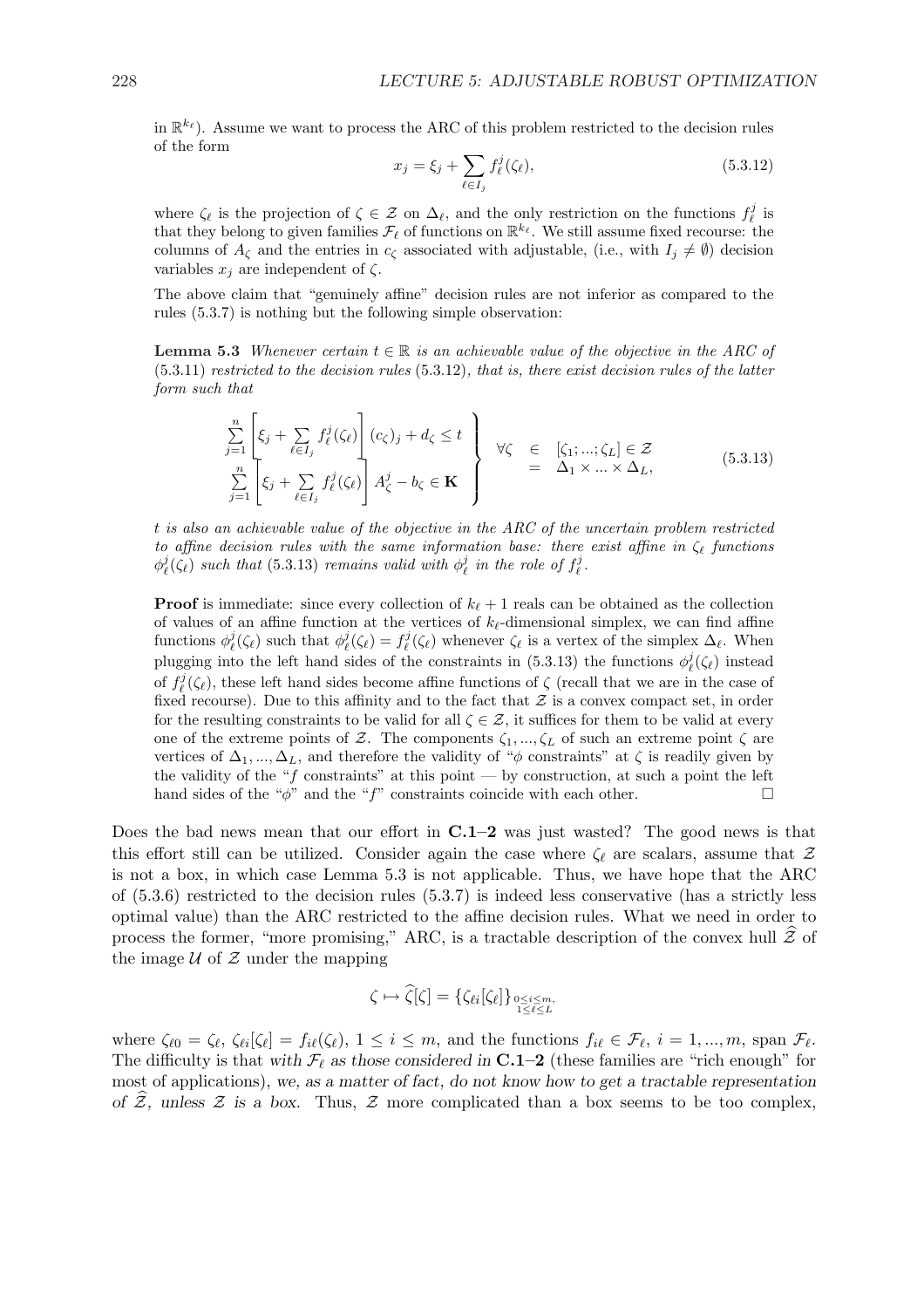in $\mathbb{R}^{k_\ell}$). Assume we want to process the ARC of this problem restricted to the decision rules of the form

$$x_j = \xi_j + \sum_{\ell \in I_j} f_\ell^j(\zeta_\ell), \tag{5.3.12}$$

where $\zeta_\ell$ is the projection of $\zeta \in \mathcal{Z}$ on $\Delta_\ell$, and the only restriction on the functions $f_\ell^j$ is that they belong to given families $\mathcal{F}_\ell$ of functions on $\mathbb{R}^{k_\ell}$. We still assume fixed recourse: the columns of $A_\zeta$ and the entries in $c_\zeta$ associated with adjustable, (i.e., with $I_j \neq \emptyset$) decision variables $x_j$ are independent of $\zeta$.

The above claim that "genuinely affine" decision rules are not inferior as compared to the rules (5.3.7) is nothing but the following simple observation:

**Lemma 5.3** *Whenever certain $t \in \mathbb{R}$ is an achievable value of the objective in the ARC of* (5.3.11) *restricted to the decision rules* (5.3.12)*, that is, there exist decision rules of the latter form such that*

$$\left.\begin{array}{l} \sum\limits_{j=1}^{n} \left[\xi_j + \sum\limits_{\ell \in I_j} f_\ell^j(\zeta_\ell)\right](c_\zeta)_j + d_\zeta \leq t \\ \sum\limits_{j=1}^{n} \left[\xi_j + \sum\limits_{\ell \in I_j} f_\ell^j(\zeta_\ell)\right] A_\zeta^j - b_\zeta \in \mathbf{K} \end{array}\right\} \quad \forall \zeta \begin{array}{l} \in \ [\zeta_1; ...; \zeta_L] \in \mathcal{Z} \\ = \ \Delta_1 \times ... \times \Delta_L, \end{array} \tag{5.3.13}$$

*$t$ is also an achievable value of the objective in the ARC of the uncertain problem restricted to affine decision rules with the same information base: there exist affine in $\zeta_\ell$ functions $\phi_\ell^j(\zeta_\ell)$ such that* (5.3.13) *remains valid with $\phi_\ell^j$ in the role of $f_\ell^j$.*

**Proof** is immediate: since every collection of $k_\ell + 1$ reals can be obtained as the collection of values of an affine function at the vertices of $k_\ell$-dimensional simplex, we can find affine functions $\phi_\ell^j(\zeta_\ell)$ such that $\phi_\ell^j(\zeta_\ell) = f_\ell^j(\zeta_\ell)$ whenever $\zeta_\ell$ is a vertex of the simplex $\Delta_\ell$. When plugging into the left hand sides of the constraints in (5.3.13) the functions $\phi_\ell^j(\zeta_\ell)$ instead of $f_\ell^j(\zeta_\ell)$, these left hand sides become affine functions of $\zeta$ (recall that we are in the case of fixed recourse). Due to this affinity and to the fact that $\mathcal{Z}$ is a convex compact set, in order for the resulting constraints to be valid for all $\zeta \in \mathcal{Z}$, it suffices for them to be valid at every one of the extreme points of $\mathcal{Z}$. The components $\zeta_1, ..., \zeta_L$ of such an extreme point $\zeta$ are vertices of $\Delta_1, ..., \Delta_L$, and therefore the validity of "$\phi$ constraints" at $\zeta$ is readily given by the validity of the "$f$ constraints" at this point — by construction, at such a point the left hand sides of the "$\phi$" and the "$f$" constraints coincide with each other. □

Does the bad news mean that our effort in **C.1–2** was just wasted? The good news is that this effort still can be utilized. Consider again the case where $\zeta_\ell$ are scalars, assume that $\mathcal{Z}$ is not a box, in which case Lemma 5.3 is not applicable. Thus, we have hope that the ARC of (5.3.6) restricted to the decision rules (5.3.7) is indeed less conservative (has a strictly less optimal value) than the ARC restricted to the affine decision rules. What we need in order to process the former, "more promising," ARC, is a tractable description of the convex hull $\widehat{\mathcal{Z}}$ of the image $\mathcal{U}$ of $\mathcal{Z}$ under the mapping

$$\zeta \mapsto \widehat{\zeta}[\zeta] = \{\zeta_{\ell i}[\zeta_\ell]\}_{\substack{0 \leq i \leq m, \\ 1 \leq \ell \leq L}}$$

where $\zeta_{\ell 0} = \zeta_\ell$, $\zeta_{\ell i}[\zeta_\ell] = f_{i\ell}(\zeta_\ell)$, $1 \leq i \leq m$, and the functions $f_{i\ell} \in \mathcal{F}_\ell$, $i = 1, ..., m$, span $\mathcal{F}_\ell$. The difficulty is that *with $\mathcal{F}_\ell$ as those considered in* **C.1–2** (these families are "rich enough" for most of applications), *we, as a matter of fact, do not know how to get a tractable representation of $\widehat{\mathcal{Z}}$, unless $\mathcal{Z}$ is a box.* Thus, $\mathcal{Z}$ more complicated than a box seems to be too complex,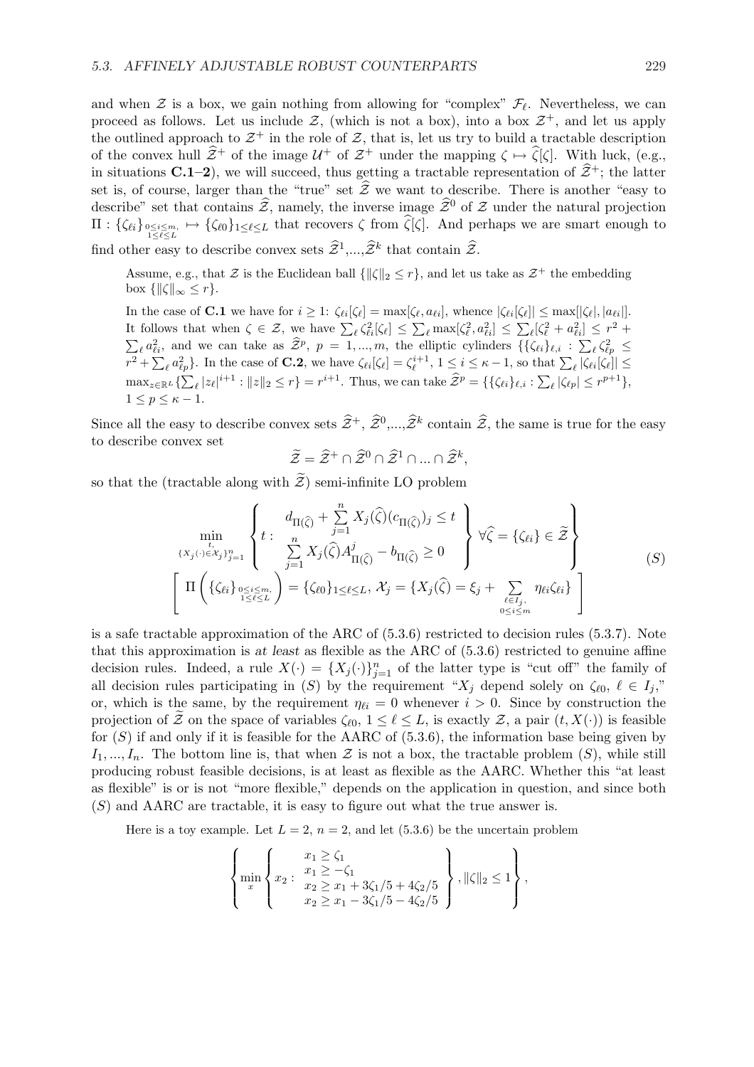and when $\mathcal{Z}$ is a box, we gain nothing from allowing for "complex" $\mathcal{F}_\ell$. Nevertheless, we can proceed as follows. Let us include $\mathcal{Z}$, (which is not a box), into a box $\mathcal{Z}^+$, and let us apply the outlined approach to $\mathcal{Z}^+$ in the role of $\mathcal{Z}$, that is, let us try to build a tractable description of the convex hull $\widehat{\mathcal{Z}}^+$ of the image $\mathcal{U}^+$ of $\mathcal{Z}^+$ under the mapping $\zeta \mapsto \widehat{\zeta}[\zeta]$. With luck, (e.g., in situations **C.1–2**), we will succeed, thus getting a tractable representation of $\widehat{\mathcal{Z}}^+$; the latter set is, of course, larger than the "true" set $\widehat{\mathcal{Z}}$ we want to describe. There is another "easy to describe" set that contains $\widehat{\mathcal{Z}}$, namely, the inverse image $\widehat{\mathcal{Z}}^0$ of $\mathcal{Z}$ under the natural projection $\Pi : \{\zeta_{\ell i}\}_{\substack{0\leq i\leq m,\\ 1\leq \ell\leq L}} \mapsto \{\zeta_{\ell 0}\}_{1\leq \ell\leq L}$ that recovers $\zeta$ from $\widehat{\zeta}[\zeta]$. And perhaps we are smart enough to find other easy to describe convex sets $\widehat{\mathcal{Z}}^1,...,\widehat{\mathcal{Z}}^k$ that contain $\widehat{\mathcal{Z}}$.

Assume, e.g., that $\mathcal{Z}$ is the Euclidean ball $\{\|\zeta\|_2 \leq r\}$, and let us take as $\mathcal{Z}^+$ the embedding box $\{\|\zeta\|_\infty \leq r\}$.

In the case of **C.1** we have for $i \geq 1$: $\zeta_{\ell i}[\zeta_\ell] = \max[\zeta_\ell, a_{\ell i}]$, whence $|\zeta_{\ell i}[\zeta_\ell]| \leq \max[|\zeta_\ell|, |a_{\ell i}|]$. It follows that when $\zeta \in \mathcal{Z}$, we have $\sum_\ell \zeta_{\ell i}^2[\zeta_\ell] \leq \sum_\ell \max[\zeta_\ell^2, a_{\ell i}^2] \leq \sum_\ell [\zeta_\ell^2 + a_{\ell i}^2] \leq r^2 + \sum_\ell a_{\ell i}^2$, and we can take as $\widehat{\mathcal{Z}}^p$, $p = 1, ..., m$, the elliptic cylinders $\{\{\zeta_{\ell i}\}_{\ell,i} : \sum_\ell \zeta_{\ell p}^2 \leq r^2 + \sum_\ell a_{\ell p}^2\}$. In the case of **C.2**, we have $\zeta_{\ell i}[\zeta_\ell] = \zeta_\ell^{i+1}$, $1 \leq i \leq \kappa - 1$, so that $\sum_\ell |\zeta_{\ell i}[\zeta_\ell]| \leq \max_{z\in\mathbb{R}^L}\{\sum_\ell |z_\ell|^{i+1} : \|z\|_2 \leq r\} = r^{i+1}$. Thus, we can take $\widehat{\mathcal{Z}}^p = \{\{\zeta_{\ell i}\}_{\ell,i} : \sum_\ell |\zeta_{\ell p}| \leq r^{p+1}\}$, $1 \leq p \leq \kappa - 1$.

Since all the easy to describe convex sets $\widehat{\mathcal{Z}}^+$, $\widehat{\mathcal{Z}}^0$,...,$\widehat{\mathcal{Z}}^k$ contain $\widehat{\mathcal{Z}}$, the same is true for the easy to describe convex set

$$\widetilde{\mathcal{Z}} = \widehat{\mathcal{Z}}^+ \cap \widehat{\mathcal{Z}}^0 \cap \widehat{\mathcal{Z}}^1 \cap ... \cap \widehat{\mathcal{Z}}^k,$$

so that the (tractable along with $\widetilde{\mathcal{Z}}$) semi-infinite LO problem

$$\min_{\substack{t,\\ \{X_j(\cdot)\in\mathcal{X}_j\}_{j=1}^n}} \left\{ t : \begin{array}{l} d_{\Pi(\widehat{\zeta})} + \sum\limits_{j=1}^n X_j(\widehat{\zeta})(c_{\Pi(\widehat{\zeta})})_j \leq t \\ \sum\limits_{j=1}^n X_j(\widehat{\zeta}) A^j_{\Pi(\widehat{\zeta})} - b_{\Pi(\widehat{\zeta})} \geq 0 \end{array} \right\} \forall \widehat{\zeta} = \{\zeta_{\ell i}\} \in \widetilde{\mathcal{Z}} \right\} \tag{S}$$

$$\left[ \Pi\left(\{\zeta_{\ell i}\}_{\substack{0\leq i\leq m,\\ 1\leq \ell\leq L}}\right) = \{\zeta_{\ell 0}\}_{1\leq\ell\leq L},\ \mathcal{X}_j = \{X_j(\widehat{\zeta}) = \xi_j + \sum_{\substack{\ell\in I_j,\\ 0\leq i\leq m}} \eta_{\ell i}\zeta_{\ell i}\} \right]$$

is a safe tractable approximation of the ARC of (5.3.6) restricted to decision rules (5.3.7). Note that this approximation is *at least* as flexible as the ARC of (5.3.6) restricted to genuine affine decision rules. Indeed, a rule $X(\cdot) = \{X_j(\cdot)\}_{j=1}^n$ of the latter type is "cut off" the family of all decision rules participating in $(S)$ by the requirement "$X_j$ depend solely on $\zeta_{\ell 0}$, $\ell \in I_j$," or, which is the same, by the requirement $\eta_{\ell i} = 0$ whenever $i > 0$. Since by construction the projection of $\widetilde{\mathcal{Z}}$ on the space of variables $\zeta_{\ell 0}$, $1 \leq \ell \leq L$, is exactly $\mathcal{Z}$, a pair $(t, X(\cdot))$ is feasible for $(S)$ if and only if it is feasible for the AARC of (5.3.6), the information base being given by $I_1, ..., I_n$. The bottom line is, that when $\mathcal{Z}$ is not a box, the tractable problem $(S)$, while still producing robust feasible decisions, is at least as flexible as the AARC. Whether this "at least as flexible" is or is not "more flexible," depends on the application in question, and since both $(S)$ and AARC are tractable, it is easy to figure out what the true answer is.

Here is a toy example. Let $L = 2$, $n = 2$, and let (5.3.6) be the uncertain problem

$$\left\{ \min_x \left\{ x_2 : \begin{array}{l} x_1 \geq \zeta_1 \\ x_1 \geq -\zeta_1 \\ x_2 \geq x_1 + 3\zeta_1/5 + 4\zeta_2/5 \\ x_2 \geq x_1 - 3\zeta_1/5 - 4\zeta_2/5 \end{array} \right\}, \|\zeta\|_2 \leq 1 \right\},$$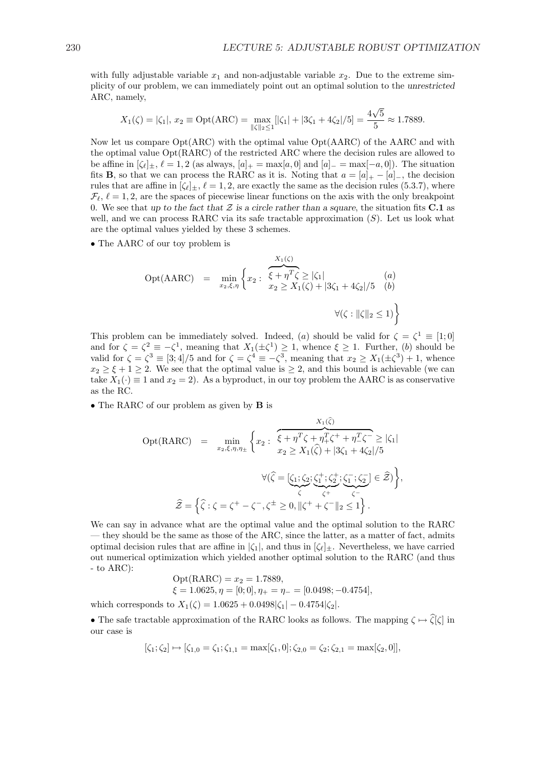with fully adjustable variable $x_1$ and non-adjustable variable $x_2$. Due to the extreme simplicity of our problem, we can immediately point out an optimal solution to the *unrestricted* ARC, namely,

$$X_1(\zeta) = |\zeta_1|,\ x_2 \equiv \mathrm{Opt}(\mathrm{ARC}) = \max_{\|\zeta\|_2 \le 1} [|\zeta_1| + |3\zeta_1 + 4\zeta_2|/5] = \frac{4\sqrt{5}}{5} \approx 1.7889.$$

Now let us compare Opt(ARC) with the optimal value Opt(AARC) of the AARC and with the optimal value Opt(RARC) of the restricted ARC where the decision rules are allowed to be affine in $[\zeta_\ell]_\pm$, $\ell = 1, 2$ (as always, $[a]_+ = \max[a, 0]$ and $[a]_- = \max[-a, 0]$). The situation fits **B**, so that we can process the RARC as it is. Noting that $a = [a]_+ - [a]_-$, the decision rules that are affine in $[\zeta_\ell]_\pm$, $\ell = 1, 2$, are exactly the same as the decision rules (5.3.7), where $\mathcal{F}_\ell$, $\ell = 1, 2$, are the spaces of piecewise linear functions on the axis with the only breakpoint 0. We see that *up to the fact that $\mathcal{Z}$ is a circle rather than a square*, the situation fits **C.1** as well, and we can process RARC via its safe tractable approximation $(S)$. Let us look what are the optimal values yielded by these 3 schemes.

• The AARC of our toy problem is

$$\mathrm{Opt}(\mathrm{AARC}) = \min_{x_2, \xi, \eta} \left\{ x_2 : \begin{array}{ll} \overbrace{\xi + \eta^T \zeta}^{X_1(\zeta)} \ge |\zeta_1| & (a) \\ x_2 \ge X_1(\zeta) + |3\zeta_1 + 4\zeta_2|/5 & (b) \end{array} \quad \forall (\zeta : \|\zeta\|_2 \le 1) \right\}$$

This problem can be immediately solved. Indeed, $(a)$ should be valid for $\zeta = \zeta^1 \equiv [1; 0]$ and for $\zeta = \zeta^2 \equiv -\zeta^1$, meaning that $X_1(\pm\zeta^1) \ge 1$, whence $\xi \ge 1$. Further, $(b)$ should be valid for $\zeta = \zeta^3 \equiv [3; 4]/5$ and for $\zeta = \zeta^4 \equiv -\zeta^3$, meaning that $x_2 \ge X_1(\pm\zeta^3) + 1$, whence $x_2 \ge \xi + 1 \ge 2$. We see that the optimal value is $\ge 2$, and this bound is achievable (we can take $X_1(\cdot) \equiv 1$ and $x_2 = 2$). As a byproduct, in our toy problem the AARC is as conservative as the RC.

• The RARC of our problem as given by **B** is

$$\mathrm{Opt}(\mathrm{RARC}) = \min_{x_2, \xi, \eta, \eta_\pm} \left\{ x_2 : \begin{array}{l} \overbrace{\xi + \eta^T \zeta + \eta_+^T \zeta^+ + \eta_-^T \zeta^-}^{X_1(\widehat{\zeta})} \ge |\zeta_1| \\ x_2 \ge X_1(\widehat{\zeta}) + |3\zeta_1 + 4\zeta_2|/5 \end{array} \quad \forall (\widehat{\zeta} = [\underbrace{\zeta_1; \zeta_2}_{\zeta}; \underbrace{\zeta_1^+; \zeta_2^+}_{\zeta^+}; \underbrace{\zeta_1^-; \zeta_2^-}_{\zeta^-}] \in \widehat{\mathcal{Z}}) \right\},$$

$$\widehat{\mathcal{Z}} = \left\{ \widehat{\zeta} : \zeta = \zeta^+ - \zeta^-, \zeta^\pm \ge 0, \|\zeta^+ + \zeta^-\|_2 \le 1 \right\}.$$

We can say in advance what are the optimal value and the optimal solution to the RARC — they should be the same as those of the ARC, since the latter, as a matter of fact, admits optimal decision rules that are affine in $|\zeta_1|$, and thus in $[\zeta_\ell]_\pm$. Nevertheless, we have carried out numerical optimization which yielded another optimal solution to the RARC (and thus - to ARC):

$$\begin{array}{l} \mathrm{Opt}(\mathrm{RARC}) = x_2 = 1.7889, \\ \xi = 1.0625, \eta = [0; 0], \eta_+ = \eta_- = [0.0498; -0.4754], \end{array}$$

which corresponds to $X_1(\zeta) = 1.0625 + 0.0498|\zeta_1| - 0.4754|\zeta_2|$.

• The safe tractable approximation of the RARC looks as follows. The mapping $\zeta \mapsto \widehat{\zeta}[\zeta]$ in our case is

$$[\zeta_1; \zeta_2] \mapsto [\zeta_{1,0} = \zeta_1; \zeta_{1,1} = \max[\zeta_1, 0]; \zeta_{2,0} = \zeta_2; \zeta_{2,1} = \max[\zeta_2, 0]],$$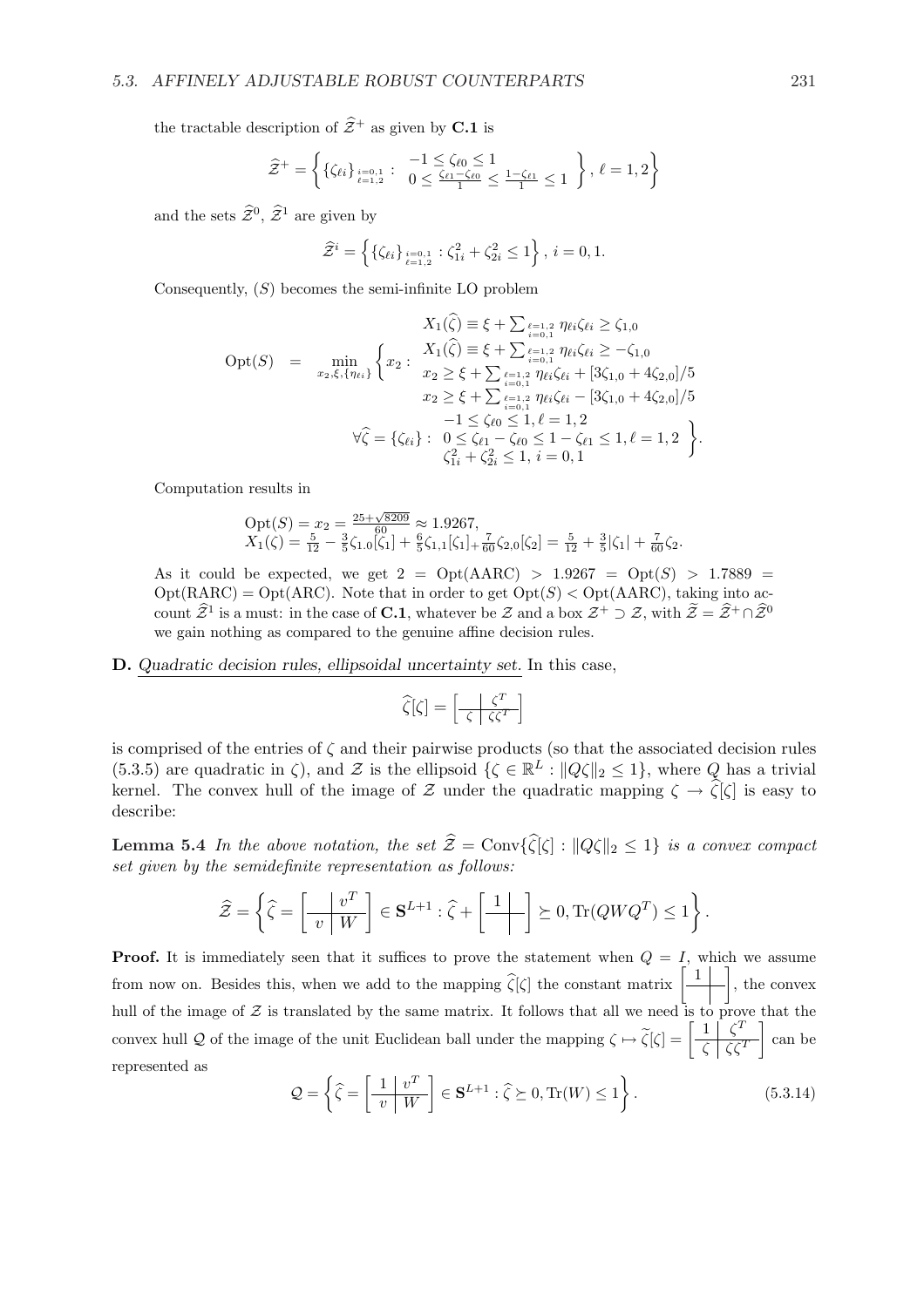the tractable description of $\widehat{\mathcal{Z}}^+$ as given by **C.1** is

$$\widehat{\mathcal{Z}}^+ = \left\{ \{\zeta_{\ell i}\}_{\substack{i=0,1\\ \ell=1,2}} : \begin{array}{c} -1 \le \zeta_{\ell 0} \le 1 \\ 0 \le \frac{\zeta_{\ell 1} - \zeta_{\ell 0}}{1} \le \frac{1-\zeta_{\ell 1}}{1} \le 1 \end{array} \right\}, \ \ell = 1,2 \Bigg\}$$

and the sets $\widehat{\mathcal{Z}}^0$, $\widehat{\mathcal{Z}}^1$ are given by

$$\widehat{\mathcal{Z}}^i = \left\{ \{\zeta_{\ell i}\}_{\substack{i=0,1\\ \ell=1,2}} : \zeta_{1i}^2 + \zeta_{2i}^2 \le 1 \right\}, \ i = 0, 1.$$

Consequently, $(S)$ becomes the semi-infinite LO problem

$$\mathrm{Opt}(S) = \min_{x_2, \xi, \{\eta_{\ell i}\}} \left\{ x_2 : \begin{array}{c} X_1(\widehat{\zeta}) \equiv \xi + \sum_{\substack{\ell=1,2\\ i=0,1}} \eta_{\ell i} \zeta_{\ell i} \ge \zeta_{1,0} \\ X_1(\widehat{\zeta}) \equiv \xi + \sum_{\substack{\ell=1,2\\ i=0,1}} \eta_{\ell i} \zeta_{\ell i} \ge -\zeta_{1,0} \\ x_2 \ge \xi + \sum_{\substack{\ell=1,2\\ i=0,1}} \eta_{\ell i} \zeta_{\ell i} + [3\zeta_{1,0} + 4\zeta_{2,0}]/5 \\ x_2 \ge \xi + \sum_{\substack{\ell=1,2\\ i=0,1}} \eta_{\ell i} \zeta_{\ell i} - [3\zeta_{1,0} + 4\zeta_{2,0}]/5 \\ \forall \widehat{\zeta} = \{\zeta_{\ell i}\} : \begin{array}{c} -1 \le \zeta_{\ell 0} \le 1, \ell = 1,2 \\ 0 \le \zeta_{\ell 1} - \zeta_{\ell 0} \le 1 - \zeta_{\ell 1} \le 1, \ell = 1,2 \\ \zeta_{1i}^2 + \zeta_{2i}^2 \le 1, \ i = 0,1 \end{array} \end{array} \right\}.$$

Computation results in

$$\begin{array}{l} \mathrm{Opt}(S) = x_2 = \frac{25 + \sqrt{8209}}{60} \approx 1.9267, \\ X_1(\zeta) = \frac{5}{12} - \frac{3}{5}\zeta_{1.0}[\zeta_1] + \frac{6}{5}\zeta_{1,1}[\zeta_1] + \frac{7}{60}\zeta_{2,0}[\zeta_2] = \frac{5}{12} + \frac{3}{5}|\zeta_1| + \frac{7}{60}\zeta_2. \end{array}$$

As it could be expected, we get $2 = \mathrm{Opt}(\mathrm{AARC}) > 1.9267 = \mathrm{Opt}(S) > 1.7889 = \mathrm{Opt}(\mathrm{RARC}) = \mathrm{Opt}(\mathrm{ARC})$. Note that in order to get $\mathrm{Opt}(S) < \mathrm{Opt}(\mathrm{AARC})$, taking into account $\widehat{\mathcal{Z}}^1$ is a must: in the case of **C.1**, whatever be $\mathcal{Z}$ and a box $\mathcal{Z}^+ \supset \mathcal{Z}$, with $\widetilde{\mathcal{Z}} = \widehat{\mathcal{Z}}^+ \cap \widehat{\mathcal{Z}}^0$ we gain nothing as compared to the genuine affine decision rules.

**D.** *Quadratic decision rules, ellipsoidal uncertainty set.* In this case,

$$\widehat{\zeta}[\zeta] = \left[ \begin{array}{c|c} & \zeta^T \\ \hline \zeta & \zeta\zeta^T \end{array} \right]$$

is comprised of the entries of $\zeta$ and their pairwise products (so that the associated decision rules (5.3.5) are quadratic in $\zeta$), and $\mathcal{Z}$ is the ellipsoid $\{\zeta \in \mathbb{R}^L : \|Q\zeta\|_2 \le 1\}$, where $Q$ has a trivial kernel. The convex hull of the image of $\mathcal{Z}$ under the quadratic mapping $\zeta \to \widehat{\zeta}[\zeta]$ is easy to describe:

**Lemma 5.4** *In the above notation, the set $\widehat{\mathcal{Z}} = \mathrm{Conv}\{\widehat{\zeta}[\zeta] : \|Q\zeta\|_2 \le 1\}$ is a convex compact set given by the semidefinite representation as follows:*

$$\widehat{\mathcal{Z}} = \left\{ \widehat{\zeta} = \left[ \begin{array}{c|c} & v^T \\ \hline v & W \end{array} \right] \in \mathbf{S}^{L+1} : \widehat{\zeta} + \left[ \begin{array}{c|c} 1 & \\ \hline & \end{array} \right] \succeq 0, \mathrm{Tr}(QWQ^T) \le 1 \right\}.$$

**Proof.** It is immediately seen that it suffices to prove the statement when $Q = I$, which we assume from now on. Besides this, when we add to the mapping $\widehat{\zeta}[\zeta]$ the constant matrix $\left[ \begin{array}{c|c} 1 & \\ \hline & \end{array} \right]$, the convex hull of the image of $\mathcal{Z}$ is translated by the same matrix. It follows that all we need is to prove that the convex hull $\mathcal{Q}$ of the image of the unit Euclidean ball under the mapping $\zeta \mapsto \widetilde{\zeta}[\zeta] = \left[ \begin{array}{c|c} 1 & \zeta^T \\ \hline \zeta & \zeta\zeta^T \end{array} \right]$ can be represented as

$$\mathcal{Q} = \left\{ \widehat{\zeta} = \left[ \begin{array}{c|c} 1 & v^T \\ \hline v & W \end{array} \right] \in \mathbf{S}^{L+1} : \widehat{\zeta} \succeq 0, \mathrm{Tr}(W) \le 1 \right\}. \tag{5.3.14}$$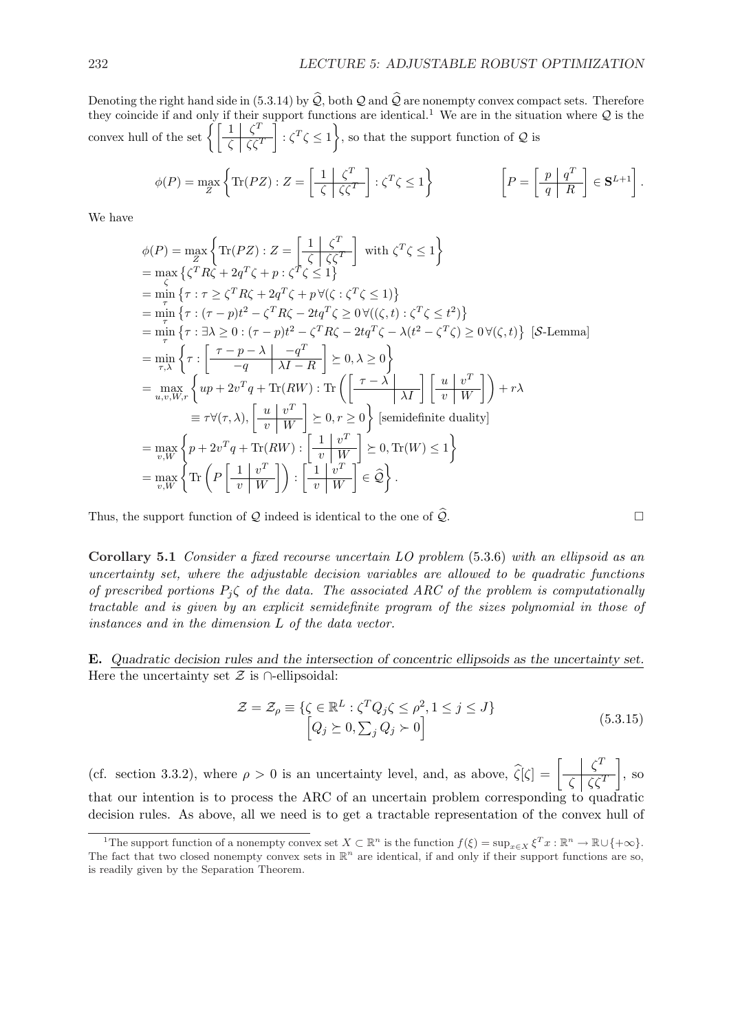Denoting the right hand side in (5.3.14) by $\widehat{\mathcal{Q}}$, both $\mathcal{Q}$ and $\widehat{\mathcal{Q}}$ are nonempty convex compact sets. Therefore they coincide if and only if their support functions are identical.[1] We are in the situation where $\mathcal{Q}$ is the convex hull of the set $\left\{\left[\begin{array}{c|c}1 & \zeta^T\\ \hline \zeta & \zeta\zeta^T\end{array}\right] : \zeta^T\zeta \leq 1\right\}$, so that the support function of $\mathcal{Q}$ is

$$
\phi(P) = \max_Z \left\{ \mathrm{Tr}(PZ) : Z = \left[\begin{array}{c|c}1 & \zeta^T\\ \hline \zeta & \zeta\zeta^T\end{array}\right] : \zeta^T\zeta \leq 1 \right\} \qquad \left[P = \left[\begin{array}{c|c} p & q^T \\ \hline q & R\end{array}\right] \in \mathbf{S}^{L+1}\right].
$$

We have

$$
\begin{array}{l}
\phi(P) = \max\limits_Z \left\{ \mathrm{Tr}(PZ) : Z = \left[\begin{array}{c|c}1 & \zeta^T\\ \hline \zeta & \zeta\zeta^T\end{array}\right] \text{ with } \zeta^T\zeta \leq 1 \right\}\\
= \max\limits_\zeta \left\{ \zeta^T R\zeta + 2q^T\zeta + p : \zeta^T\zeta \leq 1 \right\}\\
= \min\limits_\tau \left\{ \tau : \tau \geq \zeta^T R\zeta + 2q^T\zeta + p \,\forall(\zeta : \zeta^T\zeta \leq 1) \right\}\\
= \min\limits_\tau \left\{ \tau : (\tau - p)t^2 - \zeta^T R\zeta - 2tq^T\zeta \geq 0 \,\forall((\zeta,t) : \zeta^T\zeta \leq t^2) \right\}\\
= \min\limits_\tau \left\{ \tau : \exists \lambda \geq 0 : (\tau - p)t^2 - \zeta^T R\zeta - 2tq^T\zeta - \lambda(t^2 - \zeta^T\zeta) \geq 0 \,\forall(\zeta,t) \right\} \; [\mathcal{S}\text{-Lemma}]\\
= \min\limits_{\tau,\lambda} \left\{ \tau : \left[\begin{array}{c|c} \tau - p - \lambda & -q^T \\ \hline -q & \lambda I - R \end{array}\right] \succeq 0, \lambda \geq 0 \right\}\\
= \max\limits_{u,v,W,r} \left\{ up + 2v^T q + \mathrm{Tr}(RW) : \mathrm{Tr}\left( \left[\begin{array}{c|c} \tau - \lambda & \\ \hline & \lambda I \end{array}\right] \left[\begin{array}{c|c} u & v^T \\ \hline v & W \end{array}\right] \right) + r\lambda \right.\\
\qquad\qquad \left. \equiv \tau \forall(\tau,\lambda), \left[\begin{array}{c|c} u & v^T \\ \hline v & W \end{array}\right] \succeq 0, r \geq 0 \right\} \; [\text{semidefinite duality}]\\
= \max\limits_{v,W} \left\{ p + 2v^T q + \mathrm{Tr}(RW) : \left[\begin{array}{c|c} 1 & v^T \\ \hline v & W \end{array}\right] \succeq 0, \mathrm{Tr}(W) \leq 1 \right\}\\
= \max\limits_{v,W} \left\{ \mathrm{Tr}\left( P \left[\begin{array}{c|c} 1 & v^T \\ \hline v & W \end{array}\right] \right) : \left[\begin{array}{c|c} 1 & v^T \\ \hline v & W \end{array}\right] \in \widehat{\mathcal{Q}} \right\}.
\end{array}
$$

Thus, the support function of $\mathcal{Q}$ indeed is identical to the one of $\widehat{\mathcal{Q}}$. □

**Corollary 5.1** *Consider a fixed recourse uncertain LO problem* (5.3.6) *with an ellipsoid as an uncertainty set, where the adjustable decision variables are allowed to be quadratic functions of prescribed portions $P_j\zeta$ of the data. The associated ARC of the problem is computationally tractable and is given by an explicit semidefinite program of the sizes polynomial in those of instances and in the dimension $L$ of the data vector.*

**E.** *Quadratic decision rules and the intersection of concentric ellipsoids as the uncertainty set.* Here the uncertainty set $\mathcal{Z}$ is $\cap$-ellipsoidal:

$$
\begin{array}{c}
\mathcal{Z} = \mathcal{Z}_\rho \equiv \{\zeta \in \mathbb{R}^L : \zeta^T Q_j \zeta \leq \rho^2, 1 \leq j \leq J\} \\
\left[Q_j \succeq 0, \sum_j Q_j \succ 0\right]
\end{array}
\tag{5.3.15}
$$

(cf. section 3.3.2), where $\rho > 0$ is an uncertainty level, and, as above, $\widehat{\zeta}[\zeta] = \left[\begin{array}{c|c} & \zeta^T \\ \hline \zeta & \zeta\zeta^T \end{array}\right]$, so that our intention is to process the ARC of an uncertain problem corresponding to quadratic decision rules. As above, all we need is to get a tractable representation of the convex hull of

[1] The support function of a nonempty convex set $X \subset \mathbb{R}^n$ is the function $f(\xi) = \sup_{x\in X} \xi^T x : \mathbb{R}^n \to \mathbb{R} \cup \{+\infty\}$. The fact that two closed nonempty convex sets in $\mathbb{R}^n$ are identical, if and only if their support functions are so, is readily given by the Separation Theorem.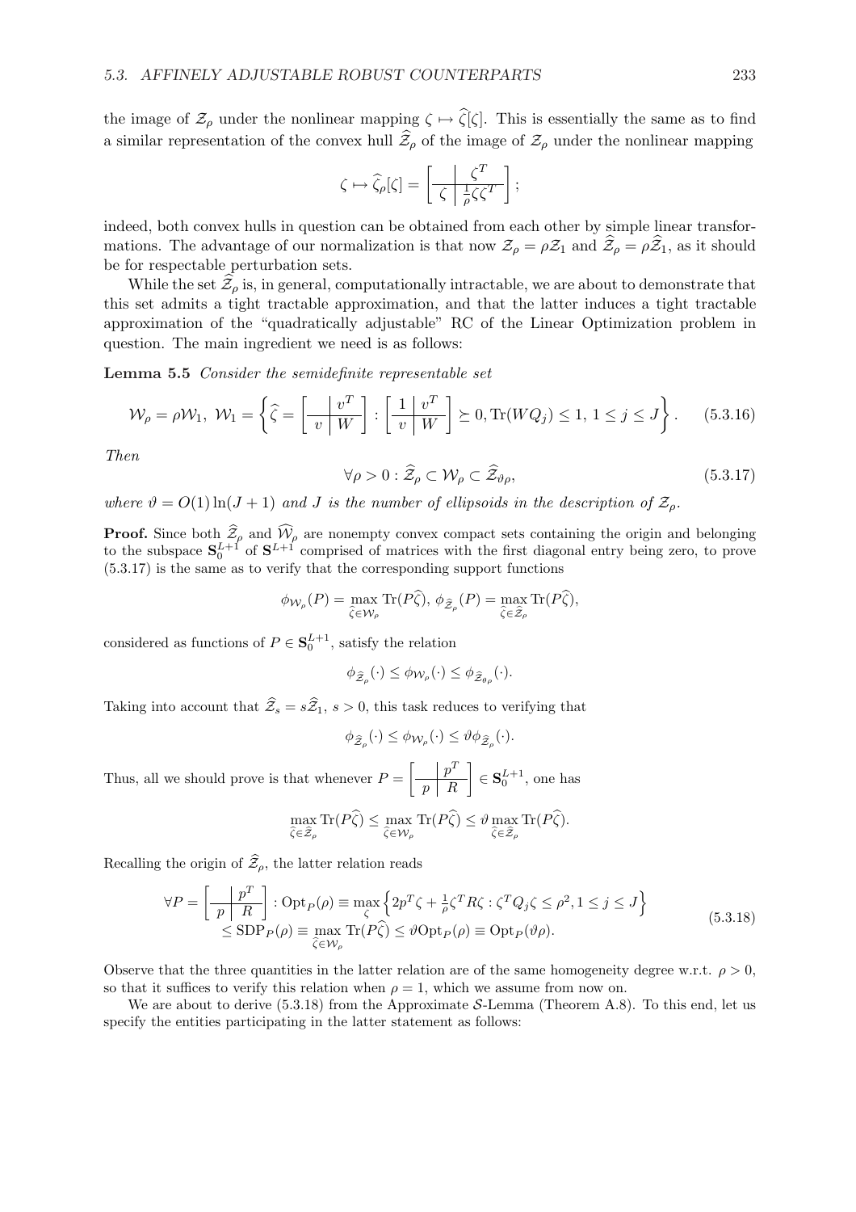the image of $\mathcal{Z}_\rho$ under the nonlinear mapping $\zeta \mapsto \widehat{\zeta}[\zeta]$. This is essentially the same as to find a similar representation of the convex hull $\widehat{\mathcal{Z}}_\rho$ of the image of $\mathcal{Z}_\rho$ under the nonlinear mapping

$$\zeta \mapsto \widehat{\zeta}_\rho[\zeta] = \left[\begin{array}{c|c} & \zeta^T \\ \hline \zeta & \frac{1}{\rho}\zeta\zeta^T \end{array}\right];$$

indeed, both convex hulls in question can be obtained from each other by simple linear transformations. The advantage of our normalization is that now $\mathcal{Z}_\rho = \rho\mathcal{Z}_1$ and $\widehat{\mathcal{Z}}_\rho = \rho\widehat{\mathcal{Z}}_1$, as it should be for respectable perturbation sets.

While the set $\widehat{\mathcal{Z}}_\rho$ is, in general, computationally intractable, we are about to demonstrate that this set admits a tight tractable approximation, and that the latter induces a tight tractable approximation of the "quadratically adjustable" RC of the Linear Optimization problem in question. The main ingredient we need is as follows:

**Lemma 5.5** *Consider the semidefinite representable set*

$$\mathcal{W}_\rho = \rho\mathcal{W}_1,\ \mathcal{W}_1 = \left\{\widehat{\zeta} = \left[\begin{array}{c|c} & v^T \\ \hline v & W \end{array}\right] : \left[\begin{array}{c|c} 1 & v^T \\ \hline v & W \end{array}\right] \succeq 0, \mathrm{Tr}(WQ_j) \le 1,\ 1 \le j \le J\right\}. \tag{5.3.16}$$

*Then*

$$\forall \rho > 0 : \widehat{\mathcal{Z}}_\rho \subset \mathcal{W}_\rho \subset \widehat{\mathcal{Z}}_{\vartheta\rho}, \tag{5.3.17}$$

*where $\vartheta = O(1)\ln(J+1)$ and $J$ is the number of ellipsoids in the description of $\mathcal{Z}_\rho$.*

**Proof.** Since both $\widehat{\mathcal{Z}}_\rho$ and $\widehat{\mathcal{W}}_\rho$ are nonempty convex compact sets containing the origin and belonging to the subspace $\mathbf{S}^{L+1}_0$ of $\mathbf{S}^{L+1}$ comprised of matrices with the first diagonal entry being zero, to prove (5.3.17) is the same as to verify that the corresponding support functions

$$\phi_{\mathcal{W}_\rho}(P) = \max_{\widehat{\zeta}\in\mathcal{W}_\rho} \mathrm{Tr}(P\widehat{\zeta}),\ \phi_{\widehat{\mathcal{Z}}_\rho}(P) = \max_{\widehat{\zeta}\in\widehat{\mathcal{Z}}_\rho} \mathrm{Tr}(P\widehat{\zeta}),$$

considered as functions of $P \in \mathbf{S}^{L+1}_0$, satisfy the relation

$$\phi_{\widehat{\mathcal{Z}}_\rho}(\cdot) \le \phi_{\mathcal{W}_\rho}(\cdot) \le \phi_{\widehat{\mathcal{Z}}_{\vartheta\rho}}(\cdot).$$

Taking into account that $\widehat{\mathcal{Z}}_s = s\widehat{\mathcal{Z}}_1$, $s > 0$, this task reduces to verifying that

$$\phi_{\widehat{\mathcal{Z}}_\rho}(\cdot) \le \phi_{\mathcal{W}_\rho}(\cdot) \le \vartheta\phi_{\widehat{\mathcal{Z}}_\rho}(\cdot).$$

Thus, all we should prove is that whenever $P = \left[\begin{array}{c|c} & p^T \\ \hline p & R \end{array}\right] \in \mathbf{S}^{L+1}_0$, one has

$$\max_{\widehat{\zeta}\in\widehat{\mathcal{Z}}_\rho} \mathrm{Tr}(P\widehat{\zeta}) \le \max_{\widehat{\zeta}\in\mathcal{W}_\rho} \mathrm{Tr}(P\widehat{\zeta}) \le \vartheta \max_{\widehat{\zeta}\in\widehat{\mathcal{Z}}_\rho} \mathrm{Tr}(P\widehat{\zeta}).$$

Recalling the origin of $\widehat{\mathcal{Z}}_\rho$, the latter relation reads

$$\begin{array}{l} \forall P = \left[\begin{array}{c|c} & p^T \\ \hline p & R \end{array}\right] : \mathrm{Opt}_P(\rho) \equiv \max\limits_{\zeta}\left\{2p^T\zeta + \frac{1}{\rho}\zeta^T R\zeta : \zeta^T Q_j \zeta \le \rho^2, 1 \le j \le J\right\} \\ \qquad \le \mathrm{SDP}_P(\rho) \equiv \max\limits_{\widehat{\zeta}\in\mathcal{W}_\rho} \mathrm{Tr}(P\widehat{\zeta}) \le \vartheta\mathrm{Opt}_P(\rho) \equiv \mathrm{Opt}_P(\vartheta\rho). \end{array} \tag{5.3.18}$$

Observe that the three quantities in the latter relation are of the same homogeneity degree w.r.t. $\rho > 0$, so that it suffices to verify this relation when $\rho = 1$, which we assume from now on.

We are about to derive (5.3.18) from the Approximate $\mathcal{S}$-Lemma (Theorem A.8). To this end, let us specify the entities participating in the latter statement as follows: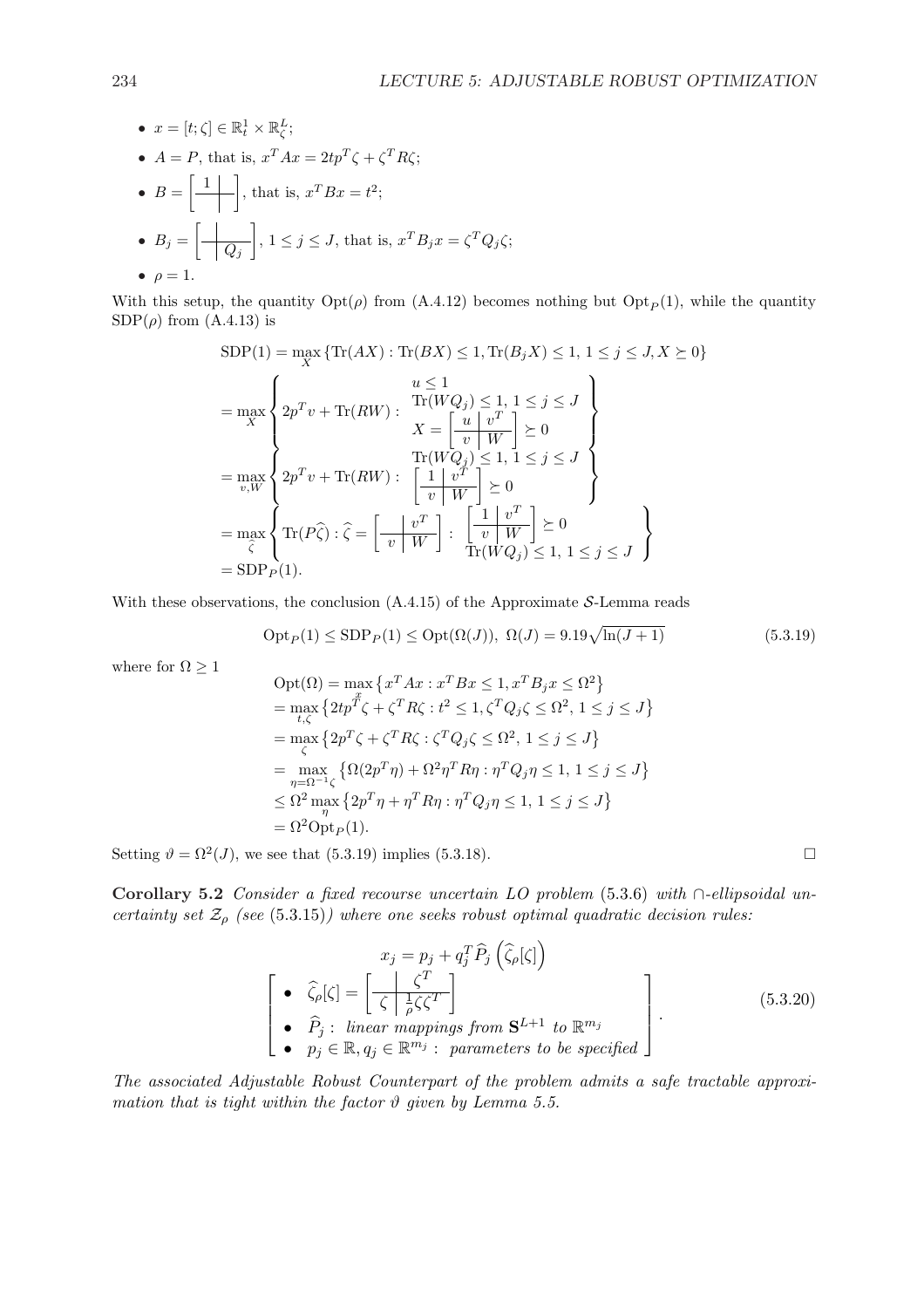- $x = [t; \zeta] \in \mathbb{R}^1_t \times \mathbb{R}^L_\zeta$;
- $A = P$, that is, $x^T A x = 2tp^T\zeta + \zeta^T R\zeta$;
- $B = \left[\begin{array}{c|c} 1 & \\ \hline & \end{array}\right]$, that is, $x^T B x = t^2$;
- $B_j = \left[\begin{array}{c|c} & \\ \hline & Q_j \end{array}\right]$, $1 \leq j \leq J$, that is, $x^T B_j x = \zeta^T Q_j \zeta$;
- $\rho = 1$.

With this setup, the quantity $\mathrm{Opt}(\rho)$ from (A.4.12) becomes nothing but $\mathrm{Opt}_P(1)$, while the quantity $\mathrm{SDP}(\rho)$ from (A.4.13) is

$$
\begin{array}{l}
\mathrm{SDP}(1) = \max\limits_X \left\{ \mathrm{Tr}(AX) : \mathrm{Tr}(BX) \leq 1, \mathrm{Tr}(B_j X) \leq 1, \, 1 \leq j \leq J, X \succeq 0 \right\} \\
= \max\limits_X \left\{ 2p^T v + \mathrm{Tr}(RW) : \begin{array}{c} u \leq 1 \\ \mathrm{Tr}(WQ_j) \leq 1, \, 1 \leq j \leq J \\ X = \left[\begin{array}{c|c} u & v^T \\ \hline v & W \end{array}\right] \succeq 0 \end{array} \right\} \\
= \max\limits_{v,W} \left\{ 2p^T v + \mathrm{Tr}(RW) : \begin{array}{c} \mathrm{Tr}(WQ_j) \leq 1, \, 1 \leq j \leq J \\ \left[\begin{array}{c|c} 1 & v^T \\ \hline v & W \end{array}\right] \succeq 0 \end{array} \right\} \\
= \max\limits_{\widehat{\zeta}} \left\{ \mathrm{Tr}(P\widehat{\zeta}) : \widehat{\zeta} = \left[\begin{array}{c|c} & v^T \\ \hline v & W \end{array}\right] : \begin{array}{c} \left[\begin{array}{c|c} 1 & v^T \\ \hline v & W \end{array}\right] \succeq 0 \\ \mathrm{Tr}(WQ_j) \leq 1, \, 1 \leq j \leq J \end{array} \right\} \\
= \mathrm{SDP}_P(1).
\end{array}
$$

With these observations, the conclusion (A.4.15) of the Approximate $\mathcal{S}$-Lemma reads

$$
\mathrm{Opt}_P(1) \leq \mathrm{SDP}_P(1) \leq \mathrm{Opt}(\Omega(J)), \;\; \Omega(J) = 9.19\sqrt{\ln(J+1)} \tag{5.3.19}
$$

where for $\Omega \geq 1$

$$
\begin{array}{l}
\mathrm{Opt}(\Omega) = \max\limits_x \left\{ x^T A x : x^T B x \leq 1, x^T B_j x \leq \Omega^2 \right\} \\
= \max\limits_{t,\zeta} \left\{ 2tp^T\zeta + \zeta^T R \zeta : t^2 \leq 1, \zeta^T Q_j \zeta \leq \Omega^2, \, 1 \leq j \leq J \right\} \\
= \max\limits_{\zeta} \left\{ 2p^T\zeta + \zeta^T R \zeta : \zeta^T Q_j \zeta \leq \Omega^2, \, 1 \leq j \leq J \right\} \\
= \max\limits_{\eta = \Omega^{-1}\zeta} \left\{ \Omega(2p^T\eta) + \Omega^2 \eta^T R \eta : \eta^T Q_j \eta \leq 1, \, 1 \leq j \leq J \right\} \\
\leq \Omega^2 \max\limits_{\eta} \left\{ 2p^T\eta + \eta^T R \eta : \eta^T Q_j \eta \leq 1, \, 1 \leq j \leq J \right\} \\
= \Omega^2 \mathrm{Opt}_P(1).
\end{array}
$$

Setting $\vartheta = \Omega^2(J)$, we see that (5.3.19) implies (5.3.18). □

**Corollary 5.2** *Consider a fixed recourse uncertain LO problem* (5.3.6) *with $\cap$-ellipsoidal uncertainty set $\mathcal{Z}_\rho$ (see* (5.3.15)*) where one seeks robust optimal quadratic decision rules:*

$$
\begin{array}{c}
x_j = p_j + q_j^T \widehat{P}_j \left( \widehat{\zeta}_\rho[\zeta] \right) \\
\left[ \begin{array}{l}
\bullet \;\; \widehat{\zeta}_\rho[\zeta] = \left[\begin{array}{c|c} & \zeta^T \\ \hline \zeta & \frac{1}{\rho}\zeta\zeta^T \end{array}\right] \\
\bullet \;\; \widehat{P}_j : \textit{ linear mappings from } \mathbf{S}^{L+1} \textit{ to } \mathbb{R}^{m_j} \\
\bullet \;\; p_j \in \mathbb{R}, q_j \in \mathbb{R}^{m_j} : \textit{ parameters to be specified}
\end{array} \right].
\end{array} \tag{5.3.20}
$$

*The associated Adjustable Robust Counterpart of the problem admits a safe tractable approximation that is tight within the factor $\vartheta$ given by Lemma 5.5.*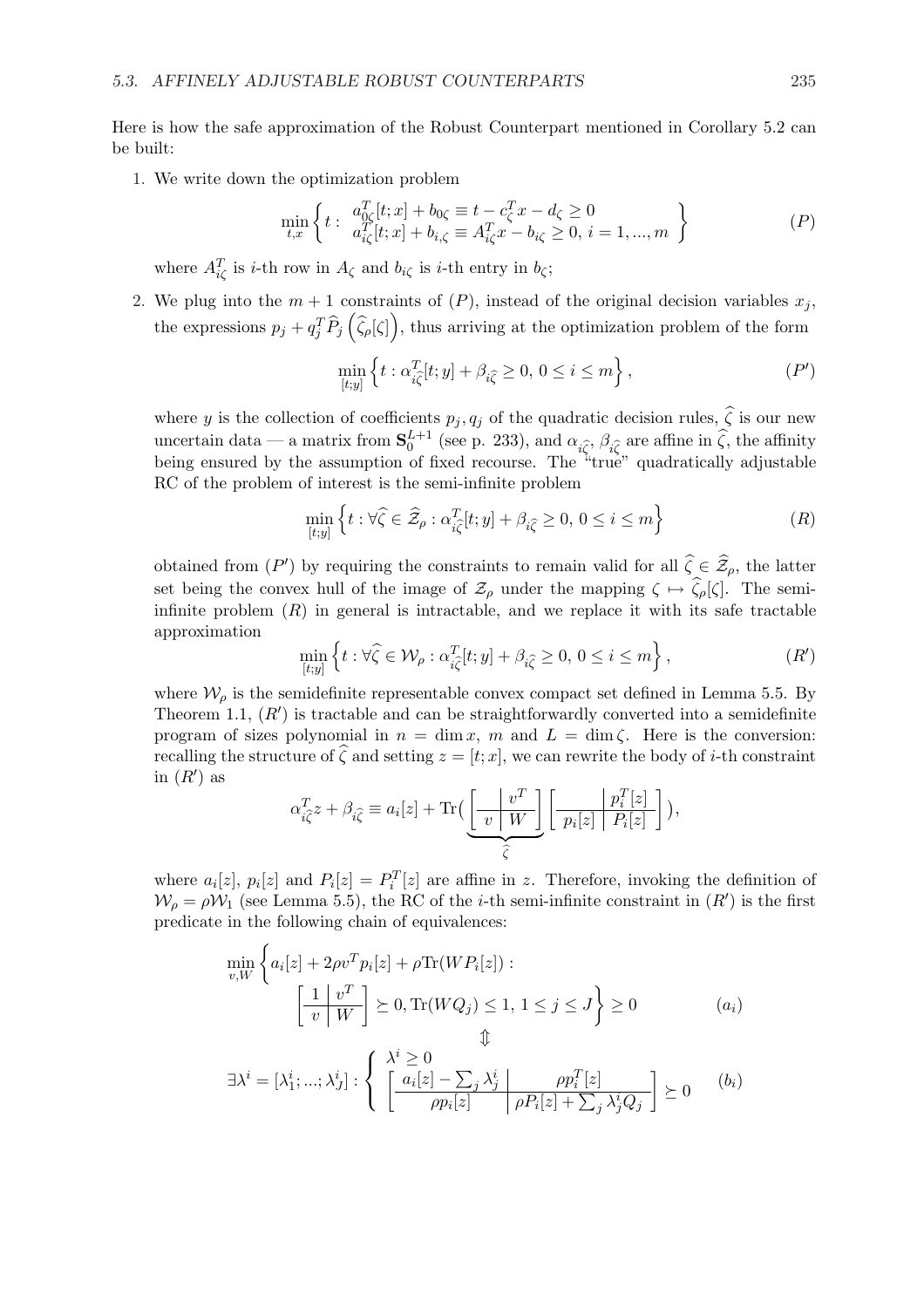Here is how the safe approximation of the Robust Counterpart mentioned in Corollary 5.2 can be built:

1. We write down the optimization problem

$$\min_{t,x}\left\{t:\begin{array}{l}a_{0\zeta}^T[t;x]+b_{0\zeta}\equiv t-c_\zeta^T x-d_\zeta\geq 0\\ a_{i\zeta}^T[t;x]+b_{i,\zeta}\equiv A_{i\zeta}^T x-b_{i\zeta}\geq 0,\ i=1,...,m\end{array}\right\}\tag{$P$}$$

where $A_{i\zeta}^T$ is $i$-th row in $A_\zeta$ and $b_{i\zeta}$ is $i$-th entry in $b_\zeta$;

2. We plug into the $m+1$ constraints of $(P)$, instead of the original decision variables $x_j$, the expressions $p_j+q_j^T\widehat{P}_j\left(\widehat{\zeta}_\rho[\zeta]\right)$, thus arriving at the optimization problem of the form

$$\min_{[t;y]}\left\{t:\alpha_{i\widehat{\zeta}}^T[t;y]+\beta_{i\widehat{\zeta}}\geq 0,\ 0\leq i\leq m\right\},\tag{$P'$}$$

where $y$ is the collection of coefficients $p_j, q_j$ of the quadratic decision rules, $\widehat{\zeta}$ is our new uncertain data — a matrix from $\mathbf{S}_0^{L+1}$ (see p. 233), and $\alpha_{i\widehat{\zeta}}$, $\beta_{i\widehat{\zeta}}$ are affine in $\widehat{\zeta}$, the affinity being ensured by the assumption of fixed recourse. The "true" quadratically adjustable RC of the problem of interest is the semi-infinite problem

$$\min_{[t;y]}\left\{t:\forall\widehat{\zeta}\in\widehat{\mathcal{Z}}_\rho:\alpha_{i\widehat{\zeta}}^T[t;y]+\beta_{i\widehat{\zeta}}\geq 0,\ 0\leq i\leq m\right\}\tag{$R$}$$

obtained from $(P')$ by requiring the constraints to remain valid for all $\widehat{\zeta}\in\widehat{\mathcal{Z}}_\rho$, the latter set being the convex hull of the image of $\mathcal{Z}_\rho$ under the mapping $\zeta\mapsto\widehat{\zeta}_\rho[\zeta]$. The semi-infinite problem $(R)$ in general is intractable, and we replace it with its safe tractable approximation

$$\min_{[t;y]}\left\{t:\forall\widehat{\zeta}\in\mathcal{W}_\rho:\alpha_{i\widehat{\zeta}}^T[t;y]+\beta_{i\widehat{\zeta}}\geq 0,\ 0\leq i\leq m\right\},\tag{$R'$}$$

where $\mathcal{W}_\rho$ is the semidefinite representable convex compact set defined in Lemma 5.5. By Theorem 1.1, $(R')$ is tractable and can be straightforwardly converted into a semidefinite program of sizes polynomial in $n=\dim x$, $m$ and $L=\dim\zeta$. Here is the conversion: recalling the structure of $\widehat{\zeta}$ and setting $z=[t;x]$, we can rewrite the body of $i$-th constraint in $(R')$ as

$$\alpha_{i\widehat{\zeta}}^T z+\beta_{i\widehat{\zeta}}\equiv a_i[z]+\mathrm{Tr}\Big(\underbrace{\left[\begin{array}{c|c} & v^T\\ \hline v & W\end{array}\right]}_{\widehat{\zeta}}\left[\begin{array}{c|c} & p_i^T[z]\\ \hline p_i[z] & P_i[z]\end{array}\right]\Big),$$

where $a_i[z]$, $p_i[z]$ and $P_i[z]=P_i^T[z]$ are affine in $z$. Therefore, invoking the definition of $\mathcal{W}_\rho=\rho\mathcal{W}_1$ (see Lemma 5.5), the RC of the $i$-th semi-infinite constraint in $(R')$ is the first predicate in the following chain of equivalences:

$$\min_{v,W}\left\{a_i[z]+2\rho v^T p_i[z]+\rho\mathrm{Tr}(WP_i[z]):\left[\begin{array}{c|c}1 & v^T\\ \hline v & W\end{array}\right]\succeq 0,\ \mathrm{Tr}(WQ_j)\leq 1,\ 1\leq j\leq J\right\}\geq 0\tag{$a_i$}$$

$$\Updownarrow$$

$$\exists\lambda^i=[\lambda_1^i;...;\lambda_J^i]:\left\{\begin{array}{l}\lambda^i\geq 0\\ \left[\begin{array}{c|c}a_i[z]-\sum_j\lambda_j^i & \rho p_i^T[z]\\ \hline \rho p_i[z] & \rho P_i[z]+\sum_j\lambda_j^i Q_j\end{array}\right]\succeq 0\end{array}\right.\tag{$b_i$}$$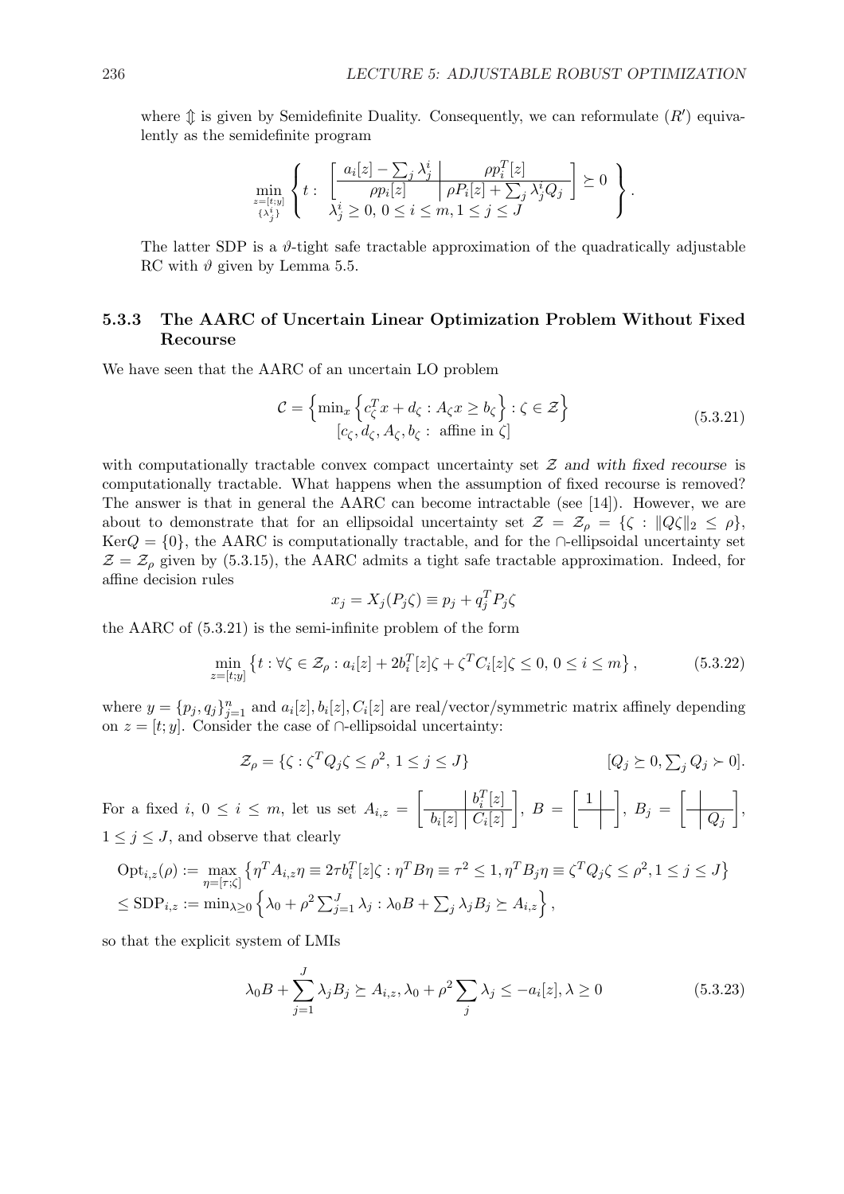where $\Updownarrow$ is given by Semidefinite Duality. Consequently, we can reformulate $(R')$ equivalently as the semidefinite program

$$\min_{\substack{z=[t;y] \\ \{\lambda_j^i\}}} \left\{ t : \begin{array}{l} \left[\begin{array}{c|c} a_i[z] - \sum_j \lambda_j^i & \rho p_i^T[z] \\ \hline \rho p_i[z] & \rho P_i[z] + \sum_j \lambda_j^i Q_j \end{array}\right] \succeq 0 \\ \lambda_j^i \geq 0, \, 0 \leq i \leq m, 1 \leq j \leq J \end{array} \right\}.$$

The latter SDP is a $\vartheta$-tight safe tractable approximation of the quadratically adjustable RC with $\vartheta$ given by Lemma 5.5.

### 5.3.3 The AARC of Uncertain Linear Optimization Problem Without Fixed Recourse

We have seen that the AARC of an uncertain LO problem

$$\begin{array}{c} \mathcal{C} = \left\{ \min_x \left\{ c_\zeta^T x + d_\zeta : A_\zeta x \geq b_\zeta \right\} : \zeta \in \mathcal{Z} \right\} \\ [c_\zeta, d_\zeta, A_\zeta, b_\zeta : \text{ affine in } \zeta] \end{array} \tag{5.3.21}$$

with computationally tractable convex compact uncertainty set $\mathcal{Z}$ *and with fixed recourse* is computationally tractable. What happens when the assumption of fixed recourse is removed? The answer is that in general the AARC can become intractable (see [14]). However, we are about to demonstrate that for an ellipsoidal uncertainty set $\mathcal{Z} = \mathcal{Z}_\rho = \{\zeta : \|Q\zeta\|_2 \leq \rho\}$, $\mathrm{Ker} Q = \{0\}$, the AARC is computationally tractable, and for the $\cap$-ellipsoidal uncertainty set $\mathcal{Z} = \mathcal{Z}_\rho$ given by (5.3.15), the AARC admits a tight safe tractable approximation. Indeed, for affine decision rules

$$x_j = X_j(P_j\zeta) \equiv p_j + q_j^T P_j \zeta$$

the AARC of (5.3.21) is the semi-infinite problem of the form

$$\min_{z=[t;y]} \left\{ t : \forall \zeta \in \mathcal{Z}_\rho : a_i[z] + 2b_i^T[z]\zeta + \zeta^T C_i[z]\zeta \leq 0, \, 0 \leq i \leq m \right\}, \tag{5.3.22}$$

where $y = \{p_j, q_j\}_{j=1}^n$ and $a_i[z], b_i[z], C_i[z]$ are real/vector/symmetric matrix affinely depending on $z = [t; y]$. Consider the case of $\cap$-ellipsoidal uncertainty:

$$\mathcal{Z}_\rho = \{\zeta : \zeta^T Q_j \zeta \leq \rho^2, \, 1 \leq j \leq J\} \qquad\qquad [Q_j \succeq 0, \textstyle\sum_j Q_j \succ 0].$$

For a fixed $i$, $0 \leq i \leq m$, let us set $A_{i,z} = \left[\begin{array}{c|c} & b_i^T[z] \\ \hline b_i[z] & C_i[z] \end{array}\right]$, $B = \left[\begin{array}{c|c} 1 & \\ \hline & \end{array}\right]$, $B_j = \left[\begin{array}{c|c} & \\ \hline & Q_j \end{array}\right]$, $1 \leq j \leq J$, and observe that clearly

$$\begin{array}{l} \mathrm{Opt}_{i,z}(\rho) := \max\limits_{\eta=[\tau;\zeta]} \left\{ \eta^T A_{i,z} \eta \equiv 2\tau b_i^T[z]\zeta : \eta^T B \eta \equiv \tau^2 \leq 1, \eta^T B_j \eta \equiv \zeta^T Q_j \zeta \leq \rho^2, 1 \leq j \leq J \right\} \\ \leq \mathrm{SDP}_{i,z} := \min_{\lambda \geq 0} \left\{ \lambda_0 + \rho^2 \sum_{j=1}^J \lambda_j : \lambda_0 B + \sum_j \lambda_j B_j \succeq A_{i,z} \right\}, \end{array}$$

so that the explicit system of LMIs

$$\lambda_0 B + \sum_{j=1}^J \lambda_j B_j \succeq A_{i,z}, \lambda_0 + \rho^2 \sum_j \lambda_j \leq -a_i[z], \lambda \geq 0 \tag{5.3.23}$$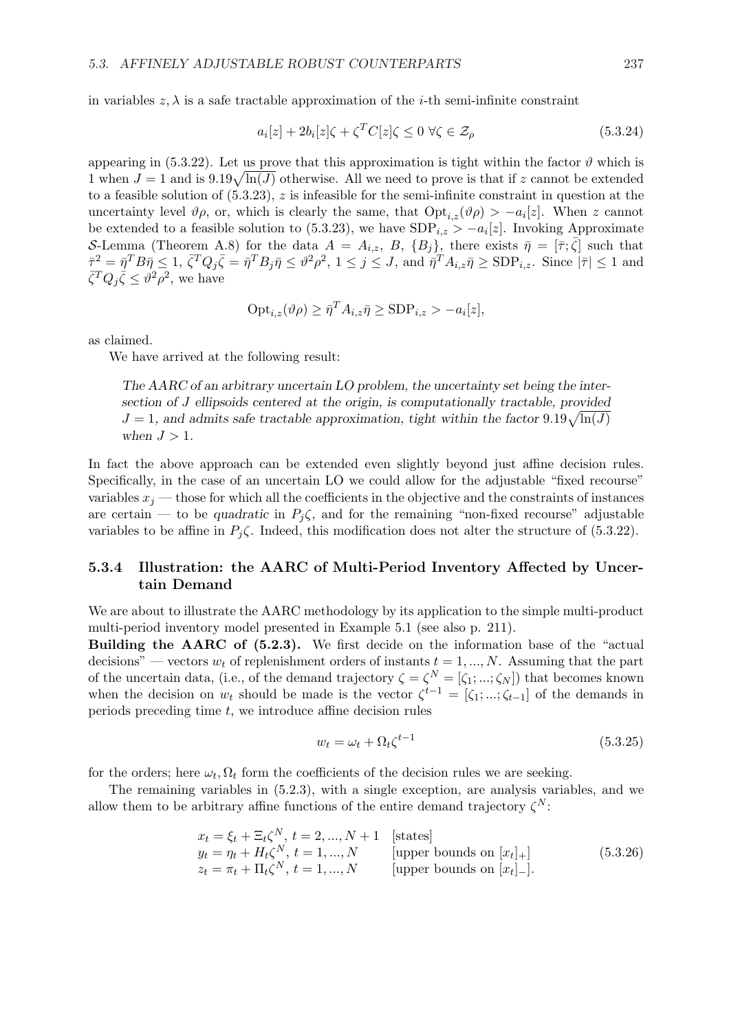in variables $z, \lambda$ is a safe tractable approximation of the $i$-th semi-infinite constraint

$$a_i[z] + 2b_i[z]\zeta + \zeta^T C[z]\zeta \leq 0 \;\forall \zeta \in \mathcal{Z}_\rho \tag{5.3.24}$$

appearing in (5.3.22). Let us prove that this approximation is tight within the factor $\vartheta$ which is 1 when $J = 1$ and is $9.19\sqrt{\ln(J)}$ otherwise. All we need to prove is that if $z$ cannot be extended to a feasible solution of (5.3.23), $z$ is infeasible for the semi-infinite constraint in question at the uncertainty level $\vartheta\rho$, or, which is clearly the same, that $\mathrm{Opt}_{i,z}(\vartheta\rho) > -a_i[z]$. When $z$ cannot be extended to a feasible solution to (5.3.23), we have $\mathrm{SDP}_{i,z} > -a_i[z]$. Invoking Approximate $\mathcal{S}$-Lemma (Theorem A.8) for the data $A = A_{i,z}$, $B$, $\{B_j\}$, there exists $\bar\eta = [\bar\tau; \bar\zeta]$ such that $\bar\tau^2 = \bar\eta^T B \bar\eta \leq 1$, $\bar\zeta^T Q_j \bar\zeta = \bar\eta^T B_j \bar\eta \leq \vartheta^2\rho^2$, $1 \leq j \leq J$, and $\bar\eta^T A_{i,z} \bar\eta \geq \mathrm{SDP}_{i,z}$. Since $|\bar\tau| \leq 1$ and $\bar\zeta^T Q_j \bar\zeta \leq \vartheta^2\rho^2$, we have

$$\mathrm{Opt}_{i,z}(\vartheta\rho) \geq \bar\eta^T A_{i,z}\bar\eta \geq \mathrm{SDP}_{i,z} > -a_i[z],$$

as claimed.

We have arrived at the following result:

> *The AARC of an arbitrary uncertain LO problem, the uncertainty set being the intersection of $J$ ellipsoids centered at the origin, is computationally tractable, provided $J = 1$, and admits safe tractable approximation, tight within the factor $9.19\sqrt{\ln(J)}$ when $J > 1$.*

In fact the above approach can be extended even slightly beyond just affine decision rules. Specifically, in the case of an uncertain LO we could allow for the adjustable "fixed recourse" variables $x_j$ — those for which all the coefficients in the objective and the constraints of instances are certain — to be *quadratic* in $P_j\zeta$, and for the remaining "non-fixed recourse" adjustable variables to be affine in $P_j\zeta$. Indeed, this modification does not alter the structure of (5.3.22).

### 5.3.4 Illustration: the AARC of Multi-Period Inventory Affected by Uncertain Demand

We are about to illustrate the AARC methodology by its application to the simple multi-product multi-period inventory model presented in Example 5.1 (see also p. 211).

**Building the AARC of (5.2.3).** We first decide on the information base of the "actual decisions" — vectors $w_t$ of replenishment orders of instants $t = 1, ..., N$. Assuming that the part of the uncertain data, (i.e., of the demand trajectory $\zeta = \zeta^N = [\zeta_1; ...; \zeta_N]$) that becomes known when the decision on $w_t$ should be made is the vector $\zeta^{t-1} = [\zeta_1; ...; \zeta_{t-1}]$ of the demands in periods preceding time $t$, we introduce affine decision rules

$$w_t = \omega_t + \Omega_t \zeta^{t-1} \tag{5.3.25}$$

for the orders; here $\omega_t, \Omega_t$ form the coefficients of the decision rules we are seeking.

The remaining variables in (5.2.3), with a single exception, are analysis variables, and we allow them to be arbitrary affine functions of the entire demand trajectory $\zeta^N$:

$$\begin{array}{lll} x_t = \xi_t + \Xi_t \zeta^N,\; t = 2, ..., N+1 & \text{[states]} \\ y_t = \eta_t + H_t \zeta^N,\; t = 1, ..., N & \text{[upper bounds on } [x_t]_+\text{]} \\ z_t = \pi_t + \Pi_t \zeta^N,\; t = 1, ..., N & \text{[upper bounds on } [x_t]_-\text{]}. \end{array} \tag{5.3.26}$$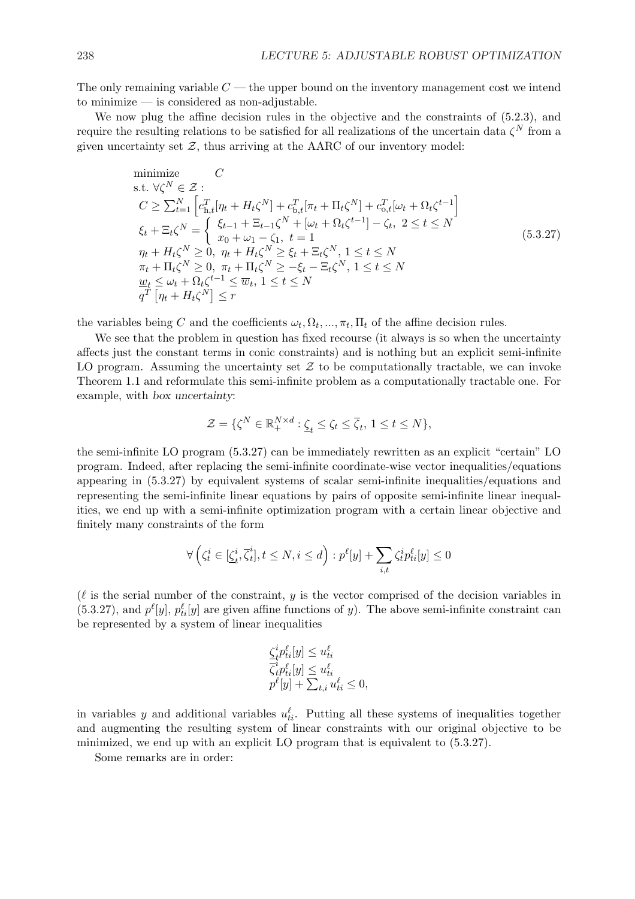The only remaining variable $C$ — the upper bound on the inventory management cost we intend to minimize — is considered as non-adjustable.

We now plug the affine decision rules in the objective and the constraints of (5.2.3), and require the resulting relations to be satisfied for all realizations of the uncertain data $\zeta^N$ from a given uncertainty set $\mathcal{Z}$, thus arriving at the AARC of our inventory model:

$$
\begin{array}{ll}
\text{minimize} & C \\
\text{s.t. } \forall \zeta^N \in \mathcal{Z}: & \\
C \geq \sum_{t=1}^{N} \left[ c_{\mathrm{h},t}^T[\eta_t + H_t\zeta^N] + c_{\mathrm{b},t}^T[\pi_t + \Pi_t\zeta^N] + c_{\mathrm{o},t}^T[\omega_t + \Omega_t\zeta^{t-1}\right] & \\
\xi_t + \Xi_t\zeta^N = \left\{ \begin{array}{l} \xi_{t-1} + \Xi_{t-1}\zeta^N + [\omega_t + \Omega_t\zeta^{t-1}] - \zeta_t,\ 2 \leq t \leq N \\ x_0 + \omega_1 - \zeta_1,\ t = 1 \end{array} \right. & \\
\eta_t + H_t\zeta^N \geq 0,\ \eta_t + H_t\zeta^N \geq \xi_t + \Xi_t\zeta^N,\ 1 \leq t \leq N & \\
\pi_t + \Pi_t\zeta^N \geq 0,\ \pi_t + \Pi_t\zeta^N \geq -\xi_t - \Xi_t\zeta^N,\ 1 \leq t \leq N & \\
\underline{w}_t \leq \omega_t + \Omega_t\zeta^{t-1} \leq \overline{w}_t,\ 1 \leq t \leq N & \\
q^T\left[\eta_t + H_t\zeta^N\right] \leq r &
\end{array}
\tag{5.3.27}
$$

the variables being $C$ and the coefficients $\omega_t, \Omega_t, ..., \pi_t, \Pi_t$ of the affine decision rules.

We see that the problem in question has fixed recourse (it always is so when the uncertainty affects just the constant terms in conic constraints) and is nothing but an explicit semi-infinite LO program. Assuming the uncertainty set $\mathcal{Z}$ to be computationally tractable, we can invoke Theorem 1.1 and reformulate this semi-infinite problem as a computationally tractable one. For example, with *box uncertainty*:

$$
\mathcal{Z} = \{\zeta^N \in \mathbb{R}_+^{N \times d} : \underline{\zeta}_t \leq \zeta_t \leq \overline{\zeta}_t,\ 1 \leq t \leq N\},
$$

the semi-infinite LO program (5.3.27) can be immediately rewritten as an explicit "certain" LO program. Indeed, after replacing the semi-infinite coordinate-wise vector inequalities/equations appearing in (5.3.27) by equivalent systems of scalar semi-infinite inequalities/equations and representing the semi-infinite linear equations by pairs of opposite semi-infinite linear inequalities, we end up with a semi-infinite optimization program with a certain linear objective and finitely many constraints of the form

$$
\forall \left(\zeta_t^i \in [\underline{\zeta}_t^i, \overline{\zeta}_t^i], t \leq N, i \leq d\right) : p^\ell[y] + \sum_{i,t} \zeta_t^i p_{ti}^\ell[y] \leq 0
$$

($\ell$ is the serial number of the constraint, $y$ is the vector comprised of the decision variables in (5.3.27), and $p^\ell[y]$, $p_{ti}^\ell[y]$ are given affine functions of $y$). The above semi-infinite constraint can be represented by a system of linear inequalities

$$
\begin{array}{l}
\underline{\zeta}_t^i p_{ti}^\ell[y] \leq u_{ti}^\ell \\
\overline{\zeta}_t^i p_{ti}^\ell[y] \leq u_{ti}^\ell \\
p^\ell[y] + \sum_{t,i} u_{ti}^\ell \leq 0,
\end{array}
$$

in variables $y$ and additional variables $u_{ti}^\ell$. Putting all these systems of inequalities together and augmenting the resulting system of linear constraints with our original objective to be minimized, we end up with an explicit LO program that is equivalent to (5.3.27).

Some remarks are in order: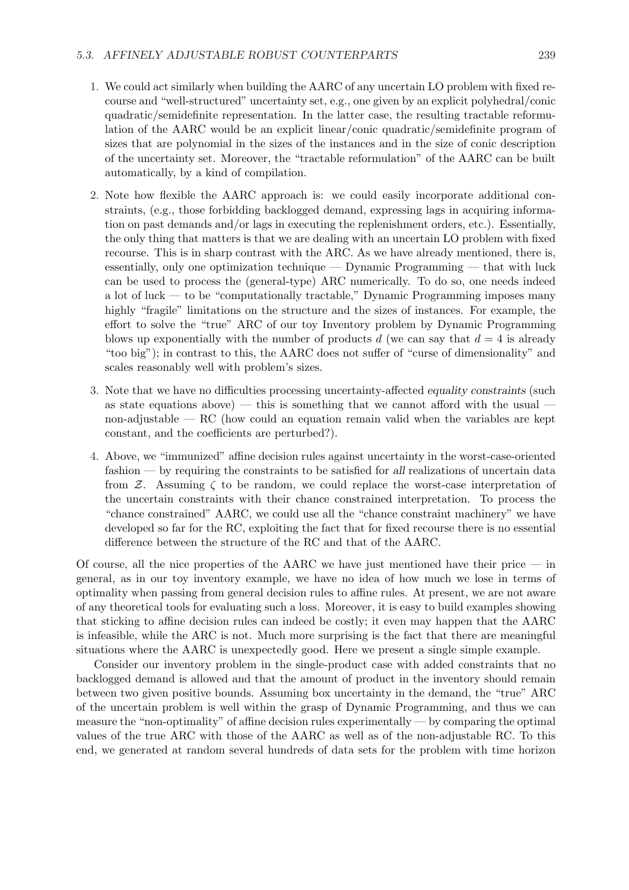1. We could act similarly when building the AARC of any uncertain LO problem with fixed recourse and "well-structured" uncertainty set, e.g., one given by an explicit polyhedral/conic quadratic/semidefinite representation. In the latter case, the resulting tractable reformulation of the AARC would be an explicit linear/conic quadratic/semidefinite program of sizes that are polynomial in the sizes of the instances and in the size of conic description of the uncertainty set. Moreover, the "tractable reformulation" of the AARC can be built automatically, by a kind of compilation.

2. Note how flexible the AARC approach is: we could easily incorporate additional constraints, (e.g., those forbidding backlogged demand, expressing lags in acquiring information on past demands and/or lags in executing the replenishment orders, etc.). Essentially, the only thing that matters is that we are dealing with an uncertain LO problem with fixed recourse. This is in sharp contrast with the ARC. As we have already mentioned, there is, essentially, only one optimization technique — Dynamic Programming — that with luck can be used to process the (general-type) ARC numerically. To do so, one needs indeed a lot of luck — to be "computationally tractable," Dynamic Programming imposes many highly "fragile" limitations on the structure and the sizes of instances. For example, the effort to solve the "true" ARC of our toy Inventory problem by Dynamic Programming blows up exponentially with the number of products $d$ (we can say that $d = 4$ is already "too big"); in contrast to this, the AARC does not suffer of "curse of dimensionality" and scales reasonably well with problem's sizes.

3. Note that we have no difficulties processing uncertainty-affected *equality constraints* (such as state equations above) — this is something that we cannot afford with the usual — non-adjustable — RC (how could an equation remain valid when the variables are kept constant, and the coefficients are perturbed?).

4. Above, we "immunized" affine decision rules against uncertainty in the worst-case-oriented fashion — by requiring the constraints to be satisfied for *all* realizations of uncertain data from $\mathcal{Z}$. Assuming $\zeta$ to be random, we could replace the worst-case interpretation of the uncertain constraints with their chance constrained interpretation. To process the "chance constrained" AARC, we could use all the "chance constraint machinery" we have developed so far for the RC, exploiting the fact that for fixed recourse there is no essential difference between the structure of the RC and that of the AARC.

Of course, all the nice properties of the AARC we have just mentioned have their price — in general, as in our toy inventory example, we have no idea of how much we lose in terms of optimality when passing from general decision rules to affine rules. At present, we are not aware of any theoretical tools for evaluating such a loss. Moreover, it is easy to build examples showing that sticking to affine decision rules can indeed be costly; it even may happen that the AARC is infeasible, while the ARC is not. Much more surprising is the fact that there are meaningful situations where the AARC is unexpectedly good. Here we present a single simple example.

Consider our inventory problem in the single-product case with added constraints that no backlogged demand is allowed and that the amount of product in the inventory should remain between two given positive bounds. Assuming box uncertainty in the demand, the "true" ARC of the uncertain problem is well within the grasp of Dynamic Programming, and thus we can measure the "non-optimality" of affine decision rules experimentally — by comparing the optimal values of the true ARC with those of the AARC as well as of the non-adjustable RC. To this end, we generated at random several hundreds of data sets for the problem with time horizon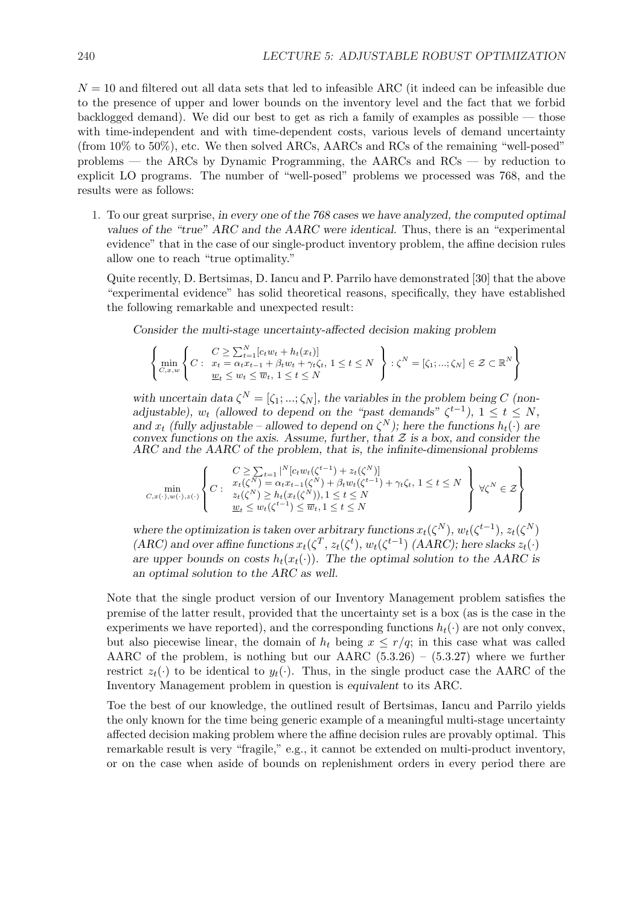$N = 10$ and filtered out all data sets that led to infeasible ARC (it indeed can be infeasible due to the presence of upper and lower bounds on the inventory level and the fact that we forbid backlogged demand). We did our best to get as rich a family of examples as possible — those with time-independent and with time-dependent costs, various levels of demand uncertainty (from 10% to 50%), etc. We then solved ARCs, AARCs and RCs of the remaining "well-posed" problems — the ARCs by Dynamic Programming, the AARCs and RCs — by reduction to explicit LO programs. The number of "well-posed" problems we processed was 768, and the results were as follows:

1. To our great surprise, *in every one of the 768 cases we have analyzed, the computed optimal values of the "true" ARC and the AARC were identical.* Thus, there is an "experimental evidence" that in the case of our single-product inventory problem, the affine decision rules allow one to reach "true optimality."

   Quite recently, D. Bertsimas, D. Iancu and P. Parrilo have demonstrated [30] that the above "experimental evidence" has solid theoretical reasons, specifically, they have established the following remarkable and unexpected result:

   *Consider the multi-stage uncertainty-affected decision making problem*

   $$\left\{ \min_{C,x,w} \left\{ C : \begin{array}{l} C \geq \sum_{t=1}^{N}[c_t w_t + h_t(x_t)] \\ x_t = \alpha_t x_{t-1} + \beta_t w_t + \gamma_t \zeta_t, \ 1 \leq t \leq N \\ \underline{w}_t \leq w_t \leq \overline{w}_t, \ 1 \leq t \leq N \end{array} \right\} : \zeta^N = [\zeta_1; ...; \zeta_N] \in \mathcal{Z} \subset \mathbb{R}^N \right\}$$

   *with uncertain data $\zeta^N = [\zeta_1; ...; \zeta_N]$, the variables in the problem being $C$ (non-adjustable), $w_t$ (allowed to depend on the "past demands" $\zeta^{t-1}$), $1 \leq t \leq N$, and $x_t$ (fully adjustable – allowed to depend on $\zeta^N$); here the functions $h_t(\cdot)$ are convex functions on the axis. Assume, further, that $\mathcal{Z}$ is a box, and consider the ARC and the AARC of the problem, that is, the infinite-dimensional problems*

   $$\min_{C,x(\cdot),w(\cdot),z(\cdot)} \left\{ C : \begin{array}{l} C \geq \sum_{t=1} |^N [c_t w_t(\zeta^{t-1}) + z_t(\zeta^N)] \\ x_t(\zeta^N) = \alpha_t x_{t-1}(\zeta^N) + \beta_t w_t(\zeta^{t-1}) + \gamma_t \zeta_t, \ 1 \leq t \leq N \\ z_t(\zeta^N) \geq h_t(x_t(\zeta^N)), 1 \leq t \leq N \\ \underline{w}_t \leq w_t(\zeta^{t-1}) \leq \overline{w}_t, 1 \leq t \leq N \end{array} \right\} \forall \zeta^N \in \mathcal{Z} \right\}$$

   *where the optimization is taken over arbitrary functions $x_t(\zeta^N)$, $w_t(\zeta^{t-1})$, $z_t(\zeta^N)$ (ARC) and over affine functions $x_t(\zeta^T$, $z_t(\zeta^t)$, $w_t(\zeta^{t-1})$ (AARC); here slacks $z_t(\cdot)$ are upper bounds on costs $h_t(x_t(\cdot))$. The the optimal solution to the AARC is an optimal solution to the ARC as well.*

   Note that the single product version of our Inventory Management problem satisfies the premise of the latter result, provided that the uncertainty set is a box (as is the case in the experiments we have reported), and the corresponding functions $h_t(\cdot)$ are not only convex, but also piecewise linear, the domain of $h_t$ being $x \leq r/q$; in this case what was called AARC of the problem, is nothing but our AARC (5.3.26) – (5.3.27) where we further restrict $z_t(\cdot)$ to be identical to $y_t(\cdot)$. Thus, in the single product case the AARC of the Inventory Management problem in question is *equivalent* to its ARC.

   Toe the best of our knowledge, the outlined result of Bertsimas, Iancu and Parrilo yields the only known for the time being generic example of a meaningful multi-stage uncertainty affected decision making problem where the affine decision rules are provably optimal. This remarkable result is very "fragile," e.g., it cannot be extended on multi-product inventory, or on the case when aside of bounds on replenishment orders in every period there are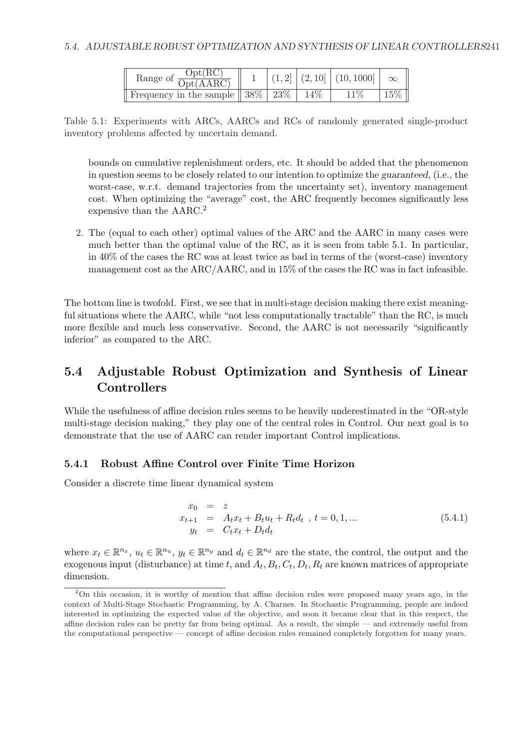| Range of $\frac{\text{Opt(RC)}}{\text{Opt(AARC)}}$ | 1 | $(1,2]$ | $(2,10]$ | $(10,1000]$ | $\infty$ |
|---|---|---|---|---|---|
| Frequency in the sample | 38% | 23% | 14% | 11% | 15% |

Table 5.1: Experiments with ARCs, AARCs and RCs of randomly generated single-product inventory problems affected by uncertain demand.

bounds on cumulative replenishment orders, etc. It should be added that the phenomenon in question seems to be closely related to our intention to optimize the *guaranteed*, (i.e., the worst-case, w.r.t. demand trajectories from the uncertainty set), inventory management cost. When optimizing the "average" cost, the ARC frequently becomes significantly less expensive than the AARC.[2]

2. The (equal to each other) optimal values of the ARC and the AARC in many cases were much better than the optimal value of the RC, as it is seen from table 5.1. In particular, in 40% of the cases the RC was at least twice as bad in terms of the (worst-case) inventory management cost as the ARC/AARC, and in 15% of the cases the RC was in fact infeasible.

The bottom line is twofold. First, we see that in multi-stage decision making there exist meaningful situations where the AARC, while "not less computationally tractable" than the RC, is much more flexible and much less conservative. Second, the AARC is not necessarily "significantly inferior" as compared to the ARC.

## 5.4 Adjustable Robust Optimization and Synthesis of Linear Controllers

While the usefulness of affine decision rules seems to be heavily underestimated in the "OR-style multi-stage decision making," they play one of the central roles in Control. Our next goal is to demonstrate that the use of AARC can render important Control implications.

### 5.4.1 Robust Affine Control over Finite Time Horizon

Consider a discrete time linear dynamical system

$$
\begin{array}{rcl}
x_0 & = & z \\
x_{t+1} & = & A_t x_t + B_t u_t + R_t d_t \ , \ t = 0, 1, ... \\
y_t & = & C_t x_t + D_t d_t
\end{array}
\tag{5.4.1}
$$

where $x_t \in \mathbb{R}^{n_x}$, $u_t \in \mathbb{R}^{n_u}$, $y_t \in \mathbb{R}^{n_y}$ and $d_t \in \mathbb{R}^{n_d}$ are the state, the control, the output and the exogenous input (disturbance) at time $t$, and $A_t, B_t, C_t, D_t, R_t$ are known matrices of appropriate dimension.

---

[2] On this occasion, it is worthy of mention that affine decision rules were proposed many years ago, in the context of Multi-Stage Stochastic Programming, by A. Charnes. In Stochastic Programming, people are indeed interested in optimizing the expected value of the objective, and soon it became clear that in this respect, the affine decision rules can be pretty far from being optimal. As a result, the simple — and extremely useful from the computational perspective — concept of affine decision rules remained completely forgotten for many years.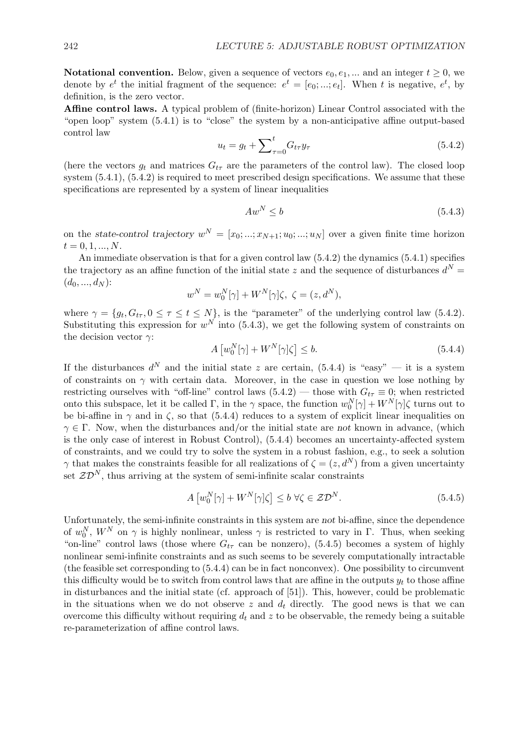**Notational convention.** Below, given a sequence of vectors $e_0, e_1, ...$ and an integer $t \geq 0$, we denote by $e^t$ the initial fragment of the sequence: $e^t = [e_0; ...; e_t]$. When $t$ is negative, $e^t$, by definition, is the zero vector.

**Affine control laws.** A typical problem of (finite-horizon) Linear Control associated with the "open loop" system (5.4.1) is to "close" the system by a non-anticipative affine output-based control law

$$u_t = g_t + \sum\nolimits_{\tau=0}^{t} G_{t\tau} y_\tau \tag{5.4.2}$$

(here the vectors $g_t$ and matrices $G_{t\tau}$ are the parameters of the control law). The closed loop system (5.4.1), (5.4.2) is required to meet prescribed design specifications. We assume that these specifications are represented by a system of linear inequalities

$$Aw^N \leq b \tag{5.4.3}$$

on the *state-control trajectory* $w^N = [x_0; ...; x_{N+1}; u_0; ...; u_N]$ over a given finite time horizon $t = 0, 1, ..., N$.

An immediate observation is that for a given control law (5.4.2) the dynamics (5.4.1) specifies the trajectory as an affine function of the initial state $z$ and the sequence of disturbances $d^N = (d_0, ..., d_N)$:

$$w^N = w_0^N[\gamma] + W^N[\gamma]\zeta, \ \zeta = (z, d^N),$$

where $\gamma = \{g_t, G_{t\tau}, 0 \leq \tau \leq t \leq N\}$, is the "parameter" of the underlying control law (5.4.2). Substituting this expression for $w^N$ into (5.4.3), we get the following system of constraints on the decision vector $\gamma$:

$$A\left[w_0^N[\gamma] + W^N[\gamma]\zeta\right] \leq b. \tag{5.4.4}$$

If the disturbances $d^N$ and the initial state $z$ are certain, (5.4.4) is "easy" — it is a system of constraints on $\gamma$ with certain data. Moreover, in the case in question we lose nothing by restricting ourselves with "off-line" control laws (5.4.2) — those with $G_{t\tau} \equiv 0$; when restricted onto this subspace, let it be called $\Gamma$, in the $\gamma$ space, the function $w_0^N[\gamma] + W^N[\gamma]\zeta$ turns out to be bi-affine in $\gamma$ and in $\zeta$, so that (5.4.4) reduces to a system of explicit linear inequalities on $\gamma \in \Gamma$. Now, when the disturbances and/or the initial state are *not* known in advance, (which is the only case of interest in Robust Control), (5.4.4) becomes an uncertainty-affected system of constraints, and we could try to solve the system in a robust fashion, e.g., to seek a solution $\gamma$ that makes the constraints feasible for all realizations of $\zeta = (z, d^N)$ from a given uncertainty set $\mathcal{ZD}^N$, thus arriving at the system of semi-infinite scalar constraints

$$A\left[w_0^N[\gamma] + W^N[\gamma]\zeta\right] \leq b \ \forall \zeta \in \mathcal{ZD}^N. \tag{5.4.5}$$

Unfortunately, the semi-infinite constraints in this system are *not* bi-affine, since the dependence of $w_0^N$, $W^N$ on $\gamma$ is highly nonlinear, unless $\gamma$ is restricted to vary in $\Gamma$. Thus, when seeking "on-line" control laws (those where $G_{t\tau}$ can be nonzero), (5.4.5) becomes a system of highly nonlinear semi-infinite constraints and as such seems to be severely computationally intractable (the feasible set corresponding to (5.4.4) can be in fact nonconvex). One possibility to circumvent this difficulty would be to switch from control laws that are affine in the outputs $y_t$ to those affine in disturbances and the initial state (cf. approach of [51]). This, however, could be problematic in the situations when we do not observe $z$ and $d_t$ directly. The good news is that we can overcome this difficulty without requiring $d_t$ and $z$ to be observable, the remedy being a suitable re-parameterization of affine control laws.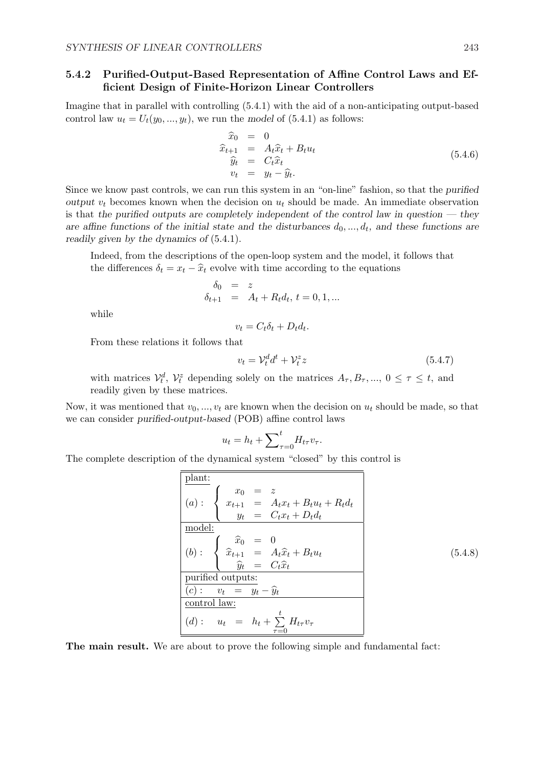### 5.4.2 Purified-Output-Based Representation of Affine Control Laws and Efficient Design of Finite-Horizon Linear Controllers

Imagine that in parallel with controlling (5.4.1) with the aid of a non-anticipating output-based control law $u_t = U_t(y_0, ..., y_t)$, we run the *model* of (5.4.1) as follows:

$$
\begin{array}{rcl}
\widehat{x}_0 & = & 0 \\
\widehat{x}_{t+1} & = & A_t\widehat{x}_t + B_t u_t \\
\widehat{y}_t & = & C_t\widehat{x}_t \\
v_t & = & y_t - \widehat{y}_t.
\end{array}
\tag{5.4.6}
$$

Since we know past controls, we can run this system in an "on-line" fashion, so that the *purified output* $v_t$ becomes known when the decision on $u_t$ should be made. An immediate observation is that *the purified outputs are completely independent of the control law in question — they are affine functions of the initial state and the disturbances $d_0, ..., d_t$, and these functions are readily given by the dynamics of* (5.4.1).

> Indeed, from the descriptions of the open-loop system and the model, it follows that the differences $\delta_t = x_t - \widehat{x}_t$ evolve with time according to the equations
>
> $$
> \begin{array}{rcl}
> \delta_0 & = & z \\
> \delta_{t+1} & = & A_t + R_t d_t,\ t = 0, 1, ...
> \end{array}
> $$
>
> while
>
> $$v_t = C_t\delta_t + D_t d_t.$$
>
> From these relations it follows that
>
> $$v_t = \mathcal{V}_t^d d^t + \mathcal{V}_t^z z \tag{5.4.7}$$
>
> with matrices $\mathcal{V}_t^d$, $\mathcal{V}_t^z$ depending solely on the matrices $A_\tau, B_\tau, ..., 0 \le \tau \le t$, and readily given by these matrices.

Now, it was mentioned that $v_0, ..., v_t$ are known when the decision on $u_t$ should be made, so that we can consider *purified-output-based* (POB) affine control laws

$$u_t = h_t + \sum\nolimits_{\tau=0}^{t} H_{t\tau} v_\tau.$$

The complete description of the dynamical system "closed" by this control is

$$
\begin{array}{|l|}
\hline
\underline{\text{plant:}} \\
(a): \left\{ \begin{array}{rcl} x_0 & = & z \\ x_{t+1} & = & A_t x_t + B_t u_t + R_t d_t \\ y_t & = & C_t x_t + D_t d_t \end{array} \right. \\
\hline
\underline{\text{model:}} \\
(b): \left\{ \begin{array}{rcl} \widehat{x}_0 & = & 0 \\ \widehat{x}_{t+1} & = & A_t \widehat{x}_t + B_t u_t \\ \widehat{y}_t & = & C_t \widehat{x}_t \end{array} \right. \\
\hline
\underline{\text{purified outputs:}} \\
(c): \quad v_t \ = \ y_t - \widehat{y}_t \\
\hline
\underline{\text{control law:}} \\
(d): \quad u_t \ = \ h_t + \sum\limits_{\tau=0}^{t} H_{t\tau} v_\tau \\
\hline
\end{array}
\tag{5.4.8}
$$

**The main result.** We are about to prove the following simple and fundamental fact: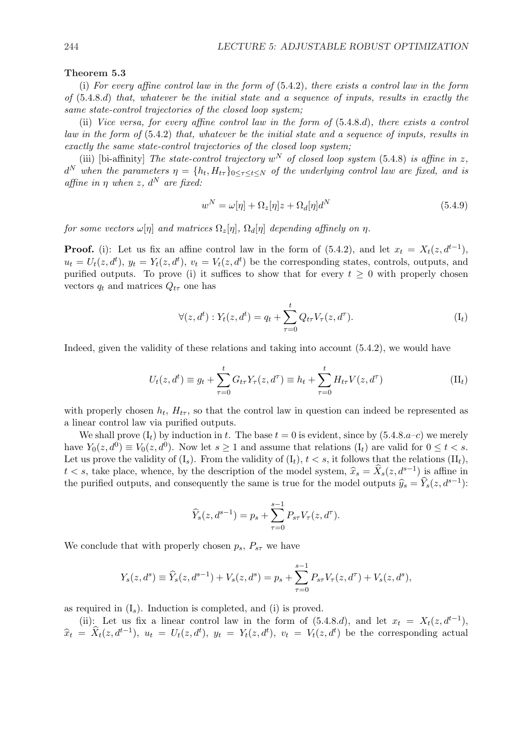**Theorem 5.3**

(i) *For every affine control law in the form of* (5.4.2)*, there exists a control law in the form of* (5.4.8.$d$) *that, whatever be the initial state and a sequence of inputs, results in exactly the same state-control trajectories of the closed loop system;*

(ii) *Vice versa, for every affine control law in the form of* (5.4.8.$d$)*, there exists a control law in the form of* (5.4.2) *that, whatever be the initial state and a sequence of inputs, results in exactly the same state-control trajectories of the closed loop system;*

(iii) [bi-affinity] *The state-control trajectory $w^N$ of closed loop system* (5.4.8) *is affine in $z$, $d^N$ when the parameters $\eta = \{h_t, H_{t\tau}\}_{0\leq\tau\leq t\leq N}$ of the underlying control law are fixed, and is affine in $\eta$ when $z$, $d^N$ are fixed:*

$$w^N = \omega[\eta] + \Omega_z[\eta]z + \Omega_d[\eta]d^N \tag{5.4.9}$$

*for some vectors $\omega[\eta]$ and matrices $\Omega_z[\eta]$, $\Omega_d[\eta]$ depending affinely on $\eta$.*

**Proof.** (i): Let us fix an affine control law in the form of (5.4.2), and let $x_t = X_t(z, d^{t-1})$, $u_t = U_t(z, d^t)$, $y_t = Y_t(z, d^t)$, $v_t = V_t(z, d^t)$ be the corresponding states, controls, outputs, and purified outputs. To prove (i) it suffices to show that for every $t \geq 0$ with properly chosen vectors $q_t$ and matrices $Q_{t\tau}$ one has

$$\forall (z, d^t) : Y_t(z, d^t) = q_t + \sum_{\tau=0}^{t} Q_{t\tau} V_\tau(z, d^\tau). \tag{I$_t$}$$

Indeed, given the validity of these relations and taking into account (5.4.2), we would have

$$U_t(z, d^t) \equiv g_t + \sum_{\tau=0}^{t} G_{t\tau} Y_\tau(z, d^\tau) \equiv h_t + \sum_{\tau=0}^{t} H_{t\tau} V(z, d^\tau) \tag{II$_t$}$$

with properly chosen $h_t$, $H_{t\tau}$, so that the control law in question can indeed be represented as a linear control law via purified outputs.

We shall prove (I$_t$) by induction in $t$. The base $t = 0$ is evident, since by (5.4.8.$a$–$c$) we merely have $Y_0(z, d^0) \equiv V_0(z, d^0)$. Now let $s \geq 1$ and assume that relations (I$_t$) are valid for $0 \leq t < s$. Let us prove the validity of (I$_s$). From the validity of (I$_t$), $t < s$, it follows that the relations (II$_t$), $t < s$, take place, whence, by the description of the model system, $\widehat{x}_s = \widehat{X}_s(z, d^{s-1})$ is affine in the purified outputs, and consequently the same is true for the model outputs $\widehat{y}_s = \widehat{Y}_s(z, d^{s-1})$:

$$\widehat{Y}_s(z, d^{s-1}) = p_s + \sum_{\tau=0}^{s-1} P_{s\tau} V_\tau(z, d^\tau).$$

We conclude that with properly chosen $p_s$, $P_{s\tau}$ we have

$$Y_s(z, d^s) \equiv \widehat{Y}_s(z, d^{s-1}) + V_s(z, d^s) = p_s + \sum_{\tau=0}^{s-1} P_{s\tau} V_\tau(z, d^\tau) + V_s(z, d^s),$$

as required in (I$_s$). Induction is completed, and (i) is proved.

(ii): Let us fix a linear control law in the form of (5.4.8.$d$), and let $x_t = X_t(z, d^{t-1})$, $\widehat{x}_t = \widehat{X}_t(z, d^{t-1})$, $u_t = U_t(z, d^t)$, $y_t = Y_t(z, d^t)$, $v_t = V_t(z, d^t)$ be the corresponding actual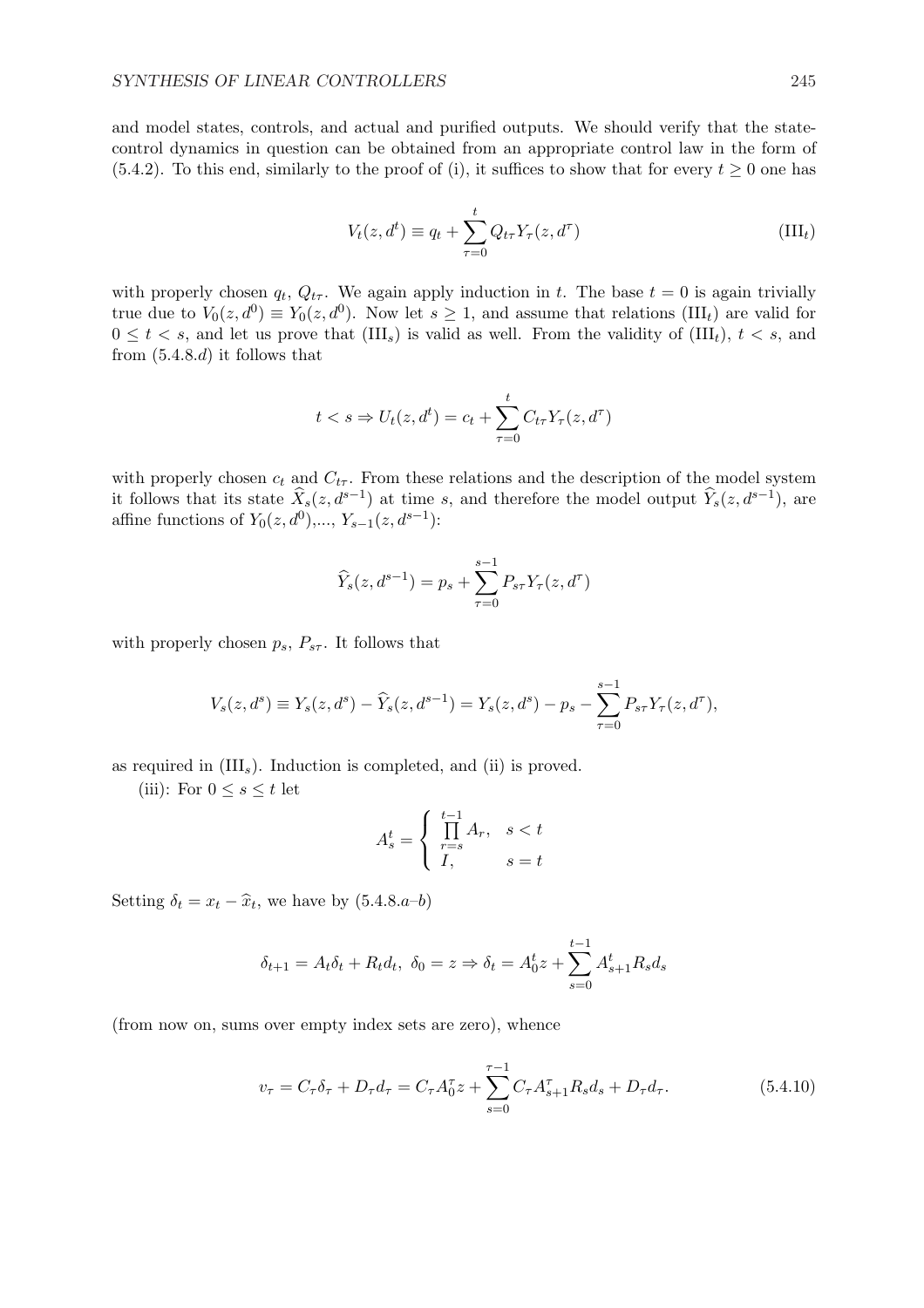and model states, controls, and actual and purified outputs. We should verify that the state-control dynamics in question can be obtained from an appropriate control law in the form of (5.4.2). To this end, similarly to the proof of (i), it suffices to show that for every $t \geq 0$ one has

$$V_t(z, d^t) \equiv q_t + \sum_{\tau=0}^{t} Q_{t\tau} Y_\tau(z, d^\tau) \tag{III$_t$}$$

with properly chosen $q_t$, $Q_{t\tau}$. We again apply induction in $t$. The base $t = 0$ is again trivially true due to $V_0(z, d^0) \equiv Y_0(z, d^0)$. Now let $s \geq 1$, and assume that relations (III$_t$) are valid for $0 \leq t < s$, and let us prove that (III$_s$) is valid as well. From the validity of (III$_t$), $t < s$, and from (5.4.8.$d$) it follows that

$$t < s \Rightarrow U_t(z, d^t) = c_t + \sum_{\tau=0}^{t} C_{t\tau} Y_\tau(z, d^\tau)$$

with properly chosen $c_t$ and $C_{t\tau}$. From these relations and the description of the model system it follows that its state $\widehat{X}_s(z, d^{s-1})$ at time $s$, and therefore the model output $\widehat{Y}_s(z, d^{s-1})$, are affine functions of $Y_0(z, d^0)$,..., $Y_{s-1}(z, d^{s-1})$:

$$\widehat{Y}_s(z, d^{s-1}) = p_s + \sum_{\tau=0}^{s-1} P_{s\tau} Y_\tau(z, d^\tau)$$

with properly chosen $p_s$, $P_{s\tau}$. It follows that

$$V_s(z, d^s) \equiv Y_s(z, d^s) - \widehat{Y}_s(z, d^{s-1}) = Y_s(z, d^s) - p_s - \sum_{\tau=0}^{s-1} P_{s\tau} Y_\tau(z, d^\tau),$$

as required in (III$_s$). Induction is completed, and (ii) is proved.

(iii): For $0 \leq s \leq t$ let

$$A_s^t = \begin{cases} \prod\limits_{r=s}^{t-1} A_r, & s < t \\ I, & s = t \end{cases}$$

Setting $\delta_t = x_t - \widehat{x}_t$, we have by (5.4.8.$a$–$b$)

$$\delta_{t+1} = A_t \delta_t + R_t d_t, \ \delta_0 = z \Rightarrow \delta_t = A_0^t z + \sum_{s=0}^{t-1} A_{s+1}^t R_s d_s$$

(from now on, sums over empty index sets are zero), whence

$$v_\tau = C_\tau \delta_\tau + D_\tau d_\tau = C_\tau A_0^\tau z + \sum_{s=0}^{\tau-1} C_\tau A_{s+1}^\tau R_s d_s + D_\tau d_\tau. \tag{5.4.10}$$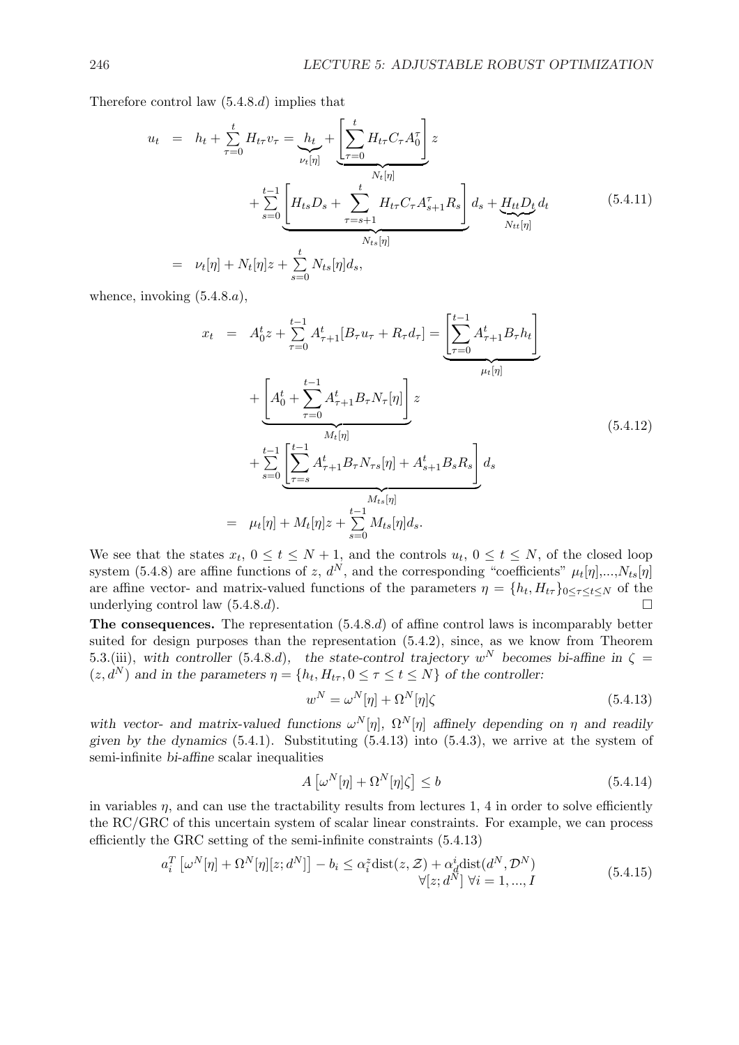Therefore control law (5.4.8.$d$) implies that

$$
\begin{array}{rcl}
u_t &=& h_t + \sum\limits_{\tau=0}^{t} H_{t\tau} v_\tau = \underbrace{h_t}_{\nu_t[\eta]} + \underbrace{\left[\sum\limits_{\tau=0}^{t} H_{t\tau} C_\tau A_0^\tau\right]}_{N_t[\eta]} z \\
&& + \sum\limits_{s=0}^{t-1} \underbrace{\left[H_{ts} D_s + \sum\limits_{\tau=s+1}^{t} H_{t\tau} C_\tau A_{s+1}^\tau R_s\right]}_{N_{ts}[\eta]} d_s + \underbrace{H_{tt} D_t}_{N_{tt}[\eta]} d_t \\
&=& \nu_t[\eta] + N_t[\eta] z + \sum\limits_{s=0}^{t} N_{ts}[\eta] d_s,
\end{array}
\tag{5.4.11}
$$

whence, invoking (5.4.8.$a$),

$$
\begin{array}{rcl}
x_t &=& A_0^t z + \sum\limits_{\tau=0}^{t-1} A_{\tau+1}^t [B_\tau u_\tau + R_\tau d_\tau] = \underbrace{\left[\sum\limits_{\tau=0}^{t-1} A_{\tau+1}^t B_\tau h_t\right]}_{\mu_t[\eta]} \\
&& + \underbrace{\left[A_0^t + \sum\limits_{\tau=0}^{t-1} A_{\tau+1}^t B_\tau N_\tau[\eta]\right]}_{M_t[\eta]} z \\
&& + \sum\limits_{s=0}^{t-1} \underbrace{\left[\sum\limits_{\tau=s}^{t-1} A_{\tau+1}^t B_\tau N_{\tau s}[\eta] + A_{s+1}^t B_s R_s\right]}_{M_{ts}[\eta]} d_s \\
&=& \mu_t[\eta] + M_t[\eta] z + \sum\limits_{s=0}^{t-1} M_{ts}[\eta] d_s.
\end{array}
\tag{5.4.12}
$$

We see that the states $x_t$, $0 \le t \le N+1$, and the controls $u_t$, $0 \le t \le N$, of the closed loop system (5.4.8) are affine functions of $z$, $d^N$, and the corresponding "coefficients" $\mu_t[\eta]$,...,$N_{ts}[\eta]$ are affine vector- and matrix-valued functions of the parameters $\eta = \{h_t, H_{t\tau}\}_{0 \le \tau \le t \le N}$ of the underlying control law (5.4.8.$d$). □

**The consequences.** The representation (5.4.8.$d$) of affine control laws is incomparably better suited for design purposes than the representation (5.4.2), since, as we know from Theorem 5.3.(iii), *with controller* (5.4.8.$d$), *the state-control trajectory* $w^N$ *becomes bi-affine in* $\zeta = (z, d^N)$ *and in the parameters* $\eta = \{h_t, H_{t\tau}, 0 \le \tau \le t \le N\}$ *of the controller:*

$$
w^N = \omega^N[\eta] + \Omega^N[\eta]\zeta \tag{5.4.13}
$$

*with vector- and matrix-valued functions* $\omega^N[\eta]$, $\Omega^N[\eta]$ *affinely depending on* $\eta$ *and readily given by the dynamics* (5.4.1). Substituting (5.4.13) into (5.4.3), we arrive at the system of semi-infinite *bi-affine* scalar inequalities

$$
A\left[\omega^N[\eta] + \Omega^N[\eta]\zeta\right] \le b \tag{5.4.14}
$$

in variables $\eta$, and can use the tractability results from lectures 1, 4 in order to solve efficiently the RC/GRC of this uncertain system of scalar linear constraints. For example, we can process efficiently the GRC setting of the semi-infinite constraints (5.4.13)

$$
\begin{array}{r}
a_i^T\left[\omega^N[\eta] + \Omega^N[\eta][z; d^N]\right] - b_i \le \alpha_i^z \mathrm{dist}(z, \mathcal{Z}) + \alpha_d^i \mathrm{dist}(d^N, \mathcal{D}^N) \\
\forall [z; d^N]\ \forall i = 1, ..., I
\end{array}
\tag{5.4.15}
$$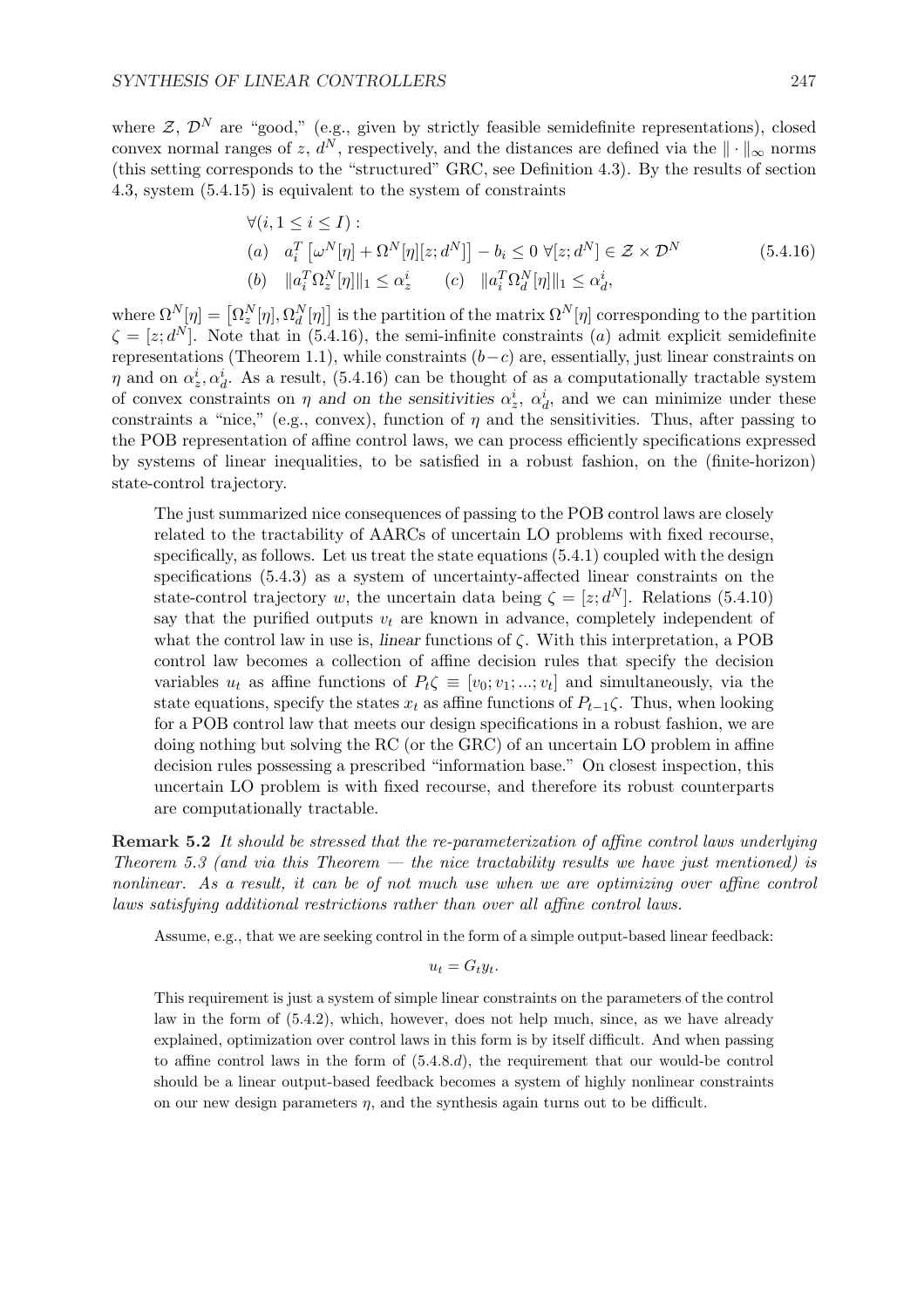where $\mathcal{Z}$, $\mathcal{D}^N$ are "good," (e.g., given by strictly feasible semidefinite representations), closed convex normal ranges of $z$, $d^N$, respectively, and the distances are defined via the $\|\cdot\|_\infty$ norms (this setting corresponds to the "structured" GRC, see Definition 4.3). By the results of section 4.3, system (5.4.15) is equivalent to the system of constraints

$$
\begin{array}{l}
\forall (i, 1 \leq i \leq I): \\
(a) \quad a_i^T \left[\omega^N[\eta] + \Omega^N[\eta][z; d^N]\right] - b_i \leq 0 \ \forall [z; d^N] \in \mathcal{Z} \times \mathcal{D}^N \\
(b) \quad \|a_i^T \Omega_z^N[\eta]\|_1 \leq \alpha_z^i \qquad (c) \quad \|a_i^T \Omega_d^N[\eta]\|_1 \leq \alpha_d^i,
\end{array}
\tag{5.4.16}
$$

where $\Omega^N[\eta] = \left[\Omega_z^N[\eta], \Omega_d^N[\eta]\right]$ is the partition of the matrix $\Omega^N[\eta]$ corresponding to the partition $\zeta = [z; d^N]$. Note that in (5.4.16), the semi-infinite constraints $(a)$ admit explicit semidefinite representations (Theorem 1.1), while constraints $(b-c)$ are, essentially, just linear constraints on $\eta$ and on $\alpha_z^i, \alpha_d^i$. As a result, (5.4.16) can be thought of as a computationally tractable system of convex constraints on $\eta$ *and on the sensitivities* $\alpha_z^i$, $\alpha_d^i$, and we can minimize under these constraints a "nice," (e.g., convex), function of $\eta$ and the sensitivities. Thus, after passing to the POB representation of affine control laws, we can process efficiently specifications expressed by systems of linear inequalities, to be satisfied in a robust fashion, on the (finite-horizon) state-control trajectory.

The just summarized nice consequences of passing to the POB control laws are closely related to the tractability of AARCs of uncertain LO problems with fixed recourse, specifically, as follows. Let us treat the state equations (5.4.1) coupled with the design specifications (5.4.3) as a system of uncertainty-affected linear constraints on the state-control trajectory $w$, the uncertain data being $\zeta = [z; d^N]$. Relations (5.4.10) say that the purified outputs $v_t$ are known in advance, completely independent of what the control law in use is, *linear* functions of $\zeta$. With this interpretation, a POB control law becomes a collection of affine decision rules that specify the decision variables $u_t$ as affine functions of $P_t\zeta \equiv [v_0; v_1; ...; v_t]$ and simultaneously, via the state equations, specify the states $x_t$ as affine functions of $P_{t-1}\zeta$. Thus, when looking for a POB control law that meets our design specifications in a robust fashion, we are doing nothing but solving the RC (or the GRC) of an uncertain LO problem in affine decision rules possessing a prescribed "information base." On closest inspection, this uncertain LO problem is with fixed recourse, and therefore its robust counterparts are computationally tractable.

**Remark 5.2** *It should be stressed that the re-parameterization of affine control laws underlying Theorem 5.3 (and via this Theorem — the nice tractability results we have just mentioned) is nonlinear. As a result, it can be of not much use when we are optimizing over affine control laws satisfying additional restrictions rather than over all affine control laws.*

Assume, e.g., that we are seeking control in the form of a simple output-based linear feedback:

$$u_t = G_t y_t.$$

This requirement is just a system of simple linear constraints on the parameters of the control law in the form of (5.4.2), which, however, does not help much, since, as we have already explained, optimization over control laws in this form is by itself difficult. And when passing to affine control laws in the form of (5.4.8.$d$), the requirement that our would-be control should be a linear output-based feedback becomes a system of highly nonlinear constraints on our new design parameters $\eta$, and the synthesis again turns out to be difficult.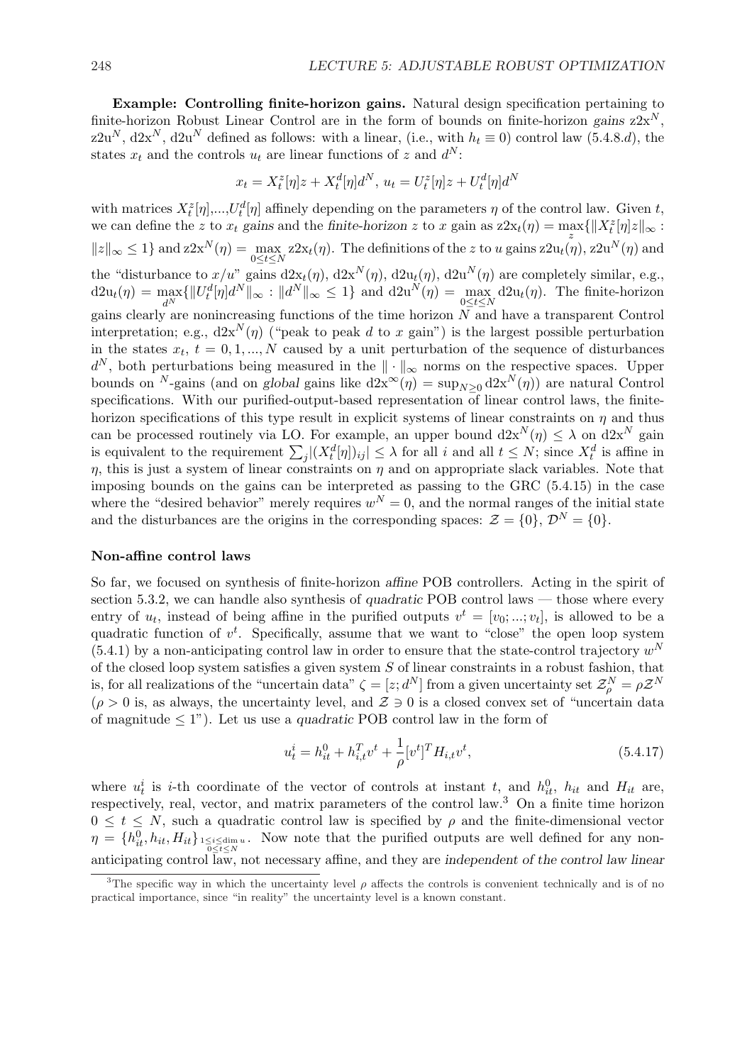**Example: Controlling finite-horizon gains.** Natural design specification pertaining to finite-horizon Robust Linear Control are in the form of bounds on finite-horizon *gains* $\mathrm{z2x}^N$, $\mathrm{z2u}^N$, $\mathrm{d2x}^N$, $\mathrm{d2u}^N$ defined as follows: with a linear, (i.e., with $h_t \equiv 0$) control law (5.4.8.$d$), the states $x_t$ and the controls $u_t$ are linear functions of $z$ and $d^N$:

$$x_t = X_t^z[\eta]z + X_t^d[\eta]d^N,\ u_t = U_t^z[\eta]z + U_t^d[\eta]d^N$$

with matrices $X_t^z[\eta]$,...,$U_t^d[\eta]$ affinely depending on the parameters $\eta$ of the control law. Given $t$, we can define the $z$ to $x_t$ *gains* and the *finite-horizon* $z$ to $x$ gain as $\mathrm{z2x}_t(\eta) = \max\limits_z\{\|X_t^z[\eta]z\|_\infty : \|z\|_\infty \leq 1\}$ and $\mathrm{z2x}^N(\eta) = \max\limits_{0\leq t\leq N} \mathrm{z2x}_t(\eta)$. The definitions of the $z$ to $u$ gains $\mathrm{z2u}_t(\eta)$, $\mathrm{z2u}^N(\eta)$ and the "disturbance to $x/u$" gains $\mathrm{d2x}_t(\eta)$, $\mathrm{d2x}^N(\eta)$, $\mathrm{d2u}_t(\eta)$, $\mathrm{d2u}^N(\eta)$ are completely similar, e.g., $\mathrm{d2u}_t(\eta) = \max\limits_{d^N}\{\|U_t^d[\eta]d^N\|_\infty : \|d^N\|_\infty \leq 1\}$ and $\mathrm{d2u}^N(\eta) = \max\limits_{0\leq t\leq N} \mathrm{d2u}_t(\eta)$. The finite-horizon gains clearly are nonincreasing functions of the time horizon $N$ and have a transparent Control interpretation; e.g., $\mathrm{d2x}^N(\eta)$ ("peak to peak $d$ to $x$ gain") is the largest possible perturbation in the states $x_t$, $t = 0, 1, ..., N$ caused by a unit perturbation of the sequence of disturbances $d^N$, both perturbations being measured in the $\|\cdot\|_\infty$ norms on the respective spaces. Upper bounds on $^N$-gains (and on *global* gains like $\mathrm{d2x}^\infty(\eta) = \sup_{N\geq 0} \mathrm{d2x}^N(\eta)$) are natural Control specifications. With our purified-output-based representation of linear control laws, the finite-horizon specifications of this type result in explicit systems of linear constraints on $\eta$ and thus can be processed routinely via LO. For example, an upper bound $\mathrm{d2x}^N(\eta) \leq \lambda$ on $\mathrm{d2x}^N$ gain is equivalent to the requirement $\sum_j |(X_t^d[\eta])_{ij}| \leq \lambda$ for all $i$ and all $t \leq N$; since $X_t^d$ is affine in $\eta$, this is just a system of linear constraints on $\eta$ and on appropriate slack variables. Note that imposing bounds on the gains can be interpreted as passing to the GRC (5.4.15) in the case where the "desired behavior" merely requires $w^N = 0$, and the normal ranges of the initial state and the disturbances are the origins in the corresponding spaces: $\mathcal{Z} = \{0\}$, $\mathcal{D}^N = \{0\}$.

#### Non-affine control laws

So far, we focused on synthesis of finite-horizon *affine* POB controllers. Acting in the spirit of section 5.3.2, we can handle also synthesis of *quadratic* POB control laws — those where every entry of $u_t$, instead of being affine in the purified outputs $v^t = [v_0; ...; v_t]$, is allowed to be a quadratic function of $v^t$. Specifically, assume that we want to "close" the open loop system (5.4.1) by a non-anticipating control law in order to ensure that the state-control trajectory $w^N$ of the closed loop system satisfies a given system $S$ of linear constraints in a robust fashion, that is, for all realizations of the "uncertain data" $\zeta = [z; d^N]$ from a given uncertainty set $\mathcal{Z}_\rho^N = \rho\mathcal{Z}^N$ ($\rho > 0$ is, as always, the uncertainty level, and $\mathcal{Z} \ni 0$ is a closed convex set of "uncertain data of magnitude $\leq 1$"). Let us use a *quadratic* POB control law in the form of

$$u_t^i = h_{it}^0 + h_{i,t}^T v^t + \frac{1}{\rho}[v^t]^T H_{i,t} v^t, \tag{5.4.17}$$

where $u_t^i$ is $i$-th coordinate of the vector of controls at instant $t$, and $h_{it}^0$, $h_{it}$ and $H_{it}$ are, respectively, real, vector, and matrix parameters of the control law.[3] On a finite time horizon $0 \leq t \leq N$, such a quadratic control law is specified by $\rho$ and the finite-dimensional vector $\eta = \{h_{it}^0, h_{it}, H_{it}\}_{\substack{1\leq i\leq \dim u\\ 0\leq t\leq N}}$. Now note that the purified outputs are well defined for any non-anticipating control law, not necessary affine, and they are *independent of the control law linear*

[3] The specific way in which the uncertainty level $\rho$ affects the controls is convenient technically and is of no practical importance, since "in reality" the uncertainty level is a known constant.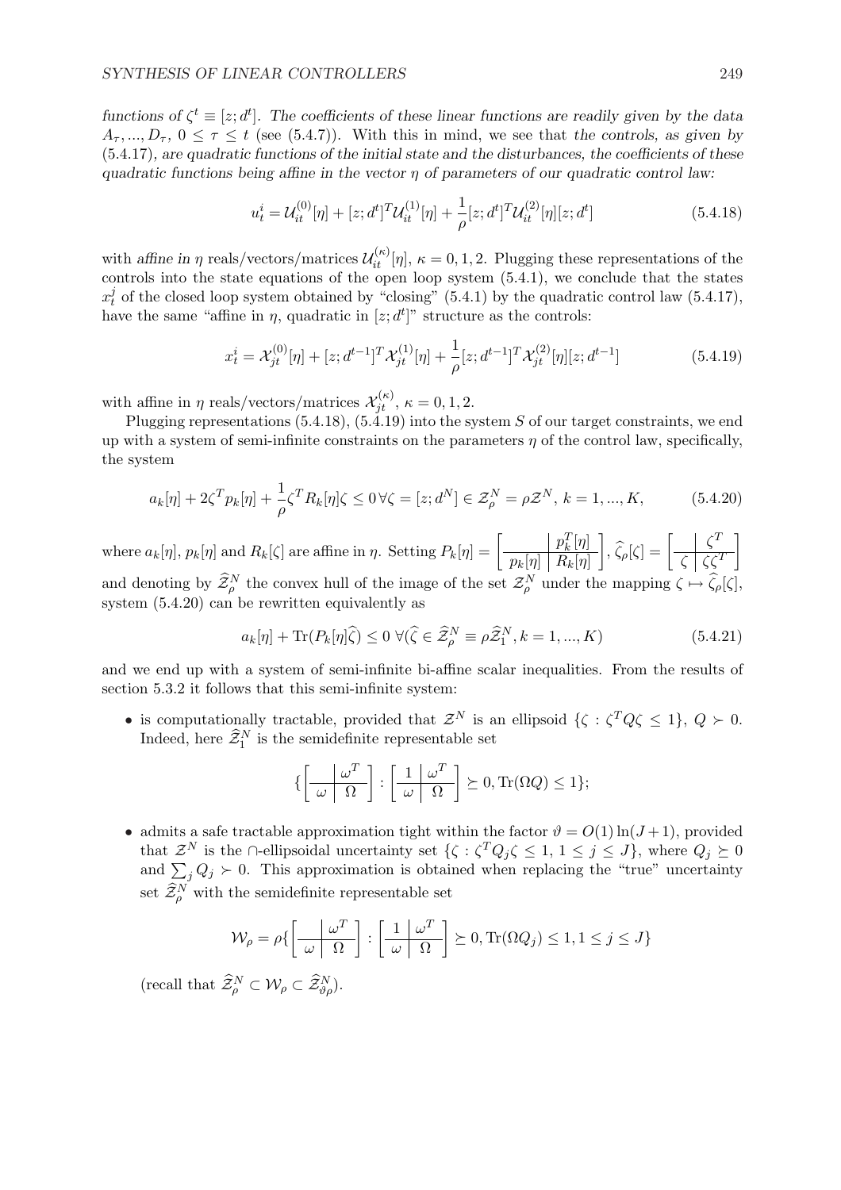*functions of $\zeta^t \equiv [z; d^t]$. The coefficients of these linear functions are readily given by the data $A_\tau, ..., D_\tau$, $0 \leq \tau \leq t$* (see (5.4.7)). With this in mind, we see that *the controls, as given by* (5.4.17)*, are quadratic functions of the initial state and the disturbances, the coefficients of these quadratic functions being affine in the vector $\eta$ of parameters of our quadratic control law:*

$$u_t^i = \mathcal{U}_{it}^{(0)}[\eta] + [z; d^t]^T \mathcal{U}_{it}^{(1)}[\eta] + \frac{1}{\rho}[z; d^t]^T \mathcal{U}_{it}^{(2)}[\eta][z; d^t] \tag{5.4.18}$$

with *affine in $\eta$* reals/vectors/matrices $\mathcal{U}_{it}^{(\kappa)}[\eta]$, $\kappa = 0, 1, 2$. Plugging these representations of the controls into the state equations of the open loop system (5.4.1), we conclude that the states $x_t^j$ of the closed loop system obtained by "closing" (5.4.1) by the quadratic control law (5.4.17), have the same "affine in $\eta$, quadratic in $[z; d^t]$" structure as the controls:

$$x_t^i = \mathcal{X}_{jt}^{(0)}[\eta] + [z; d^{t-1}]^T \mathcal{X}_{jt}^{(1)}[\eta] + \frac{1}{\rho}[z; d^{t-1}]^T \mathcal{X}_{jt}^{(2)}[\eta][z; d^{t-1}] \tag{5.4.19}$$

with affine in $\eta$ reals/vectors/matrices $\mathcal{X}_{jt}^{(\kappa)}$, $\kappa = 0, 1, 2$.

Plugging representations (5.4.18), (5.4.19) into the system $S$ of our target constraints, we end up with a system of semi-infinite constraints on the parameters $\eta$ of the control law, specifically, the system

$$a_k[\eta] + 2\zeta^T p_k[\eta] + \frac{1}{\rho}\zeta^T R_k[\eta]\zeta \leq 0 \,\forall \zeta = [z; d^N] \in \mathcal{Z}_\rho^N = \rho \mathcal{Z}^N, \, k = 1, ..., K, \tag{5.4.20}$$

where $a_k[\eta]$, $p_k[\eta]$ and $R_k[\zeta]$ are affine in $\eta$. Setting $P_k[\eta] = \left[\begin{array}{c|c} & p_k^T[\eta] \\ \hline p_k[\eta] & R_k[\eta] \end{array}\right]$, $\widehat{\zeta}_\rho[\zeta] = \left[\begin{array}{c|c} & \zeta^T \\ \hline \zeta & \zeta\zeta^T \end{array}\right]$ and denoting by $\widehat{\mathcal{Z}}_\rho^N$ the convex hull of the image of the set $\mathcal{Z}_\rho^N$ under the mapping $\zeta \mapsto \widehat{\zeta}_\rho[\zeta]$, system (5.4.20) can be rewritten equivalently as

$$a_k[\eta] + \mathrm{Tr}(P_k[\eta]\widehat{\zeta}) \leq 0 \;\forall (\widehat{\zeta} \in \widehat{\mathcal{Z}}_\rho^N \equiv \rho \widehat{\mathcal{Z}}_1^N, k = 1, ..., K) \tag{5.4.21}$$

and we end up with a system of semi-infinite bi-affine scalar inequalities. From the results of section 5.3.2 it follows that this semi-infinite system:

- is computationally tractable, provided that $\mathcal{Z}^N$ is an ellipsoid $\{\zeta : \zeta^T Q \zeta \leq 1\}$, $Q \succ 0$. Indeed, here $\widehat{\mathcal{Z}}_1^N$ is the semidefinite representable set

$$\{\left[\begin{array}{c|c} & \omega^T \\ \hline \omega & \Omega \end{array}\right] : \left[\begin{array}{c|c} 1 & \omega^T \\ \hline \omega & \Omega \end{array}\right] \succeq 0, \mathrm{Tr}(\Omega Q) \leq 1\};$$

- admits a safe tractable approximation tight within the factor $\vartheta = O(1)\ln(J+1)$, provided that $\mathcal{Z}^N$ is the $\cap$-ellipsoidal uncertainty set $\{\zeta : \zeta^T Q_j \zeta \leq 1, 1 \leq j \leq J\}$, where $Q_j \succeq 0$ and $\sum_j Q_j \succ 0$. This approximation is obtained when replacing the "true" uncertainty set $\widehat{\mathcal{Z}}_\rho^N$ with the semidefinite representable set

$$\mathcal{W}_\rho = \rho\{\left[\begin{array}{c|c} & \omega^T \\ \hline \omega & \Omega \end{array}\right] : \left[\begin{array}{c|c} 1 & \omega^T \\ \hline \omega & \Omega \end{array}\right] \succeq 0, \mathrm{Tr}(\Omega Q_j) \leq 1, 1 \leq j \leq J\}$$

(recall that $\widehat{\mathcal{Z}}_\rho^N \subset \mathcal{W}_\rho \subset \widehat{\mathcal{Z}}_{\vartheta\rho}^N$).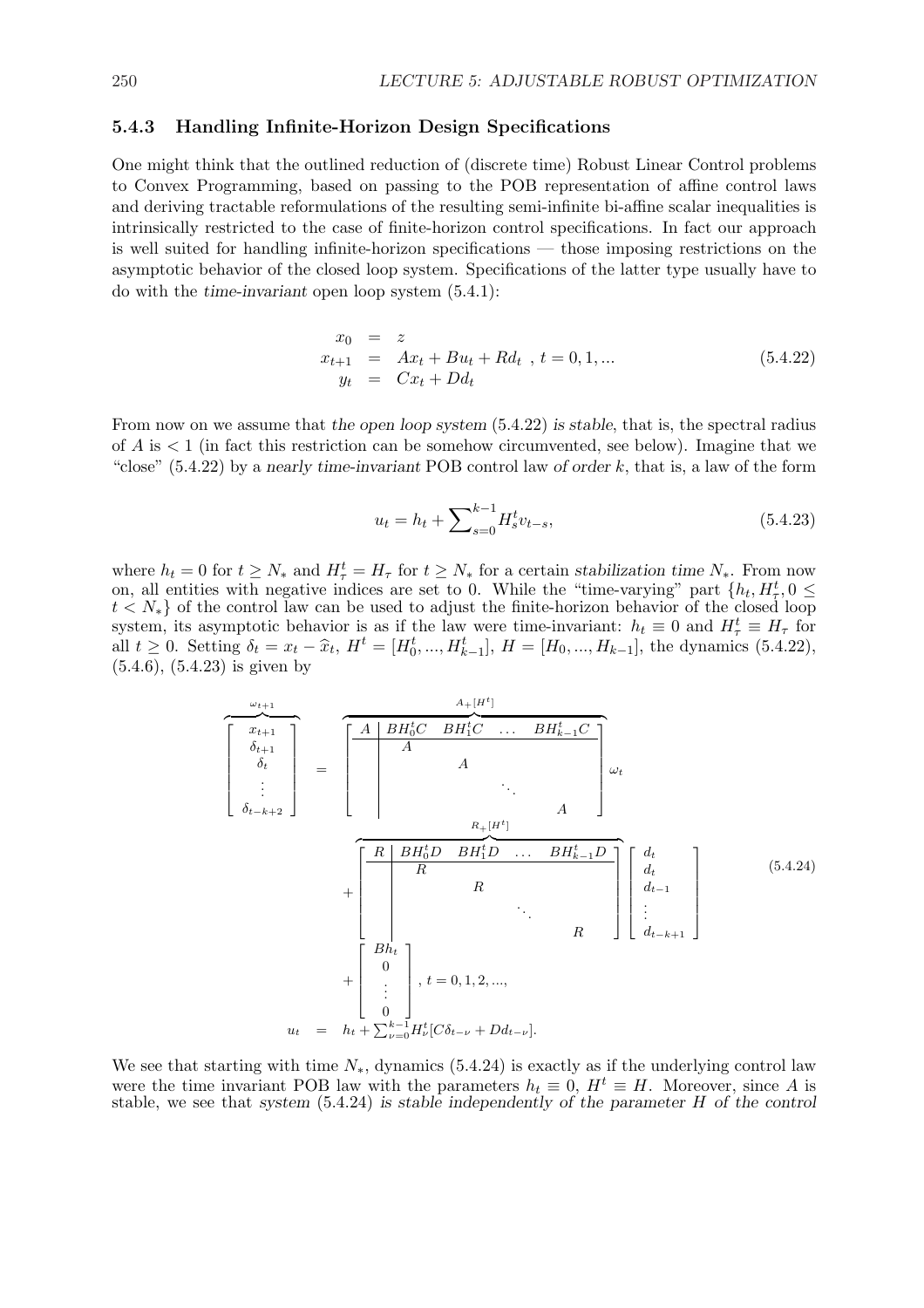### 5.4.3 Handling Infinite-Horizon Design Specifications

One might think that the outlined reduction of (discrete time) Robust Linear Control problems to Convex Programming, based on passing to the POB representation of affine control laws and deriving tractable reformulations of the resulting semi-infinite bi-affine scalar inequalities is intrinsically restricted to the case of finite-horizon control specifications. In fact our approach is well suited for handling infinite-horizon specifications — those imposing restrictions on the asymptotic behavior of the closed loop system. Specifications of the latter type usually have to do with the *time-invariant* open loop system (5.4.1):

$$
\begin{array}{rcl}
x_0 &=& z \\
x_{t+1} &=& Ax_t + Bu_t + Rd_t \;,\; t = 0, 1, ... \\
y_t &=& Cx_t + Dd_t
\end{array}
\tag{5.4.22}
$$

From now on we assume that *the open loop system* (5.4.22) *is stable*, that is, the spectral radius of $A$ is $< 1$ (in fact this restriction can be somehow circumvented, see below). Imagine that we "close" (5.4.22) by a *nearly time-invariant* POB control law *of order* $k$, that is, a law of the form

$$
u_t = h_t + \sum_{s=0}^{k-1} H_s^t v_{t-s},
\tag{5.4.23}
$$

where $h_t = 0$ for $t \geq N_*$ and $H_\tau^t = H_\tau$ for $t \geq N_*$ for a certain *stabilization time* $N_*$. From now on, all entities with negative indices are set to 0. While the "time-varying" part $\{h_t, H_\tau^t, 0 \leq t < N_*\}$ of the control law can be used to adjust the finite-horizon behavior of the closed loop system, its asymptotic behavior is as if the law were time-invariant: $h_t \equiv 0$ and $H_\tau^t \equiv H_\tau$ for all $t \geq 0$. Setting $\delta_t = x_t - \widehat{x}_t$, $H^t = [H_0^t, ..., H_{k-1}^t]$, $H = [H_0, ..., H_{k-1}]$, the dynamics (5.4.22), (5.4.6), (5.4.23) is given by

$$
\begin{array}{rcl}
\overbrace{\begin{bmatrix} x_{t+1} \\ \delta_{t+1} \\ \delta_t \\ \vdots \\ \delta_{t-k+2} \end{bmatrix}}^{\omega_{t+1}}
&=& \overbrace{\left[\begin{array}{c|cccc} A & BH_0^tC & BH_1^tC & \dots & BH_{k-1}^tC \\ \hline & A & & & \\ & & A & & \\ & & & \ddots & \\ & & & & A \end{array}\right]}^{A_+[H^t]} \omega_t \\
&& + \overbrace{\left[\begin{array}{c|cccc} R & BH_0^tD & BH_1^tD & \dots & BH_{k-1}^tD \\ \hline & R & & & \\ & & R & & \\ & & & \ddots & \\ & & & & R \end{array}\right]}^{R_+[H^t]} \begin{bmatrix} d_t \\ d_t \\ d_{t-1} \\ \vdots \\ d_{t-k+1} \end{bmatrix} \\
&& + \begin{bmatrix} Bh_t \\ 0 \\ \vdots \\ 0 \end{bmatrix}, \; t = 0, 1, 2, ..., \\
u_t &=& h_t + \sum_{\nu=0}^{k-1} H_\nu^t [C\delta_{t-\nu} + Dd_{t-\nu}].
\end{array}
\tag{5.4.24}
$$

We see that starting with time $N_*$, dynamics (5.4.24) is exactly as if the underlying control law were the time invariant POB law with the parameters $h_t \equiv 0$, $H^t \equiv H$. Moreover, since $A$ is stable, we see that *system* (5.4.24) *is stable independently of the parameter* $H$ *of the control*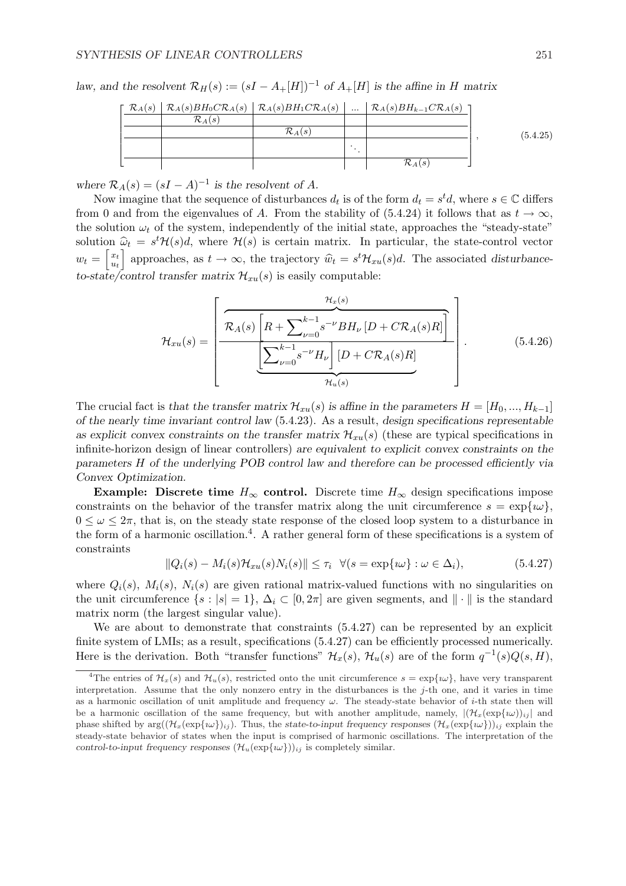*law, and the resolvent* $\mathcal{R}_H(s) := (sI - A_+[H])^{-1}$ *of* $A_+[H]$ *is the affine in* $H$ *matrix*

$$
\left[\begin{array}{c|c|c|c|c}
\mathcal{R}_A(s) & \mathcal{R}_A(s)BH_0C\mathcal{R}_A(s) & \mathcal{R}_A(s)BH_1C\mathcal{R}_A(s) & ... & \mathcal{R}_A(s)BH_{k-1}C\mathcal{R}_A(s) \\ \hline
 & \mathcal{R}_A(s) & & & \\ \hline
 & & \mathcal{R}_A(s) & & \\ \hline
 & & & \ddots & \\ \hline
 & & & & \mathcal{R}_A(s)
\end{array}\right], \tag{5.4.25}
$$

*where* $\mathcal{R}_A(s) = (sI - A)^{-1}$ *is the resolvent of* $A$.

Now imagine that the sequence of disturbances $d_t$ is of the form $d_t = s^t d$, where $s \in \mathbb{C}$ differs from 0 and from the eigenvalues of $A$. From the stability of (5.4.24) it follows that as $t \to \infty$, the solution $\omega_t$ of the system, independently of the initial state, approaches the "steady-state" solution $\widehat{\omega}_t = s^t \mathcal{H}(s)d$, where $\mathcal{H}(s)$ is certain matrix. In particular, the state-control vector $w_t = \begin{bmatrix} x_t \\ u_t \end{bmatrix}$ approaches, as $t \to \infty$, the trajectory $\widehat{w}_t = s^t \mathcal{H}_{xu}(s)d$. The associated *disturbance-to-state/control transfer matrix* $\mathcal{H}_{xu}(s)$ is easily computable:

$$
\mathcal{H}_{xu}(s) = \left[\begin{array}{c}
\overbrace{\mathcal{R}_A(s)\left[R + \sum_{\nu=0}^{k-1} s^{-\nu} BH_\nu \left[D + C\mathcal{R}_A(s)R\right]\right]}^{\mathcal{H}_x(s)} \\
\underbrace{\left[\sum_{\nu=0}^{k-1} s^{-\nu} H_\nu\right]\left[D + C\mathcal{R}_A(s)R\right]}_{\mathcal{H}_u(s)}
\end{array}\right]. \tag{5.4.26}
$$

The crucial fact is *that the transfer matrix* $\mathcal{H}_{xu}(s)$ *is affine in the parameters* $H = [H_0, ..., H_{k-1}]$ *of the nearly time invariant control law* (5.4.23). As a result, *design specifications representable as explicit convex constraints on the transfer matrix* $\mathcal{H}_{xu}(s)$ (these are typical specifications in infinite-horizon design of linear controllers) *are equivalent to explicit convex constraints on the parameters* $H$ *of the underlying POB control law and therefore can be processed efficiently via Convex Optimization.*

**Example: Discrete time $H_\infty$ control.** Discrete time $H_\infty$ design specifications impose constraints on the behavior of the transfer matrix along the unit circumference $s = \exp\{\imath\omega\}$, $0 \le \omega \le 2\pi$, that is, on the steady state response of the closed loop system to a disturbance in the form of a harmonic oscillation.[4]. A rather general form of these specifications is a system of constraints

$$
\|Q_i(s) - M_i(s)\mathcal{H}_{xu}(s)N_i(s)\| \le \tau_i \quad \forall (s = \exp\{\imath\omega\} : \omega \in \Delta_i), \tag{5.4.27}
$$

where $Q_i(s)$, $M_i(s)$, $N_i(s)$ are given rational matrix-valued functions with no singularities on the unit circumference $\{s : |s| = 1\}$, $\Delta_i \subset [0, 2\pi]$ are given segments, and $\|\cdot\|$ is the standard matrix norm (the largest singular value).

We are about to demonstrate that constraints (5.4.27) can be represented by an explicit finite system of LMIs; as a result, specifications (5.4.27) can be efficiently processed numerically. Here is the derivation. Both "transfer functions" $\mathcal{H}_x(s)$, $\mathcal{H}_u(s)$ are of the form $q^{-1}(s)Q(s,H)$,

---

[4] The entries of $\mathcal{H}_x(s)$ and $\mathcal{H}_u(s)$, restricted onto the unit circumference $s = \exp\{\imath\omega\}$, have very transparent interpretation. Assume that the only nonzero entry in the disturbances is the $j$-th one, and it varies in time as a harmonic oscillation of unit amplitude and frequency $\omega$. The steady-state behavior of $i$-th state then will be a harmonic oscillation of the same frequency, but with another amplitude, namely, $|(\mathcal{H}_x(\exp\{\imath\omega\}))_{ij}|$ and phase shifted by $\arg((\mathcal{H}_x(\exp\{\imath\omega\})_{ij})$. Thus, the *state-to-input frequency responses* $(\mathcal{H}_x(\exp\{\imath\omega\}))_{ij}$ explain the steady-state behavior of states when the input is comprised of harmonic oscillations. The interpretation of the *control-to-input frequency responses* $(\mathcal{H}_u(\exp\{\imath\omega\}))_{ij}$ is completely similar.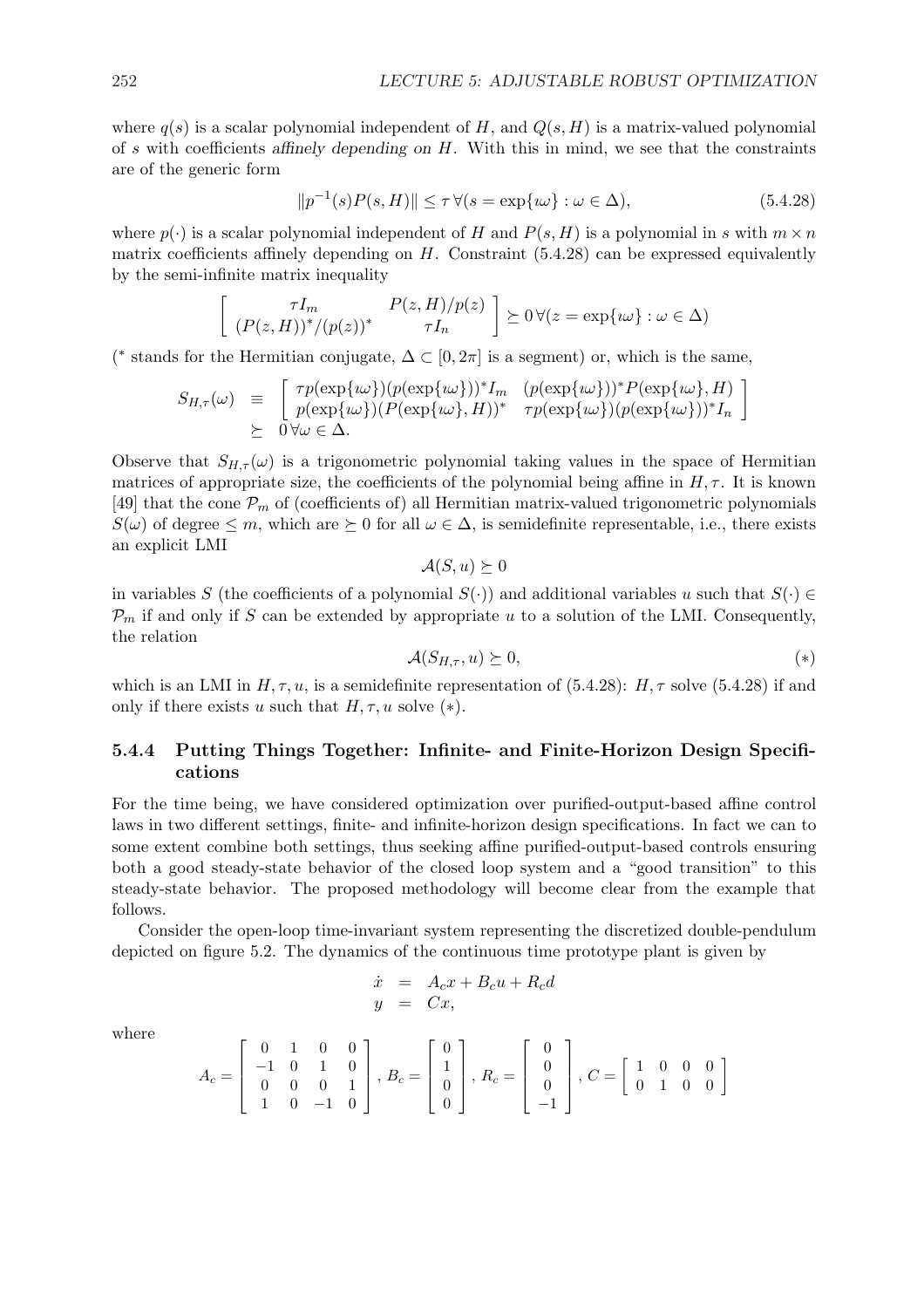where $q(s)$ is a scalar polynomial independent of $H$, and $Q(s,H)$ is a matrix-valued polynomial of $s$ with coefficients *affinely depending on* $H$. With this in mind, we see that the constraints are of the generic form

$$\|p^{-1}(s)P(s,H)\| \leq \tau \,\forall (s = \exp\{\imath\omega\} : \omega \in \Delta), \tag{5.4.28}$$

where $p(\cdot)$ is a scalar polynomial independent of $H$ and $P(s,H)$ is a polynomial in $s$ with $m \times n$ matrix coefficients affinely depending on $H$. Constraint (5.4.28) can be expressed equivalently by the semi-infinite matrix inequality

$$\left[\begin{array}{cc} \tau I_m & P(z,H)/p(z) \\ (P(z,H))^*/(p(z))^* & \tau I_n \end{array}\right] \succeq 0 \,\forall (z = \exp\{\imath\omega\} : \omega \in \Delta)$$

($^*$ stands for the Hermitian conjugate, $\Delta \subset [0, 2\pi]$ is a segment) or, which is the same,

$$\begin{array}{rcl} S_{H,\tau}(\omega) & \equiv & \left[\begin{array}{cc} \tau p(\exp\{\imath\omega\})(p(\exp\{\imath\omega\}))^* I_m & (p(\exp\{\imath\omega\}))^* P(\exp\{\imath\omega\}, H) \\ p(\exp\{\imath\omega\})(P(\exp\{\imath\omega\}, H))^* & \tau p(\exp\{\imath\omega\})(p(\exp\{\imath\omega\}))^* I_n \end{array}\right] \\ & \succeq & 0 \,\forall \omega \in \Delta. \end{array}$$

Observe that $S_{H,\tau}(\omega)$ is a trigonometric polynomial taking values in the space of Hermitian matrices of appropriate size, the coefficients of the polynomial being affine in $H, \tau$. It is known [49] that the cone $\mathcal{P}_m$ of (coefficients of) all Hermitian matrix-valued trigonometric polynomials $S(\omega)$ of degree $\leq m$, which are $\succeq 0$ for all $\omega \in \Delta$, is semidefinite representable, i.e., there exists an explicit LMI

$$\mathcal{A}(S, u) \succeq 0$$

in variables $S$ (the coefficients of a polynomial $S(\cdot)$) and additional variables $u$ such that $S(\cdot) \in \mathcal{P}_m$ if and only if $S$ can be extended by appropriate $u$ to a solution of the LMI. Consequently, the relation

$$\mathcal{A}(S_{H,\tau}, u) \succeq 0, \tag{$*$}$$

which is an LMI in $H, \tau, u$, is a semidefinite representation of (5.4.28): $H, \tau$ solve (5.4.28) if and only if there exists $u$ such that $H, \tau, u$ solve ($*$).

### 5.4.4 Putting Things Together: Infinite- and Finite-Horizon Design Specifications

For the time being, we have considered optimization over purified-output-based affine control laws in two different settings, finite- and infinite-horizon design specifications. In fact we can to some extent combine both settings, thus seeking affine purified-output-based controls ensuring both a good steady-state behavior of the closed loop system and a "good transition" to this steady-state behavior. The proposed methodology will become clear from the example that follows.

Consider the open-loop time-invariant system representing the discretized double-pendulum depicted on figure 5.2. The dynamics of the continuous time prototype plant is given by

$$\begin{array}{rcl} \dot{x} & = & A_c x + B_c u + R_c d \\ y & = & Cx, \end{array}$$

where

$$A_c = \left[\begin{array}{cccc} 0 & 1 & 0 & 0 \\ -1 & 0 & 1 & 0 \\ 0 & 0 & 0 & 1 \\ 1 & 0 & -1 & 0 \end{array}\right],\; B_c = \left[\begin{array}{c} 0 \\ 1 \\ 0 \\ 0 \end{array}\right],\; R_c = \left[\begin{array}{c} 0 \\ 0 \\ 0 \\ -1 \end{array}\right],\; C = \left[\begin{array}{cccc} 1 & 0 & 0 & 0 \\ 0 & 1 & 0 & 0 \end{array}\right]$$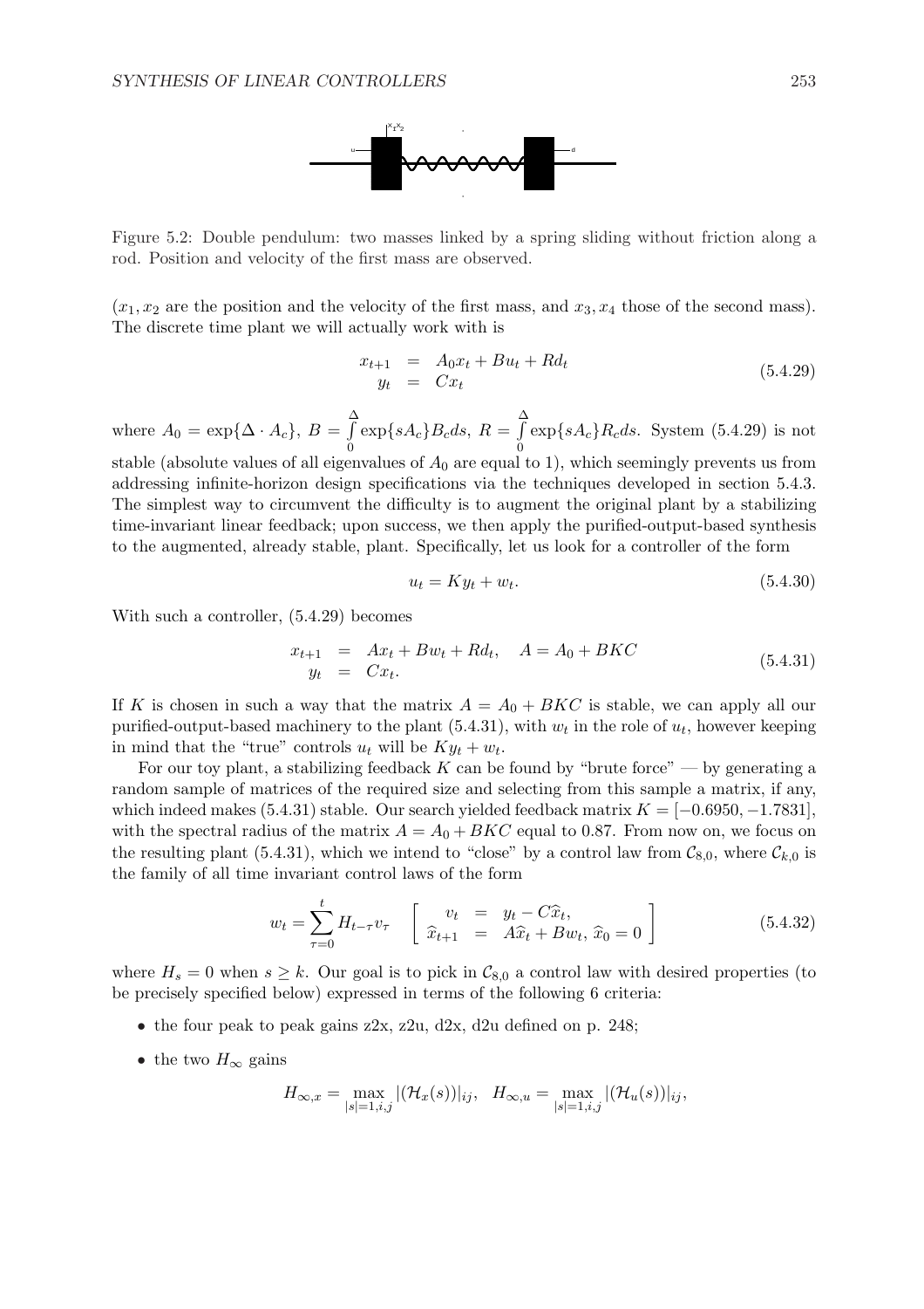Figure 5.2: Double pendulum: two masses linked by a spring sliding without friction along a rod. Position and velocity of the first mass are observed.

($x_1, x_2$ are the position and the velocity of the first mass, and $x_3, x_4$ those of the second mass). The discrete time plant we will actually work with is

$$
\begin{array}{rcl}
x_{t+1} & = & A_0 x_t + B u_t + R d_t \\
y_t & = & C x_t
\end{array}
\tag{5.4.29}
$$

where $A_0 = \exp\{\Delta \cdot A_c\}$, $B = \int_0^\Delta \exp\{sA_c\}B_c ds$, $R = \int_0^\Delta \exp\{sA_c\}R_c ds$. System (5.4.29) is not stable (absolute values of all eigenvalues of $A_0$ are equal to 1), which seemingly prevents us from addressing infinite-horizon design specifications via the techniques developed in section 5.4.3. The simplest way to circumvent the difficulty is to augment the original plant by a stabilizing time-invariant linear feedback; upon success, we then apply the purified-output-based synthesis to the augmented, already stable, plant. Specifically, let us look for a controller of the form

$$
u_t = K y_t + w_t. \tag{5.4.30}
$$

With such a controller, (5.4.29) becomes

$$
\begin{array}{rcl}
x_{t+1} & = & A x_t + B w_t + R d_t, \quad A = A_0 + BKC \\
y_t & = & C x_t.
\end{array}
\tag{5.4.31}
$$

If $K$ is chosen in such a way that the matrix $A = A_0 + BKC$ is stable, we can apply all our purified-output-based machinery to the plant (5.4.31), with $w_t$ in the role of $u_t$, however keeping in mind that the "true" controls $u_t$ will be $Ky_t + w_t$.

For our toy plant, a stabilizing feedback $K$ can be found by "brute force" — by generating a random sample of matrices of the required size and selecting from this sample a matrix, if any, which indeed makes (5.4.31) stable. Our search yielded feedback matrix $K = [-0.6950, -1.7831]$, with the spectral radius of the matrix $A = A_0 + BKC$ equal to 0.87. From now on, we focus on the resulting plant (5.4.31), which we intend to "close" by a control law from $\mathcal{C}_{8,0}$, where $\mathcal{C}_{k,0}$ is the family of all time invariant control laws of the form

$$
w_t = \sum_{\tau=0}^{t} H_{t-\tau} v_\tau \quad \left[ \begin{array}{rcl} v_t & = & y_t - C\widehat{x}_t, \\ \widehat{x}_{t+1} & = & A\widehat{x}_t + Bw_t, \ \widehat{x}_0 = 0 \end{array} \right]
\tag{5.4.32}
$$

where $H_s = 0$ when $s \geq k$. Our goal is to pick in $\mathcal{C}_{8,0}$ a control law with desired properties (to be precisely specified below) expressed in terms of the following 6 criteria:

- the four peak to peak gains z2x, z2u, d2x, d2u defined on p. 248;
- the two $H_\infty$ gains

$$
H_{\infty,x} = \max_{|s|=1,i,j} |(\mathcal{H}_x(s))|_{ij}, \quad H_{\infty,u} = \max_{|s|=1,i,j} |(\mathcal{H}_u(s))|_{ij},
$$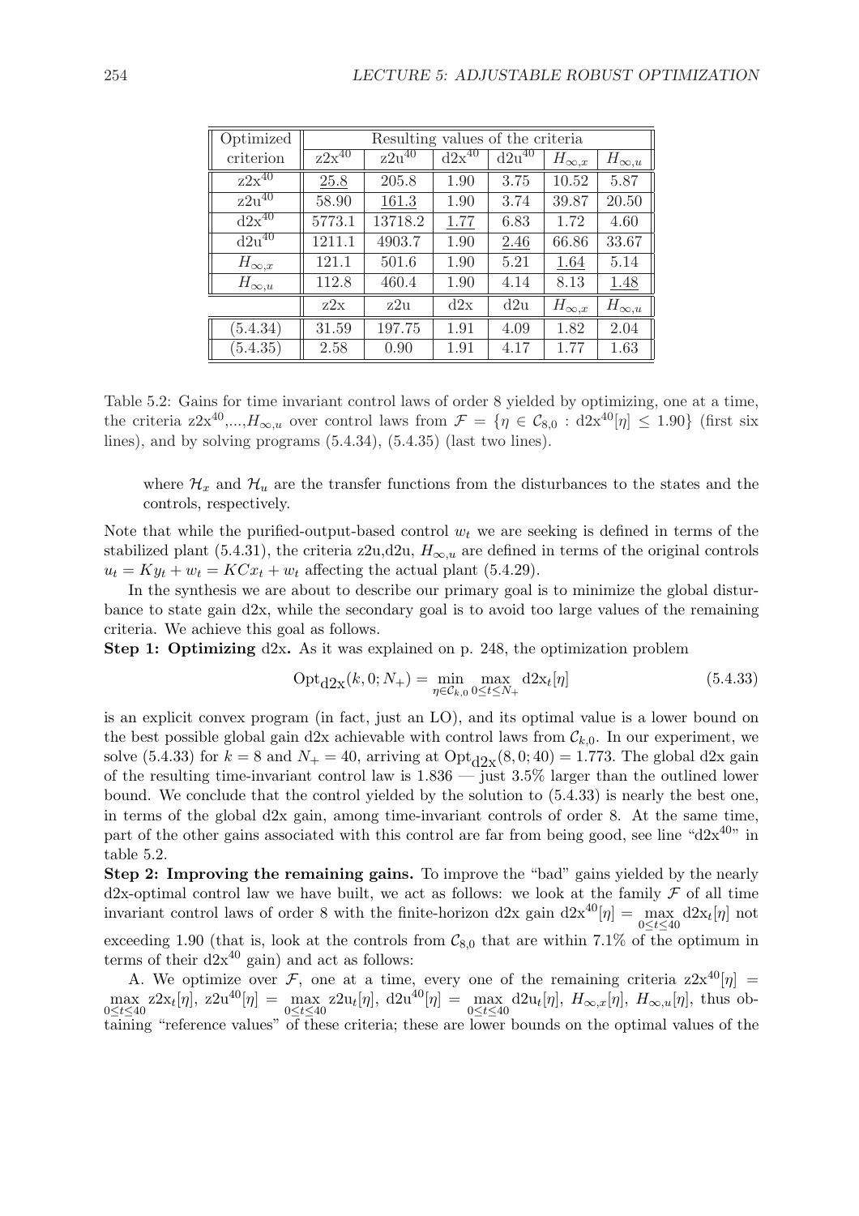| Optimized criterion | Resulting values of the criteria | | | | | |
|---|---|---|---|---|---|---|
| | $z2x^{40}$ | $z2u^{40}$ | $d2x^{40}$ | $d2u^{40}$ | $H_{\infty,x}$ | $H_{\infty,u}$ |
| $z2x^{40}$ | 25.8 | 205.8 | 1.90 | 3.75 | 10.52 | 5.87 |
| $z2u^{40}$ | 58.90 | 161.3 | 1.90 | 3.74 | 39.87 | 20.50 |
| $d2x^{40}$ | 5773.1 | 13718.2 | 1.77 | 6.83 | 1.72 | 4.60 |
| $d2u^{40}$ | 1211.1 | 4903.7 | 1.90 | 2.46 | 66.86 | 33.67 |
| $H_{\infty,x}$ | 121.1 | 501.6 | 1.90 | 5.21 | 1.64 | 5.14 |
| $H_{\infty,u}$ | 112.8 | 460.4 | 1.90 | 4.14 | 8.13 | 1.48 |
| | z2x | z2u | d2x | d2u | $H_{\infty,x}$ | $H_{\infty,u}$ |
| (5.4.34) | 31.59 | 197.75 | 1.91 | 4.09 | 1.82 | 2.04 |
| (5.4.35) | 2.58 | 0.90 | 1.91 | 4.17 | 1.77 | 1.63 |

Table 5.2: Gains for time invariant control laws of order 8 yielded by optimizing, one at a time, the criteria $z2x^{40}$,...,$H_{\infty,u}$ over control laws from $\mathcal{F} = \{\eta \in \mathcal{C}_{8,0} : d2x^{40}[\eta] \leq 1.90\}$ (first six lines), and by solving programs (5.4.34), (5.4.35) (last two lines).

where $\mathcal{H}_x$ and $\mathcal{H}_u$ are the transfer functions from the disturbances to the states and the controls, respectively.

Note that while the purified-output-based control $w_t$ we are seeking is defined in terms of the stabilized plant (5.4.31), the criteria z2u,d2u, $H_{\infty,u}$ are defined in terms of the original controls $u_t = Ky_t + w_t = KCx_t + w_t$ affecting the actual plant (5.4.29).

In the synthesis we are about to describe our primary goal is to minimize the global disturbance to state gain d2x, while the secondary goal is to avoid too large values of the remaining criteria. We achieve this goal as follows.

**Step 1: Optimizing** d2x**.** As it was explained on p. 248, the optimization problem

$$\mathrm{Opt}_{\mathrm{d2x}}(k, 0; N_+) = \min_{\eta \in \mathcal{C}_{k,0}} \max_{0 \leq t \leq N_+} \mathrm{d2x}_t[\eta] \tag{5.4.33}$$

is an explicit convex program (in fact, just an LO), and its optimal value is a lower bound on the best possible global gain d2x achievable with control laws from $\mathcal{C}_{k,0}$. In our experiment, we solve (5.4.33) for $k = 8$ and $N_+ = 40$, arriving at $\mathrm{Opt}_{\mathrm{d2x}}(8, 0; 40) = 1.773$. The global d2x gain of the resulting time-invariant control law is 1.836 — just 3.5% larger than the outlined lower bound. We conclude that the control yielded by the solution to (5.4.33) is nearly the best one, in terms of the global d2x gain, among time-invariant controls of order 8. At the same time, part of the other gains associated with this control are far from being good, see line "$d2x^{40}$" in table 5.2.

**Step 2: Improving the remaining gains.** To improve the "bad" gains yielded by the nearly d2x-optimal control law we have built, we act as follows: we look at the family $\mathcal{F}$ of all time invariant control laws of order 8 with the finite-horizon d2x gain $d2x^{40}[\eta] = \max_{0 \leq t \leq 40} d2x_t[\eta]$ not exceeding 1.90 (that is, look at the controls from $\mathcal{C}_{8,0}$ that are within 7.1% of the optimum in terms of their $d2x^{40}$ gain) and act as follows:

A. We optimize over $\mathcal{F}$, one at a time, every one of the remaining criteria $z2x^{40}[\eta] = \max_{0 \leq t \leq 40} z2x_t[\eta]$, $z2u^{40}[\eta] = \max_{0 \leq t \leq 40} z2u_t[\eta]$, $d2u^{40}[\eta] = \max_{0 \leq t \leq 40} d2u_t[\eta]$, $H_{\infty,x}[\eta]$, $H_{\infty,u}[\eta]$, thus obtaining "reference values" of these criteria; these are lower bounds on the optimal values of the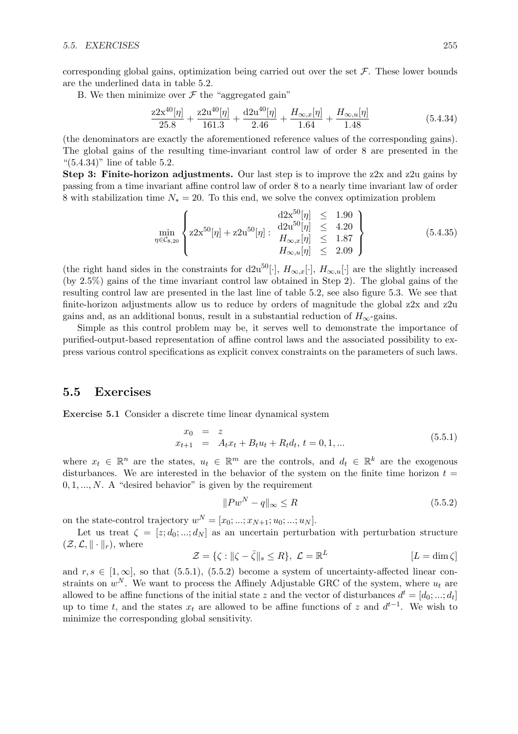corresponding global gains, optimization being carried out over the set $\mathcal{F}$. These lower bounds are the underlined data in table 5.2.

B. We then minimize over $\mathcal{F}$ the "aggregated gain"

$$\frac{\mathrm{z2x}^{40}[\eta]}{25.8} + \frac{\mathrm{z2u}^{40}[\eta]}{161.3} + \frac{\mathrm{d2u}^{40}[\eta]}{2.46} + \frac{H_{\infty,x}[\eta]}{1.64} + \frac{H_{\infty,u}[\eta]}{1.48} \tag{5.4.34}$$

(the denominators are exactly the aforementioned reference values of the corresponding gains). The global gains of the resulting time-invariant control law of order 8 are presented in the "(5.4.34)" line of table 5.2.

**Step 3: Finite-horizon adjustments.** Our last step is to improve the z2x and z2u gains by passing from a time invariant affine control law of order 8 to a nearly time invariant law of order 8 with stabilization time $N_* = 20$. To this end, we solve the convex optimization problem

$$\min_{\eta \in \mathcal{C}_{8,20}} \left\{ \mathrm{z2x}^{50}[\eta] + \mathrm{z2u}^{50}[\eta] : \begin{array}{rcl} \mathrm{d2x}^{50}[\eta] & \leq & 1.90 \\ \mathrm{d2u}^{50}[\eta] & \leq & 4.20 \\ H_{\infty,x}[\eta] & \leq & 1.87 \\ H_{\infty,u}[\eta] & \leq & 2.09 \end{array} \right\} \tag{5.4.35}$$

(the right hand sides in the constraints for $\mathrm{d2u}^{50}[\cdot]$, $H_{\infty,x}[\cdot]$, $H_{\infty,u}[\cdot]$ are the slightly increased (by 2.5%) gains of the time invariant control law obtained in Step 2). The global gains of the resulting control law are presented in the last line of table 5.2, see also figure 5.3. We see that finite-horizon adjustments allow us to reduce by orders of magnitude the global z2x and z2u gains and, as an additional bonus, result in a substantial reduction of $H_\infty$-gains.

Simple as this control problem may be, it serves well to demonstrate the importance of purified-output-based representation of affine control laws and the associated possibility to express various control specifications as explicit convex constraints on the parameters of such laws.

## 5.5 Exercises

**Exercise 5.1** Consider a discrete time linear dynamical system

$$\begin{array}{rcl} x_0 & = & z \\ x_{t+1} & = & A_t x_t + B_t u_t + R_t d_t,\ t = 0, 1, ... \end{array} \tag{5.5.1}$$

where $x_t \in \mathbb{R}^n$ are the states, $u_t \in \mathbb{R}^m$ are the controls, and $d_t \in \mathbb{R}^k$ are the exogenous disturbances. We are interested in the behavior of the system on the finite time horizon $t = 0, 1, ..., N$. A "desired behavior" is given by the requirement

$$\|Pw^N - q\|_\infty \leq R \tag{5.5.2}$$

on the state-control trajectory $w^N = [x_0; ...; x_{N+1}; u_0; ...; u_N]$.

Let us treat $\zeta = [z; d_0; ...; d_N]$ as an uncertain perturbation with perturbation structure $(\mathcal{Z}, \mathcal{L}, \|\cdot\|_r)$, where

$$\mathcal{Z} = \{\zeta : \|\zeta - \bar{\zeta}\|_s \leq R\},\ \mathcal{L} = \mathbb{R}^L \qquad [L = \dim \zeta]$$

and $r, s \in [1, \infty]$, so that (5.5.1), (5.5.2) become a system of uncertainty-affected linear constraints on $w^N$. We want to process the Affinely Adjustable GRC of the system, where $u_t$ are allowed to be affine functions of the initial state $z$ and the vector of disturbances $d^t = [d_0; ...; d_t]$ up to time $t$, and the states $x_t$ are allowed to be affine functions of $z$ and $d^{t-1}$. We wish to minimize the corresponding global sensitivity.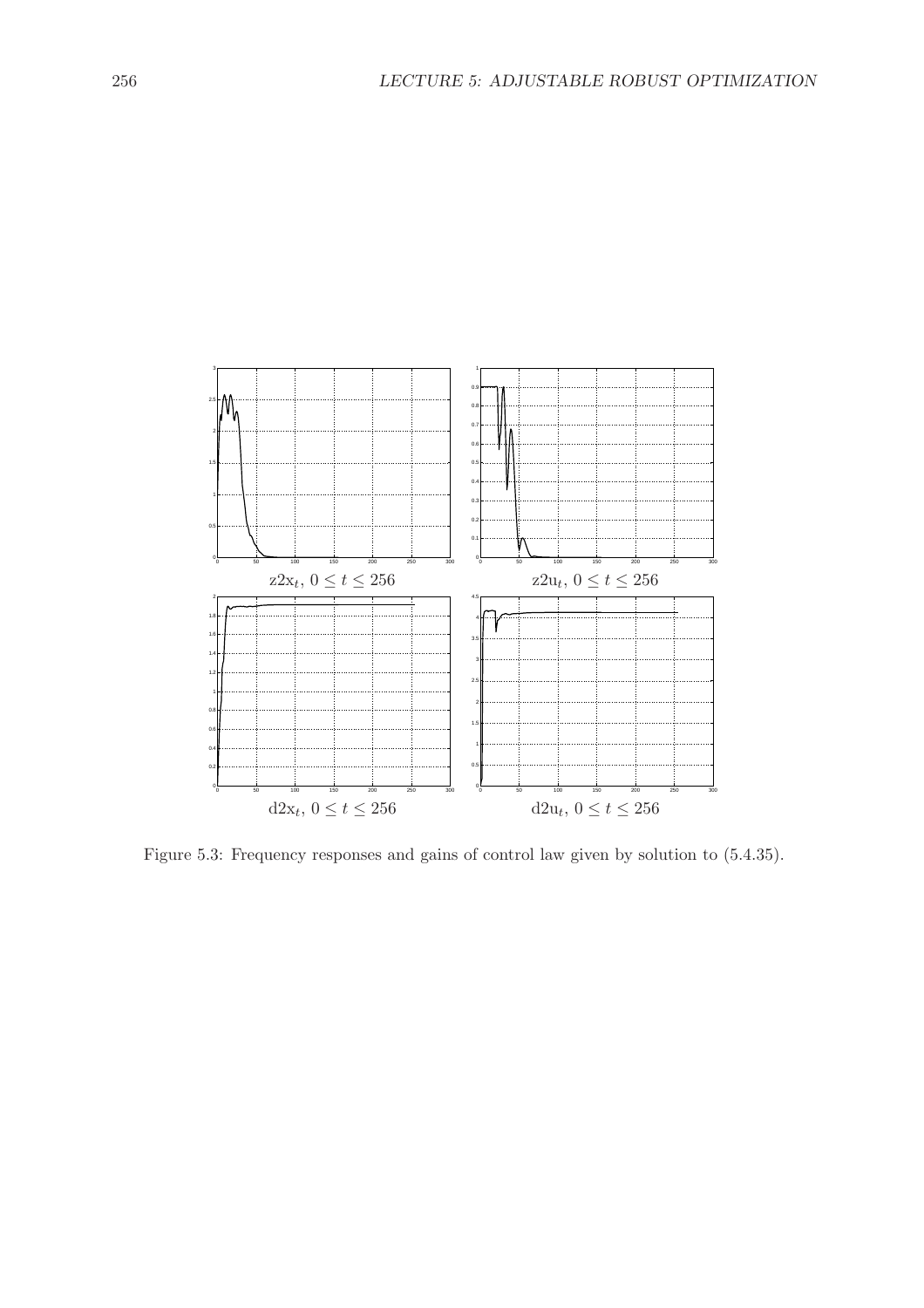$\mathrm{z2x}_t,\ 0 \le t \le 256$

$\mathrm{z2u}_t,\ 0 \le t \le 256$

$\mathrm{d2x}_t,\ 0 \le t \le 256$

$\mathrm{d2u}_t,\ 0 \le t \le 256$

Figure 5.3: Frequency responses and gains of control law given by solution to (5.4.35).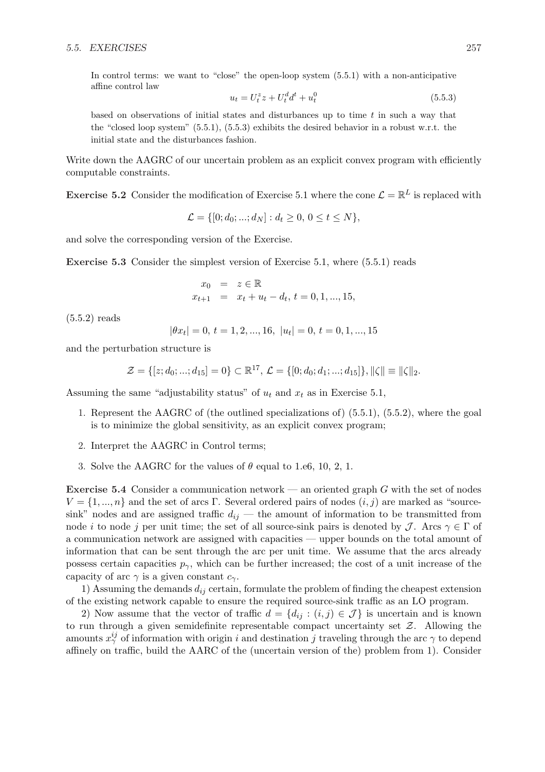In control terms: we want to "close" the open-loop system (5.5.1) with a non-anticipative affine control law

$$u_t = U_t^z z + U_t^d d^t + u_t^0 \tag{5.5.3}$$

based on observations of initial states and disturbances up to time $t$ in such a way that the "closed loop system" (5.5.1), (5.5.3) exhibits the desired behavior in a robust w.r.t. the initial state and the disturbances fashion.

Write down the AAGRC of our uncertain problem as an explicit convex program with efficiently computable constraints.

**Exercise 5.2** Consider the modification of Exercise 5.1 where the cone $\mathcal{L} = \mathbb{R}^L$ is replaced with

$$\mathcal{L} = \{[0; d_0; ...; d_N] : d_t \geq 0, \ 0 \leq t \leq N\},$$

and solve the corresponding version of the Exercise.

**Exercise 5.3** Consider the simplest version of Exercise 5.1, where (5.5.1) reads

$$\begin{array}{rcl} x_0 & = & z \in \mathbb{R} \\ x_{t+1} & = & x_t + u_t - d_t, \ t = 0, 1, ..., 15, \end{array}$$

(5.5.2) reads

$$|\theta x_t| = 0, \ t = 1, 2, ..., 16, \ |u_t| = 0, \ t = 0, 1, ..., 15$$

and the perturbation structure is

$$\mathcal{Z} = \{[z; d_0; ...; d_{15}] = 0\} \subset \mathbb{R}^{17}, \ \mathcal{L} = \{[0; d_0; d_1; ...; d_{15}]\}, \|\zeta\| \equiv \|\zeta\|_2.$$

Assuming the same "adjustability status" of $u_t$ and $x_t$ as in Exercise 5.1,

1. Represent the AAGRC of (the outlined specializations of) (5.5.1), (5.5.2), where the goal is to minimize the global sensitivity, as an explicit convex program;

2. Interpret the AAGRC in Control terms;

3. Solve the AAGRC for the values of $\theta$ equal to 1.e6, 10, 2, 1.

**Exercise 5.4** Consider a communication network — an oriented graph $G$ with the set of nodes $V = \{1, ..., n\}$ and the set of arcs $\Gamma$. Several ordered pairs of nodes $(i, j)$ are marked as "source-sink" nodes and are assigned traffic $d_{ij}$ — the amount of information to be transmitted from node $i$ to node $j$ per unit time; the set of all source-sink pairs is denoted by $\mathcal{J}$. Arcs $\gamma \in \Gamma$ of a communication network are assigned with capacities — upper bounds on the total amount of information that can be sent through the arc per unit time. We assume that the arcs already possess certain capacities $p_\gamma$, which can be further increased; the cost of a unit increase of the capacity of arc $\gamma$ is a given constant $c_\gamma$.

1) Assuming the demands $d_{ij}$ certain, formulate the problem of finding the cheapest extension of the existing network capable to ensure the required source-sink traffic as an LO program.

2) Now assume that the vector of traffic $d = \{d_{ij} : (i, j) \in \mathcal{J}\}$ is uncertain and is known to run through a given semidefinite representable compact uncertainty set $\mathcal{Z}$. Allowing the amounts $x_\gamma^{ij}$ of information with origin $i$ and destination $j$ traveling through the arc $\gamma$ to depend affinely on traffic, build the AARC of the (uncertain version of the) problem from 1). Consider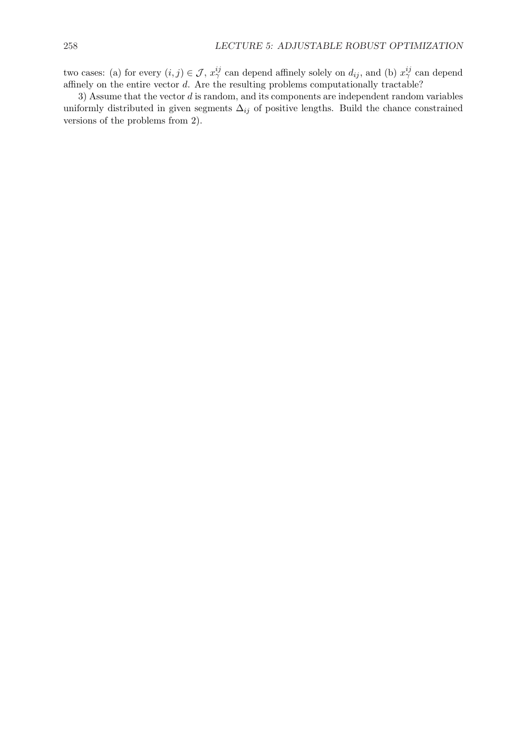two cases: (a) for every $(i,j) \in \mathcal{J}$, $x_\gamma^{ij}$ can depend affinely solely on $d_{ij}$, and (b) $x_\gamma^{ij}$ can depend affinely on the entire vector $d$. Are the resulting problems computationally tractable?

3) Assume that the vector $d$ is random, and its components are independent random variables uniformly distributed in given segments $\Delta_{ij}$ of positive lengths. Build the chance constrained versions of the problems from 2).